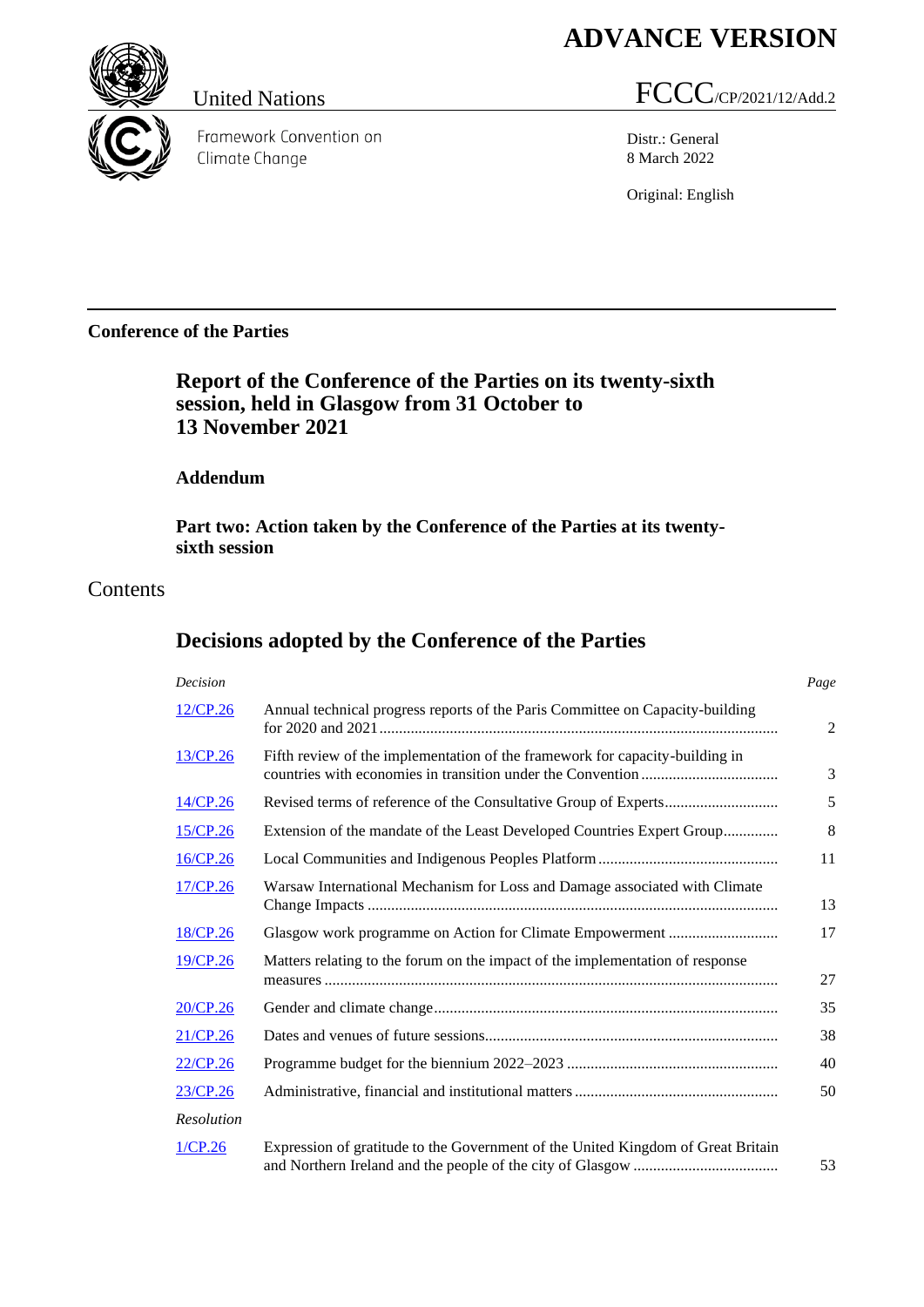# ADVANCE VERSION

United Nations

FCCC/CP/2021/12/Add.2

Framework Convention on Climate Change

Distr.: General
8 March 2022

Original: English

**Conference of the Parties**

## Report of the Conference of the Parties on its twenty-sixth session, held in Glasgow from 31 October to 13 November 2021

### Addendum

### Part two: Action taken by the Conference of the Parties at its twenty-sixth session

## Contents

## Decisions adopted by the Conference of the Parties

| *Decision* | | *Page* |
|---|---|---|
| 12/CP.26 | Annual technical progress reports of the Paris Committee on Capacity-building for 2020 and 2021 | 2 |
| 13/CP.26 | Fifth review of the implementation of the framework for capacity-building in countries with economies in transition under the Convention | 3 |
| 14/CP.26 | Revised terms of reference of the Consultative Group of Experts | 5 |
| 15/CP.26 | Extension of the mandate of the Least Developed Countries Expert Group | 8 |
| 16/CP.26 | Local Communities and Indigenous Peoples Platform | 11 |
| 17/CP.26 | Warsaw International Mechanism for Loss and Damage associated with Climate Change Impacts | 13 |
| 18/CP.26 | Glasgow work programme on Action for Climate Empowerment | 17 |
| 19/CP.26 | Matters relating to the forum on the impact of the implementation of response measures | 27 |
| 20/CP.26 | Gender and climate change | 35 |
| 21/CP.26 | Dates and venues of future sessions | 38 |
| 22/CP.26 | Programme budget for the biennium 2022–2023 | 40 |
| 23/CP.26 | Administrative, financial and institutional matters | 50 |
| *Resolution* | | |
| 1/CP.26 | Expression of gratitude to the Government of the United Kingdom of Great Britain and Northern Ireland and the people of the city of Glasgow | 53 |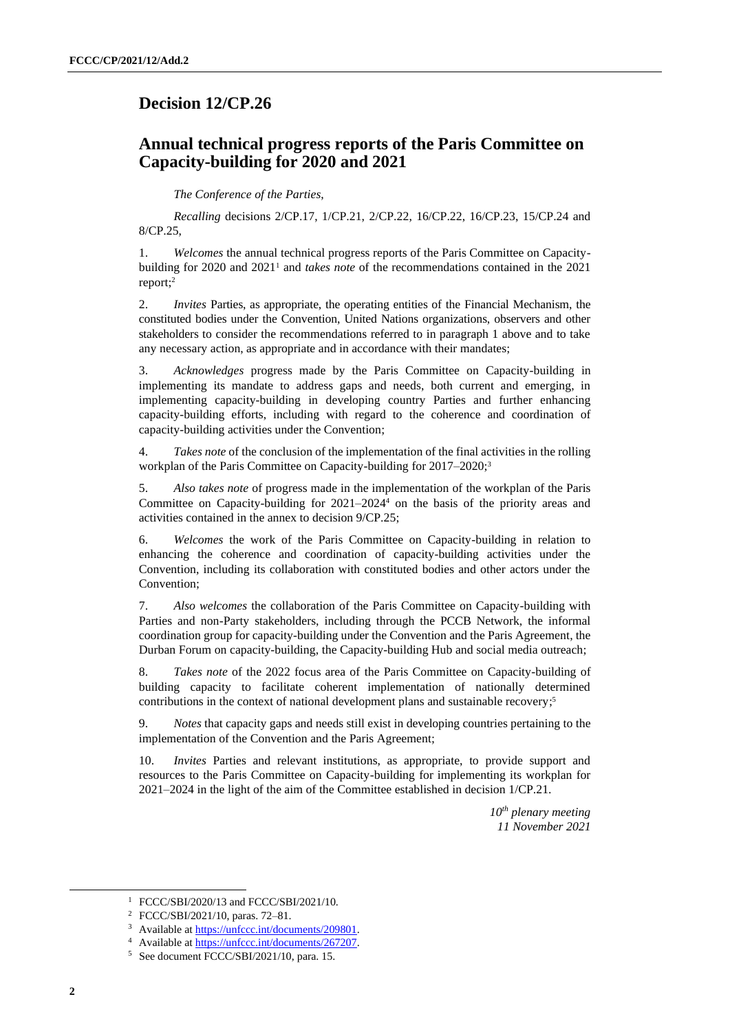## Decision 12/CP.26

## Annual technical progress reports of the Paris Committee on Capacity-building for 2020 and 2021

*The Conference of the Parties*,

*Recalling* decisions 2/CP.17, 1/CP.21, 2/CP.22, 16/CP.22, 16/CP.23, 15/CP.24 and 8/CP.25,

1. *Welcomes* the annual technical progress reports of the Paris Committee on Capacity-building for 2020 and 2021[1] and *takes note* of the recommendations contained in the 2021 report;[2]

2. *Invites* Parties, as appropriate, the operating entities of the Financial Mechanism, the constituted bodies under the Convention, United Nations organizations, observers and other stakeholders to consider the recommendations referred to in paragraph 1 above and to take any necessary action, as appropriate and in accordance with their mandates;

3. *Acknowledges* progress made by the Paris Committee on Capacity-building in implementing its mandate to address gaps and needs, both current and emerging, in implementing capacity-building in developing country Parties and further enhancing capacity-building efforts, including with regard to the coherence and coordination of capacity-building activities under the Convention;

4. *Takes note* of the conclusion of the implementation of the final activities in the rolling workplan of the Paris Committee on Capacity-building for 2017–2020;[3]

5. *Also takes note* of progress made in the implementation of the workplan of the Paris Committee on Capacity-building for 2021–2024[4] on the basis of the priority areas and activities contained in the annex to decision 9/CP.25;

6. *Welcomes* the work of the Paris Committee on Capacity-building in relation to enhancing the coherence and coordination of capacity-building activities under the Convention, including its collaboration with constituted bodies and other actors under the Convention;

7. *Also welcomes* the collaboration of the Paris Committee on Capacity-building with Parties and non-Party stakeholders, including through the PCCB Network, the informal coordination group for capacity-building under the Convention and the Paris Agreement, the Durban Forum on capacity-building, the Capacity-building Hub and social media outreach;

8. *Takes note* of the 2022 focus area of the Paris Committee on Capacity-building of building capacity to facilitate coherent implementation of nationally determined contributions in the context of national development plans and sustainable recovery;[5]

9. *Notes* that capacity gaps and needs still exist in developing countries pertaining to the implementation of the Convention and the Paris Agreement;

10. *Invites* Parties and relevant institutions, as appropriate, to provide support and resources to the Paris Committee on Capacity-building for implementing its workplan for 2021–2024 in the light of the aim of the Committee established in decision 1/CP.21.

*10th plenary meeting*
*11 November 2021*

---

[1] FCCC/SBI/2020/13 and FCCC/SBI/2021/10.

[2] FCCC/SBI/2021/10, paras. 72–81.

[3] Available at https://unfccc.int/documents/209801.

[4] Available at https://unfccc.int/documents/267207.

[5] See document FCCC/SBI/2021/10, para. 15.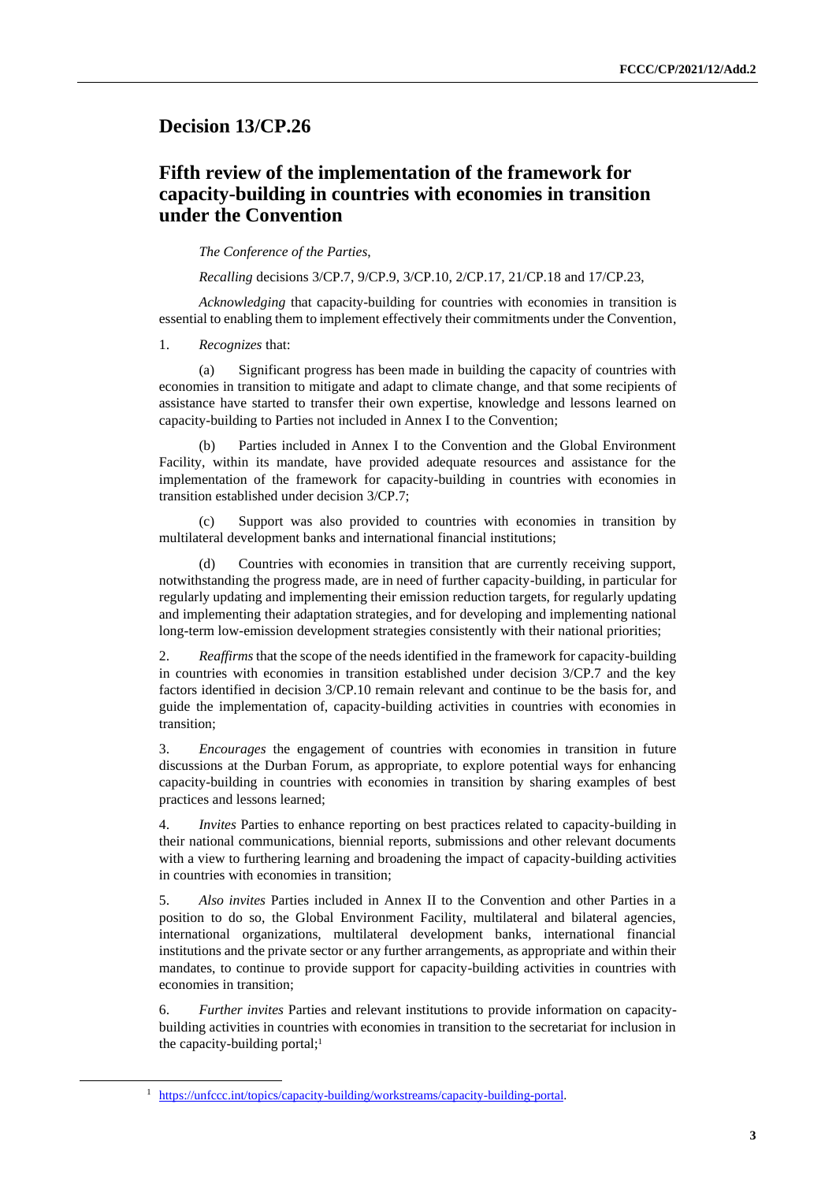# Decision 13/CP.26

## Fifth review of the implementation of the framework for capacity-building in countries with economies in transition under the Convention

*The Conference of the Parties*,

*Recalling* decisions 3/CP.7, 9/CP.9, 3/CP.10, 2/CP.17, 21/CP.18 and 17/CP.23,

*Acknowledging* that capacity-building for countries with economies in transition is essential to enabling them to implement effectively their commitments under the Convention,

1. *Recognizes* that:

(a) Significant progress has been made in building the capacity of countries with economies in transition to mitigate and adapt to climate change, and that some recipients of assistance have started to transfer their own expertise, knowledge and lessons learned on capacity-building to Parties not included in Annex I to the Convention;

(b) Parties included in Annex I to the Convention and the Global Environment Facility, within its mandate, have provided adequate resources and assistance for the implementation of the framework for capacity-building in countries with economies in transition established under decision 3/CP.7;

(c) Support was also provided to countries with economies in transition by multilateral development banks and international financial institutions;

(d) Countries with economies in transition that are currently receiving support, notwithstanding the progress made, are in need of further capacity-building, in particular for regularly updating and implementing their emission reduction targets, for regularly updating and implementing their adaptation strategies, and for developing and implementing national long-term low-emission development strategies consistently with their national priorities;

2. *Reaffirms* that the scope of the needs identified in the framework for capacity-building in countries with economies in transition established under decision 3/CP.7 and the key factors identified in decision 3/CP.10 remain relevant and continue to be the basis for, and guide the implementation of, capacity-building activities in countries with economies in transition;

3. *Encourages* the engagement of countries with economies in transition in future discussions at the Durban Forum, as appropriate, to explore potential ways for enhancing capacity-building in countries with economies in transition by sharing examples of best practices and lessons learned;

4. *Invites* Parties to enhance reporting on best practices related to capacity-building in their national communications, biennial reports, submissions and other relevant documents with a view to furthering learning and broadening the impact of capacity-building activities in countries with economies in transition;

5. *Also invites* Parties included in Annex II to the Convention and other Parties in a position to do so, the Global Environment Facility, multilateral and bilateral agencies, international organizations, multilateral development banks, international financial institutions and the private sector or any further arrangements, as appropriate and within their mandates, to continue to provide support for capacity-building activities in countries with economies in transition;

6. *Further invites* Parties and relevant institutions to provide information on capacity-building activities in countries with economies in transition to the secretariat for inclusion in the capacity-building portal;[1]

[1] https://unfccc.int/topics/capacity-building/workstreams/capacity-building-portal.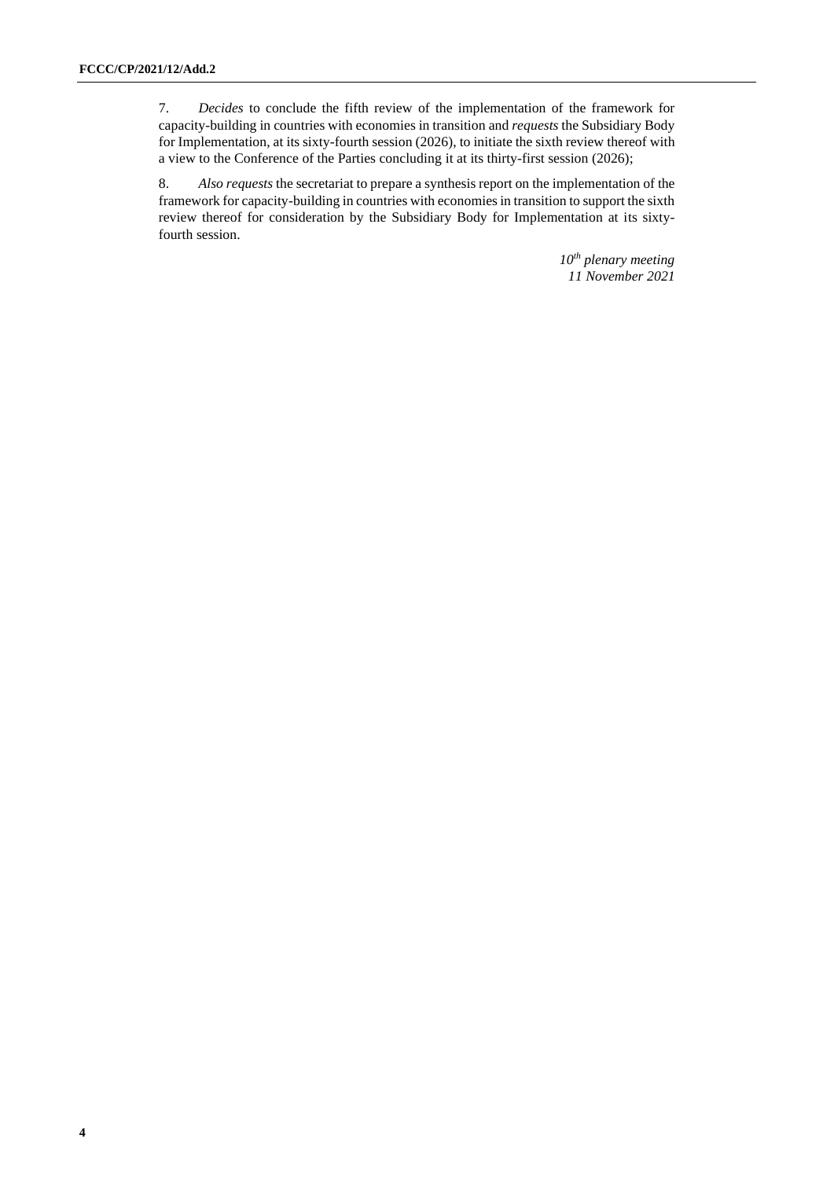7. *Decides* to conclude the fifth review of the implementation of the framework for capacity-building in countries with economies in transition and *requests* the Subsidiary Body for Implementation, at its sixty-fourth session (2026), to initiate the sixth review thereof with a view to the Conference of the Parties concluding it at its thirty-first session (2026);

8. *Also requests* the secretariat to prepare a synthesis report on the implementation of the framework for capacity-building in countries with economies in transition to support the sixth review thereof for consideration by the Subsidiary Body for Implementation at its sixty-fourth session.

*10th plenary meeting*
*11 November 2021*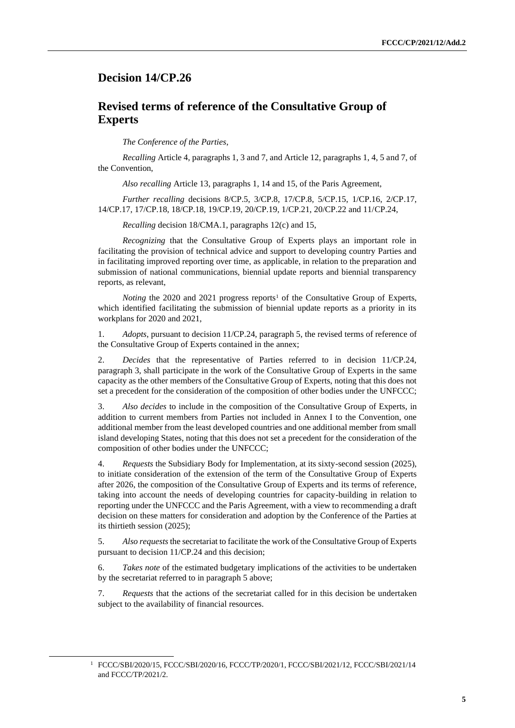# Decision 14/CP.26

## Revised terms of reference of the Consultative Group of Experts

*The Conference of the Parties*,

*Recalling* Article 4, paragraphs 1, 3 and 7, and Article 12, paragraphs 1, 4, 5 and 7, of the Convention,

*Also recalling* Article 13, paragraphs 1, 14 and 15, of the Paris Agreement,

*Further recalling* decisions 8/CP.5, 3/CP.8, 17/CP.8, 5/CP.15, 1/CP.16, 2/CP.17, 14/CP.17, 17/CP.18, 18/CP.18, 19/CP.19, 20/CP.19, 1/CP.21, 20/CP.22 and 11/CP.24,

*Recalling* decision 18/CMA.1, paragraphs 12(c) and 15,

*Recognizing* that the Consultative Group of Experts plays an important role in facilitating the provision of technical advice and support to developing country Parties and in facilitating improved reporting over time, as applicable, in relation to the preparation and submission of national communications, biennial update reports and biennial transparency reports, as relevant,

*Noting* the 2020 and 2021 progress reports[1] of the Consultative Group of Experts, which identified facilitating the submission of biennial update reports as a priority in its workplans for 2020 and 2021,

1. *Adopts*, pursuant to decision 11/CP.24, paragraph 5, the revised terms of reference of the Consultative Group of Experts contained in the annex;

2. *Decides* that the representative of Parties referred to in decision 11/CP.24, paragraph 3, shall participate in the work of the Consultative Group of Experts in the same capacity as the other members of the Consultative Group of Experts, noting that this does not set a precedent for the consideration of the composition of other bodies under the UNFCCC;

3. *Also decides* to include in the composition of the Consultative Group of Experts, in addition to current members from Parties not included in Annex I to the Convention, one additional member from the least developed countries and one additional member from small island developing States, noting that this does not set a precedent for the consideration of the composition of other bodies under the UNFCCC;

4. *Requests* the Subsidiary Body for Implementation, at its sixty-second session (2025), to initiate consideration of the extension of the term of the Consultative Group of Experts after 2026, the composition of the Consultative Group of Experts and its terms of reference, taking into account the needs of developing countries for capacity-building in relation to reporting under the UNFCCC and the Paris Agreement, with a view to recommending a draft decision on these matters for consideration and adoption by the Conference of the Parties at its thirtieth session (2025);

5. *Also requests* the secretariat to facilitate the work of the Consultative Group of Experts pursuant to decision 11/CP.24 and this decision;

6. *Takes note* of the estimated budgetary implications of the activities to be undertaken by the secretariat referred to in paragraph 5 above;

7. *Requests* that the actions of the secretariat called for in this decision be undertaken subject to the availability of financial resources.

[1] FCCC/SBI/2020/15, FCCC/SBI/2020/16, FCCC/TP/2020/1, FCCC/SBI/2021/12, FCCC/SBI/2021/14 and FCCC/TP/2021/2.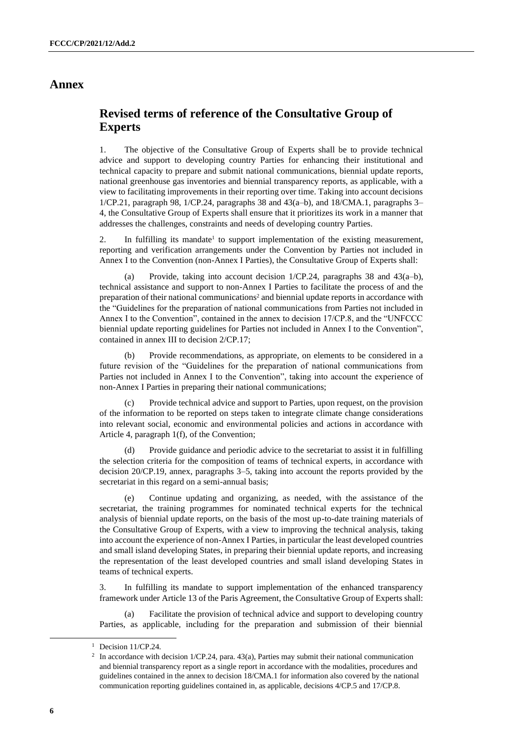# Annex

## Revised terms of reference of the Consultative Group of Experts

1. The objective of the Consultative Group of Experts shall be to provide technical advice and support to developing country Parties for enhancing their institutional and technical capacity to prepare and submit national communications, biennial update reports, national greenhouse gas inventories and biennial transparency reports, as applicable, with a view to facilitating improvements in their reporting over time. Taking into account decisions 1/CP.21, paragraph 98, 1/CP.24, paragraphs 38 and 43(a–b), and 18/CMA.1, paragraphs 3–4, the Consultative Group of Experts shall ensure that it prioritizes its work in a manner that addresses the challenges, constraints and needs of developing country Parties.

2. In fulfilling its mandate[1] to support implementation of the existing measurement, reporting and verification arrangements under the Convention by Parties not included in Annex I to the Convention (non-Annex I Parties), the Consultative Group of Experts shall:

(a) Provide, taking into account decision 1/CP.24, paragraphs 38 and 43(a–b), technical assistance and support to non-Annex I Parties to facilitate the process of and the preparation of their national communications[2] and biennial update reports in accordance with the "Guidelines for the preparation of national communications from Parties not included in Annex I to the Convention", contained in the annex to decision 17/CP.8, and the "UNFCCC biennial update reporting guidelines for Parties not included in Annex I to the Convention", contained in annex III to decision 2/CP.17;

(b) Provide recommendations, as appropriate, on elements to be considered in a future revision of the "Guidelines for the preparation of national communications from Parties not included in Annex I to the Convention", taking into account the experience of non-Annex I Parties in preparing their national communications;

(c) Provide technical advice and support to Parties, upon request, on the provision of the information to be reported on steps taken to integrate climate change considerations into relevant social, economic and environmental policies and actions in accordance with Article 4, paragraph 1(f), of the Convention;

(d) Provide guidance and periodic advice to the secretariat to assist it in fulfilling the selection criteria for the composition of teams of technical experts, in accordance with decision 20/CP.19, annex, paragraphs 3–5, taking into account the reports provided by the secretariat in this regard on a semi-annual basis;

(e) Continue updating and organizing, as needed, with the assistance of the secretariat, the training programmes for nominated technical experts for the technical analysis of biennial update reports, on the basis of the most up-to-date training materials of the Consultative Group of Experts, with a view to improving the technical analysis, taking into account the experience of non-Annex I Parties, in particular the least developed countries and small island developing States, in preparing their biennial update reports, and increasing the representation of the least developed countries and small island developing States in teams of technical experts.

3. In fulfilling its mandate to support implementation of the enhanced transparency framework under Article 13 of the Paris Agreement, the Consultative Group of Experts shall:

(a) Facilitate the provision of technical advice and support to developing country Parties, as applicable, including for the preparation and submission of their biennial

---

[1] Decision 11/CP.24.

[2] In accordance with decision 1/CP.24, para. 43(a), Parties may submit their national communication and biennial transparency report as a single report in accordance with the modalities, procedures and guidelines contained in the annex to decision 18/CMA.1 for information also covered by the national communication reporting guidelines contained in, as applicable, decisions 4/CP.5 and 17/CP.8.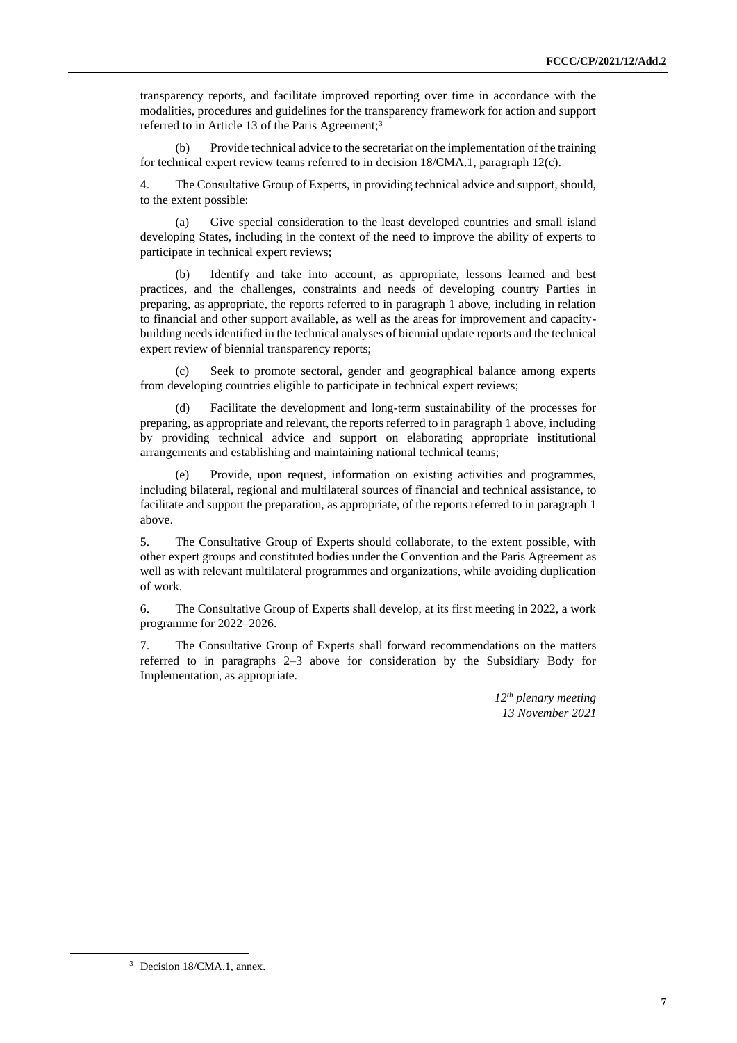transparency reports, and facilitate improved reporting over time in accordance with the modalities, procedures and guidelines for the transparency framework for action and support referred to in Article 13 of the Paris Agreement;[3]

(b) Provide technical advice to the secretariat on the implementation of the training for technical expert review teams referred to in decision 18/CMA.1, paragraph 12(c).

4. The Consultative Group of Experts, in providing technical advice and support, should, to the extent possible:

(a) Give special consideration to the least developed countries and small island developing States, including in the context of the need to improve the ability of experts to participate in technical expert reviews;

(b) Identify and take into account, as appropriate, lessons learned and best practices, and the challenges, constraints and needs of developing country Parties in preparing, as appropriate, the reports referred to in paragraph 1 above, including in relation to financial and other support available, as well as the areas for improvement and capacity-building needs identified in the technical analyses of biennial update reports and the technical expert review of biennial transparency reports;

(c) Seek to promote sectoral, gender and geographical balance among experts from developing countries eligible to participate in technical expert reviews;

(d) Facilitate the development and long-term sustainability of the processes for preparing, as appropriate and relevant, the reports referred to in paragraph 1 above, including by providing technical advice and support on elaborating appropriate institutional arrangements and establishing and maintaining national technical teams;

(e) Provide, upon request, information on existing activities and programmes, including bilateral, regional and multilateral sources of financial and technical assistance, to facilitate and support the preparation, as appropriate, of the reports referred to in paragraph 1 above.

5. The Consultative Group of Experts should collaborate, to the extent possible, with other expert groups and constituted bodies under the Convention and the Paris Agreement as well as with relevant multilateral programmes and organizations, while avoiding duplication of work.

6. The Consultative Group of Experts shall develop, at its first meeting in 2022, a work programme for 2022–2026.

7. The Consultative Group of Experts shall forward recommendations on the matters referred to in paragraphs 2–3 above for consideration by the Subsidiary Body for Implementation, as appropriate.

*12th plenary meeting*
*13 November 2021*

[3] Decision 18/CMA.1, annex.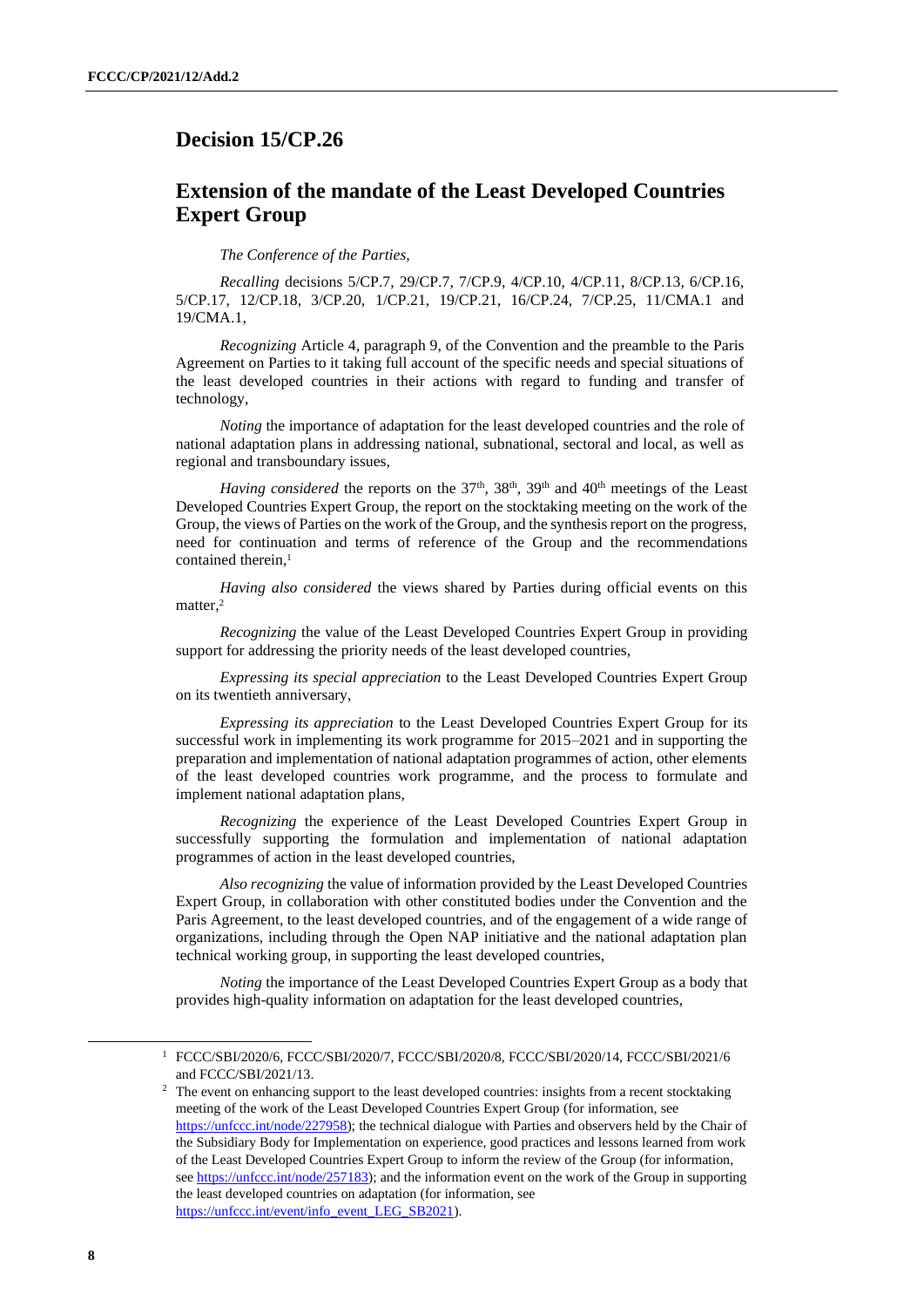# Decision 15/CP.26

## Extension of the mandate of the Least Developed Countries Expert Group

*The Conference of the Parties*,

*Recalling* decisions 5/CP.7, 29/CP.7, 7/CP.9, 4/CP.10, 4/CP.11, 8/CP.13, 6/CP.16, 5/CP.17, 12/CP.18, 3/CP.20, 1/CP.21, 19/CP.21, 16/CP.24, 7/CP.25, 11/CMA.1 and 19/CMA.1,

*Recognizing* Article 4, paragraph 9, of the Convention and the preamble to the Paris Agreement on Parties to it taking full account of the specific needs and special situations of the least developed countries in their actions with regard to funding and transfer of technology,

*Noting* the importance of adaptation for the least developed countries and the role of national adaptation plans in addressing national, subnational, sectoral and local, as well as regional and transboundary issues,

*Having considered* the reports on the 37th, 38th, 39th and 40th meetings of the Least Developed Countries Expert Group, the report on the stocktaking meeting on the work of the Group, the views of Parties on the work of the Group, and the synthesis report on the progress, need for continuation and terms of reference of the Group and the recommendations contained therein,[1]

*Having also considered* the views shared by Parties during official events on this matter,[2]

*Recognizing* the value of the Least Developed Countries Expert Group in providing support for addressing the priority needs of the least developed countries,

*Expressing its special appreciation* to the Least Developed Countries Expert Group on its twentieth anniversary,

*Expressing its appreciation* to the Least Developed Countries Expert Group for its successful work in implementing its work programme for 2015–2021 and in supporting the preparation and implementation of national adaptation programmes of action, other elements of the least developed countries work programme, and the process to formulate and implement national adaptation plans,

*Recognizing* the experience of the Least Developed Countries Expert Group in successfully supporting the formulation and implementation of national adaptation programmes of action in the least developed countries,

*Also recognizing* the value of information provided by the Least Developed Countries Expert Group, in collaboration with other constituted bodies under the Convention and the Paris Agreement, to the least developed countries, and of the engagement of a wide range of organizations, including through the Open NAP initiative and the national adaptation plan technical working group, in supporting the least developed countries,

*Noting* the importance of the Least Developed Countries Expert Group as a body that provides high-quality information on adaptation for the least developed countries,

---

[1] FCCC/SBI/2020/6, FCCC/SBI/2020/7, FCCC/SBI/2020/8, FCCC/SBI/2020/14, FCCC/SBI/2021/6 and FCCC/SBI/2021/13.

[2] The event on enhancing support to the least developed countries: insights from a recent stocktaking meeting of the work of the Least Developed Countries Expert Group (for information, see https://unfccc.int/node/227958); the technical dialogue with Parties and observers held by the Chair of the Subsidiary Body for Implementation on experience, good practices and lessons learned from work of the Least Developed Countries Expert Group to inform the review of the Group (for information, see https://unfccc.int/node/257183); and the information event on the work of the Group in supporting the least developed countries on adaptation (for information, see https://unfccc.int/event/info_event_LEG_SB2021).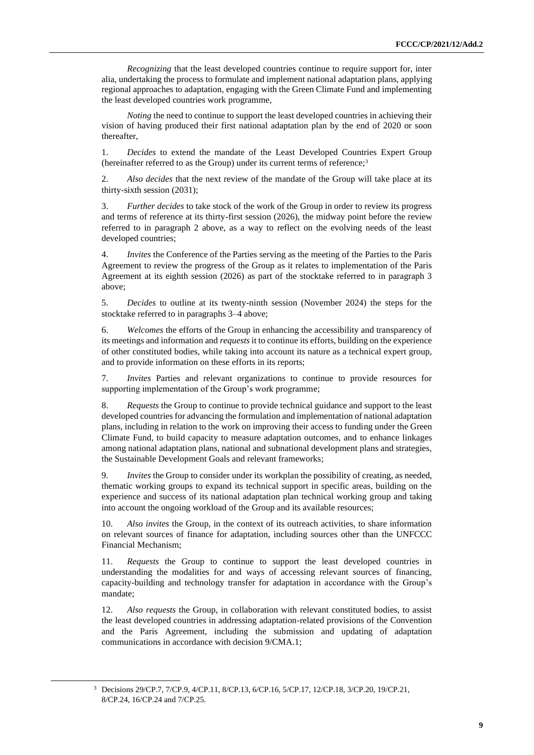*Recognizing* that the least developed countries continue to require support for, inter alia, undertaking the process to formulate and implement national adaptation plans, applying regional approaches to adaptation, engaging with the Green Climate Fund and implementing the least developed countries work programme,

*Noting* the need to continue to support the least developed countries in achieving their vision of having produced their first national adaptation plan by the end of 2020 or soon thereafter,

1. *Decides* to extend the mandate of the Least Developed Countries Expert Group (hereinafter referred to as the Group) under its current terms of reference;[3]

2. *Also decides* that the next review of the mandate of the Group will take place at its thirty-sixth session (2031);

3. *Further decides* to take stock of the work of the Group in order to review its progress and terms of reference at its thirty-first session (2026), the midway point before the review referred to in paragraph 2 above, as a way to reflect on the evolving needs of the least developed countries;

4. *Invites* the Conference of the Parties serving as the meeting of the Parties to the Paris Agreement to review the progress of the Group as it relates to implementation of the Paris Agreement at its eighth session (2026) as part of the stocktake referred to in paragraph 3 above;

5. *Decides* to outline at its twenty-ninth session (November 2024) the steps for the stocktake referred to in paragraphs 3–4 above;

6. *Welcomes* the efforts of the Group in enhancing the accessibility and transparency of its meetings and information and *requests* it to continue its efforts, building on the experience of other constituted bodies, while taking into account its nature as a technical expert group, and to provide information on these efforts in its reports;

7. *Invites* Parties and relevant organizations to continue to provide resources for supporting implementation of the Group's work programme;

8. *Requests* the Group to continue to provide technical guidance and support to the least developed countries for advancing the formulation and implementation of national adaptation plans, including in relation to the work on improving their access to funding under the Green Climate Fund, to build capacity to measure adaptation outcomes, and to enhance linkages among national adaptation plans, national and subnational development plans and strategies, the Sustainable Development Goals and relevant frameworks;

9. *Invites* the Group to consider under its workplan the possibility of creating, as needed, thematic working groups to expand its technical support in specific areas, building on the experience and success of its national adaptation plan technical working group and taking into account the ongoing workload of the Group and its available resources;

10. *Also invites* the Group, in the context of its outreach activities, to share information on relevant sources of finance for adaptation, including sources other than the UNFCCC Financial Mechanism;

11. *Requests* the Group to continue to support the least developed countries in understanding the modalities for and ways of accessing relevant sources of financing, capacity-building and technology transfer for adaptation in accordance with the Group's mandate;

12. *Also requests* the Group, in collaboration with relevant constituted bodies, to assist the least developed countries in addressing adaptation-related provisions of the Convention and the Paris Agreement, including the submission and updating of adaptation communications in accordance with decision 9/CMA.1;

[3] Decisions 29/CP.7, 7/CP.9, 4/CP.11, 8/CP.13, 6/CP.16, 5/CP.17, 12/CP.18, 3/CP.20, 19/CP.21, 8/CP.24, 16/CP.24 and 7/CP.25.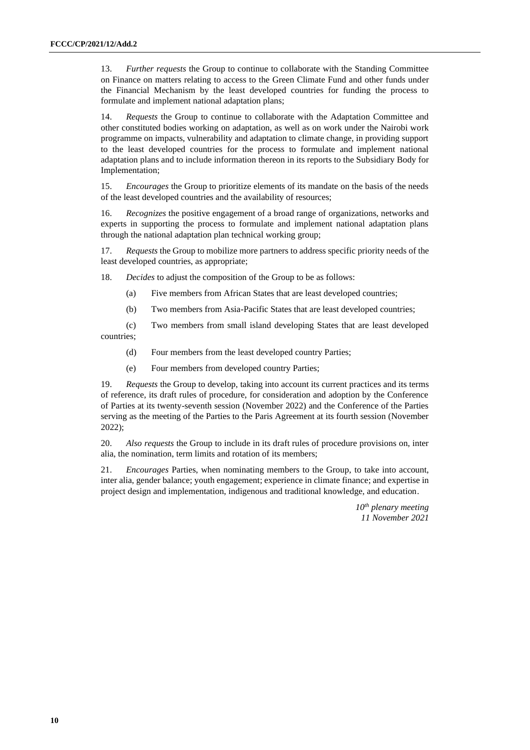13. *Further requests* the Group to continue to collaborate with the Standing Committee on Finance on matters relating to access to the Green Climate Fund and other funds under the Financial Mechanism by the least developed countries for funding the process to formulate and implement national adaptation plans;

14. *Requests* the Group to continue to collaborate with the Adaptation Committee and other constituted bodies working on adaptation, as well as on work under the Nairobi work programme on impacts, vulnerability and adaptation to climate change, in providing support to the least developed countries for the process to formulate and implement national adaptation plans and to include information thereon in its reports to the Subsidiary Body for Implementation;

15. *Encourages* the Group to prioritize elements of its mandate on the basis of the needs of the least developed countries and the availability of resources;

16. *Recognizes* the positive engagement of a broad range of organizations, networks and experts in supporting the process to formulate and implement national adaptation plans through the national adaptation plan technical working group;

17. *Requests* the Group to mobilize more partners to address specific priority needs of the least developed countries, as appropriate;

18. *Decides* to adjust the composition of the Group to be as follows:

(a) Five members from African States that are least developed countries;

(b) Two members from Asia-Pacific States that are least developed countries;

(c) Two members from small island developing States that are least developed countries;

(d) Four members from the least developed country Parties;

(e) Four members from developed country Parties;

19. *Requests* the Group to develop, taking into account its current practices and its terms of reference, its draft rules of procedure, for consideration and adoption by the Conference of Parties at its twenty-seventh session (November 2022) and the Conference of the Parties serving as the meeting of the Parties to the Paris Agreement at its fourth session (November 2022);

20. *Also requests* the Group to include in its draft rules of procedure provisions on, inter alia, the nomination, term limits and rotation of its members;

21. *Encourages* Parties, when nominating members to the Group, to take into account, inter alia, gender balance; youth engagement; experience in climate finance; and expertise in project design and implementation, indigenous and traditional knowledge, and education.

*10th plenary meeting*
*11 November 2021*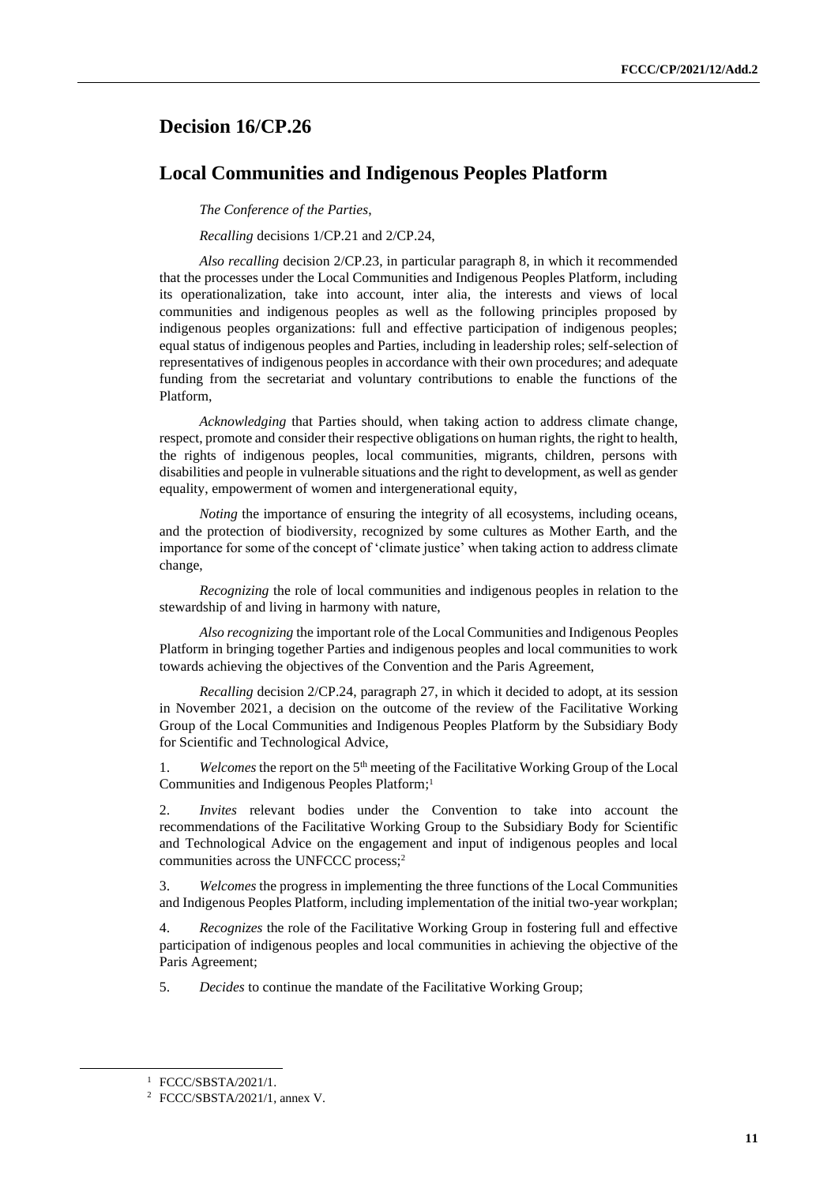## Decision 16/CP.26

## Local Communities and Indigenous Peoples Platform

*The Conference of the Parties*,

*Recalling* decisions 1/CP.21 and 2/CP.24,

*Also recalling* decision 2/CP.23, in particular paragraph 8, in which it recommended that the processes under the Local Communities and Indigenous Peoples Platform, including its operationalization, take into account, inter alia, the interests and views of local communities and indigenous peoples as well as the following principles proposed by indigenous peoples organizations: full and effective participation of indigenous peoples; equal status of indigenous peoples and Parties, including in leadership roles; self-selection of representatives of indigenous peoples in accordance with their own procedures; and adequate funding from the secretariat and voluntary contributions to enable the functions of the Platform,

*Acknowledging* that Parties should, when taking action to address climate change, respect, promote and consider their respective obligations on human rights, the right to health, the rights of indigenous peoples, local communities, migrants, children, persons with disabilities and people in vulnerable situations and the right to development, as well as gender equality, empowerment of women and intergenerational equity,

*Noting* the importance of ensuring the integrity of all ecosystems, including oceans, and the protection of biodiversity, recognized by some cultures as Mother Earth, and the importance for some of the concept of 'climate justice' when taking action to address climate change,

*Recognizing* the role of local communities and indigenous peoples in relation to the stewardship of and living in harmony with nature,

*Also recognizing* the important role of the Local Communities and Indigenous Peoples Platform in bringing together Parties and indigenous peoples and local communities to work towards achieving the objectives of the Convention and the Paris Agreement,

*Recalling* decision 2/CP.24, paragraph 27, in which it decided to adopt, at its session in November 2021, a decision on the outcome of the review of the Facilitative Working Group of the Local Communities and Indigenous Peoples Platform by the Subsidiary Body for Scientific and Technological Advice,

1. *Welcomes* the report on the 5th meeting of the Facilitative Working Group of the Local Communities and Indigenous Peoples Platform;[1]

2. *Invites* relevant bodies under the Convention to take into account the recommendations of the Facilitative Working Group to the Subsidiary Body for Scientific and Technological Advice on the engagement and input of indigenous peoples and local communities across the UNFCCC process;[2]

3. *Welcomes* the progress in implementing the three functions of the Local Communities and Indigenous Peoples Platform, including implementation of the initial two-year workplan;

4. *Recognizes* the role of the Facilitative Working Group in fostering full and effective participation of indigenous peoples and local communities in achieving the objective of the Paris Agreement;

5. *Decides* to continue the mandate of the Facilitative Working Group;

---

[1] FCCC/SBSTA/2021/1.

[2] FCCC/SBSTA/2021/1, annex V.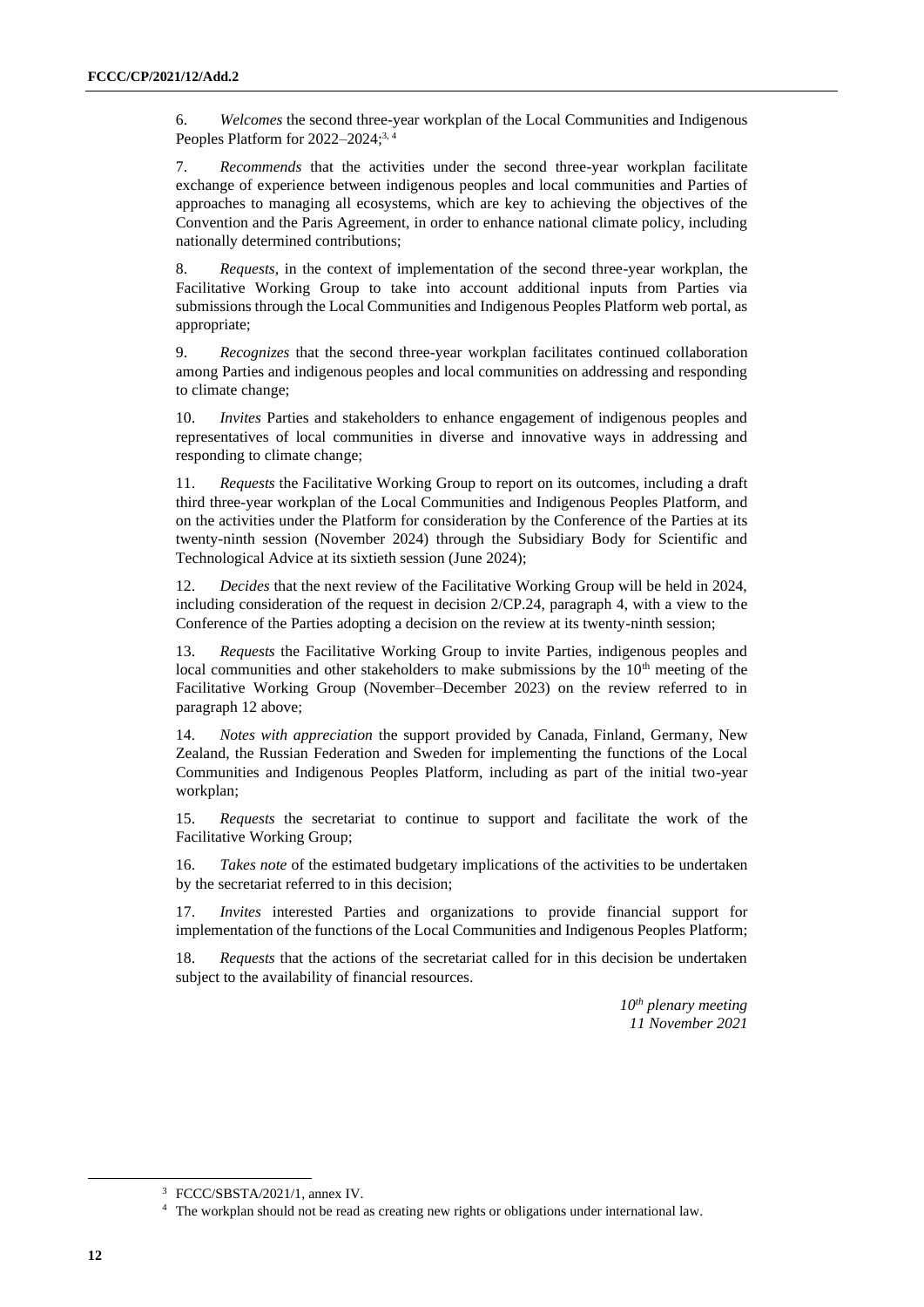6. *Welcomes* the second three-year workplan of the Local Communities and Indigenous Peoples Platform for 2022–2024;[3, 4]

7. *Recommends* that the activities under the second three-year workplan facilitate exchange of experience between indigenous peoples and local communities and Parties of approaches to managing all ecosystems, which are key to achieving the objectives of the Convention and the Paris Agreement, in order to enhance national climate policy, including nationally determined contributions;

8. *Requests*, in the context of implementation of the second three-year workplan, the Facilitative Working Group to take into account additional inputs from Parties via submissions through the Local Communities and Indigenous Peoples Platform web portal, as appropriate;

9. *Recognizes* that the second three-year workplan facilitates continued collaboration among Parties and indigenous peoples and local communities on addressing and responding to climate change;

10. *Invites* Parties and stakeholders to enhance engagement of indigenous peoples and representatives of local communities in diverse and innovative ways in addressing and responding to climate change;

11. *Requests* the Facilitative Working Group to report on its outcomes, including a draft third three-year workplan of the Local Communities and Indigenous Peoples Platform, and on the activities under the Platform for consideration by the Conference of the Parties at its twenty-ninth session (November 2024) through the Subsidiary Body for Scientific and Technological Advice at its sixtieth session (June 2024);

12. *Decides* that the next review of the Facilitative Working Group will be held in 2024, including consideration of the request in decision 2/CP.24, paragraph 4, with a view to the Conference of the Parties adopting a decision on the review at its twenty-ninth session;

13. *Requests* the Facilitative Working Group to invite Parties, indigenous peoples and local communities and other stakeholders to make submissions by the 10th meeting of the Facilitative Working Group (November–December 2023) on the review referred to in paragraph 12 above;

14. *Notes with appreciation* the support provided by Canada, Finland, Germany, New Zealand, the Russian Federation and Sweden for implementing the functions of the Local Communities and Indigenous Peoples Platform, including as part of the initial two-year workplan;

15. *Requests* the secretariat to continue to support and facilitate the work of the Facilitative Working Group;

16. *Takes note* of the estimated budgetary implications of the activities to be undertaken by the secretariat referred to in this decision;

17. *Invites* interested Parties and organizations to provide financial support for implementation of the functions of the Local Communities and Indigenous Peoples Platform;

18. *Requests* that the actions of the secretariat called for in this decision be undertaken subject to the availability of financial resources.

*10th plenary meeting*
*11 November 2021*

[3] FCCC/SBSTA/2021/1, annex IV.

[4] The workplan should not be read as creating new rights or obligations under international law.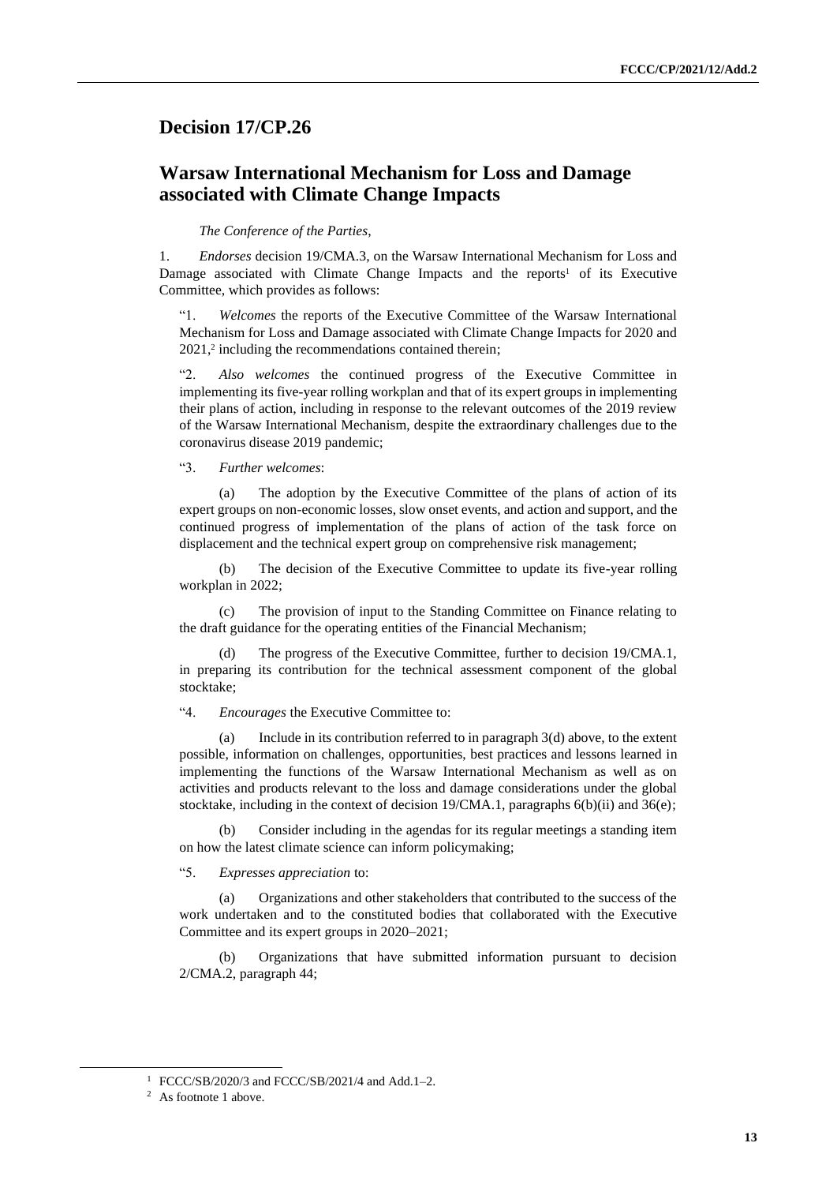## Decision 17/CP.26

## Warsaw International Mechanism for Loss and Damage associated with Climate Change Impacts

*The Conference of the Parties*,

1. *Endorses* decision 19/CMA.3, on the Warsaw International Mechanism for Loss and Damage associated with Climate Change Impacts and the reports[1] of its Executive Committee, which provides as follows:

"1. *Welcomes* the reports of the Executive Committee of the Warsaw International Mechanism for Loss and Damage associated with Climate Change Impacts for 2020 and 2021,[2] including the recommendations contained therein;

"2. *Also welcomes* the continued progress of the Executive Committee in implementing its five-year rolling workplan and that of its expert groups in implementing their plans of action, including in response to the relevant outcomes of the 2019 review of the Warsaw International Mechanism, despite the extraordinary challenges due to the coronavirus disease 2019 pandemic;

"3. *Further welcomes*:

(a) The adoption by the Executive Committee of the plans of action of its expert groups on non-economic losses, slow onset events, and action and support, and the continued progress of implementation of the plans of action of the task force on displacement and the technical expert group on comprehensive risk management;

(b) The decision of the Executive Committee to update its five-year rolling workplan in 2022;

(c) The provision of input to the Standing Committee on Finance relating to the draft guidance for the operating entities of the Financial Mechanism;

(d) The progress of the Executive Committee, further to decision 19/CMA.1, in preparing its contribution for the technical assessment component of the global stocktake;

"4. *Encourages* the Executive Committee to:

(a) Include in its contribution referred to in paragraph 3(d) above, to the extent possible, information on challenges, opportunities, best practices and lessons learned in implementing the functions of the Warsaw International Mechanism as well as on activities and products relevant to the loss and damage considerations under the global stocktake, including in the context of decision 19/CMA.1, paragraphs 6(b)(ii) and 36(e);

(b) Consider including in the agendas for its regular meetings a standing item on how the latest climate science can inform policymaking;

"5. *Expresses appreciation* to:

(a) Organizations and other stakeholders that contributed to the success of the work undertaken and to the constituted bodies that collaborated with the Executive Committee and its expert groups in 2020–2021;

(b) Organizations that have submitted information pursuant to decision 2/CMA.2, paragraph 44;

---

[1] FCCC/SB/2020/3 and FCCC/SB/2021/4 and Add.1–2.

[2] As footnote 1 above.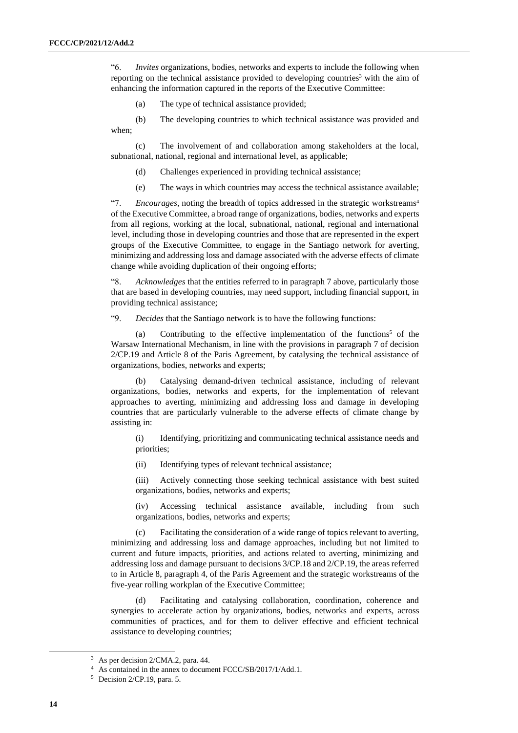"6. *Invites* organizations, bodies, networks and experts to include the following when reporting on the technical assistance provided to developing countries[3] with the aim of enhancing the information captured in the reports of the Executive Committee:

(a) The type of technical assistance provided;

(b) The developing countries to which technical assistance was provided and when;

(c) The involvement of and collaboration among stakeholders at the local, subnational, national, regional and international level, as applicable;

(d) Challenges experienced in providing technical assistance;

(e) The ways in which countries may access the technical assistance available;

"7. *Encourages*, noting the breadth of topics addressed in the strategic workstreams[4] of the Executive Committee, a broad range of organizations, bodies, networks and experts from all regions, working at the local, subnational, national, regional and international level, including those in developing countries and those that are represented in the expert groups of the Executive Committee, to engage in the Santiago network for averting, minimizing and addressing loss and damage associated with the adverse effects of climate change while avoiding duplication of their ongoing efforts;

"8. *Acknowledges* that the entities referred to in paragraph 7 above, particularly those that are based in developing countries, may need support, including financial support, in providing technical assistance;

"9. *Decides* that the Santiago network is to have the following functions:

(a) Contributing to the effective implementation of the functions[5] of the Warsaw International Mechanism, in line with the provisions in paragraph 7 of decision 2/CP.19 and Article 8 of the Paris Agreement, by catalysing the technical assistance of organizations, bodies, networks and experts;

(b) Catalysing demand-driven technical assistance, including of relevant organizations, bodies, networks and experts, for the implementation of relevant approaches to averting, minimizing and addressing loss and damage in developing countries that are particularly vulnerable to the adverse effects of climate change by assisting in:

(i) Identifying, prioritizing and communicating technical assistance needs and priorities;

(ii) Identifying types of relevant technical assistance;

(iii) Actively connecting those seeking technical assistance with best suited organizations, bodies, networks and experts;

(iv) Accessing technical assistance available, including from such organizations, bodies, networks and experts;

(c) Facilitating the consideration of a wide range of topics relevant to averting, minimizing and addressing loss and damage approaches, including but not limited to current and future impacts, priorities, and actions related to averting, minimizing and addressing loss and damage pursuant to decisions 3/CP.18 and 2/CP.19, the areas referred to in Article 8, paragraph 4, of the Paris Agreement and the strategic workstreams of the five-year rolling workplan of the Executive Committee;

(d) Facilitating and catalysing collaboration, coordination, coherence and synergies to accelerate action by organizations, bodies, networks and experts, across communities of practices, and for them to deliver effective and efficient technical assistance to developing countries;

---

[3] As per decision 2/CMA.2, para. 44.

[4] As contained in the annex to document FCCC/SB/2017/1/Add.1.

[5] Decision 2/CP.19, para. 5.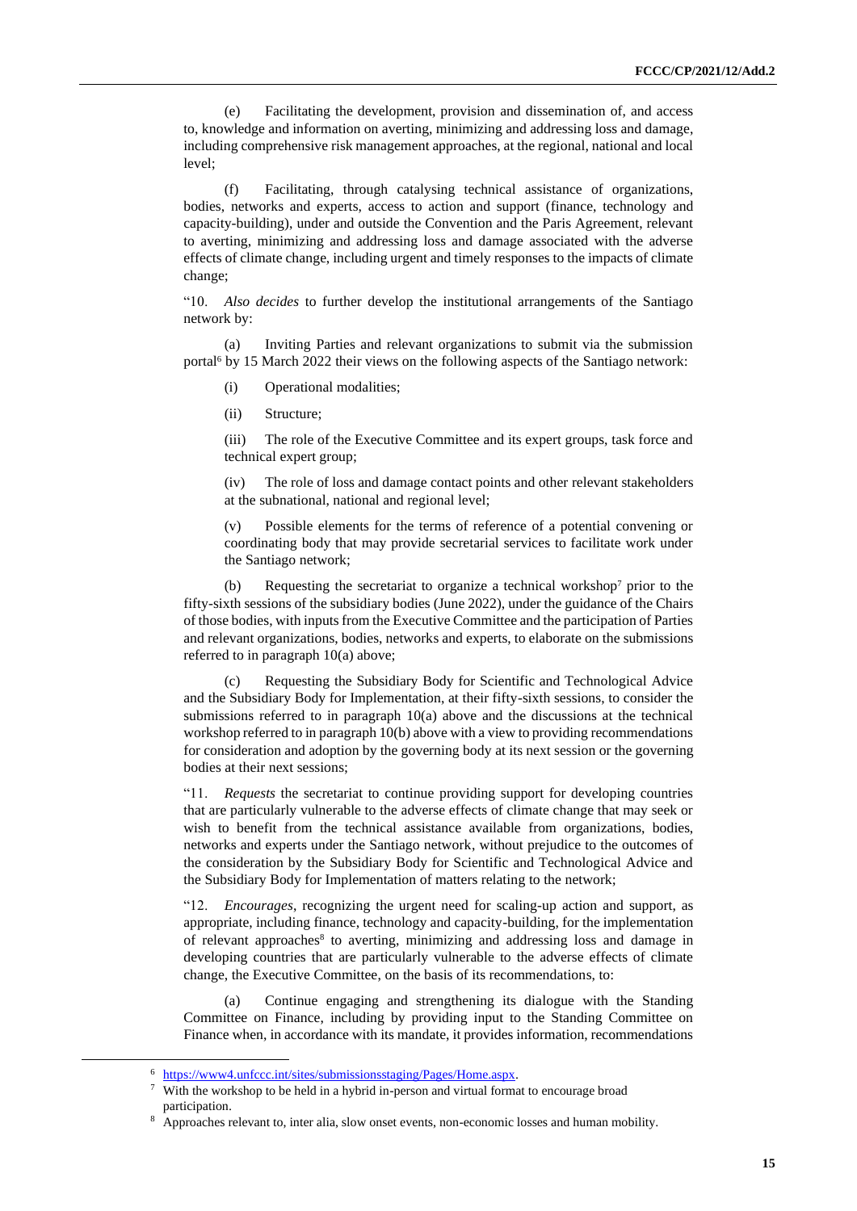(e) Facilitating the development, provision and dissemination of, and access to, knowledge and information on averting, minimizing and addressing loss and damage, including comprehensive risk management approaches, at the regional, national and local level;

(f) Facilitating, through catalysing technical assistance of organizations, bodies, networks and experts, access to action and support (finance, technology and capacity-building), under and outside the Convention and the Paris Agreement, relevant to averting, minimizing and addressing loss and damage associated with the adverse effects of climate change, including urgent and timely responses to the impacts of climate change;

"10. *Also decides* to further develop the institutional arrangements of the Santiago network by:

(a) Inviting Parties and relevant organizations to submit via the submission portal[6] by 15 March 2022 their views on the following aspects of the Santiago network:

(i) Operational modalities;

(ii) Structure;

(iii) The role of the Executive Committee and its expert groups, task force and technical expert group;

(iv) The role of loss and damage contact points and other relevant stakeholders at the subnational, national and regional level;

(v) Possible elements for the terms of reference of a potential convening or coordinating body that may provide secretarial services to facilitate work under the Santiago network;

(b) Requesting the secretariat to organize a technical workshop[7] prior to the fifty-sixth sessions of the subsidiary bodies (June 2022), under the guidance of the Chairs of those bodies, with inputs from the Executive Committee and the participation of Parties and relevant organizations, bodies, networks and experts, to elaborate on the submissions referred to in paragraph 10(a) above;

(c) Requesting the Subsidiary Body for Scientific and Technological Advice and the Subsidiary Body for Implementation, at their fifty-sixth sessions, to consider the submissions referred to in paragraph 10(a) above and the discussions at the technical workshop referred to in paragraph 10(b) above with a view to providing recommendations for consideration and adoption by the governing body at its next session or the governing bodies at their next sessions;

"11. *Requests* the secretariat to continue providing support for developing countries that are particularly vulnerable to the adverse effects of climate change that may seek or wish to benefit from the technical assistance available from organizations, bodies, networks and experts under the Santiago network, without prejudice to the outcomes of the consideration by the Subsidiary Body for Scientific and Technological Advice and the Subsidiary Body for Implementation of matters relating to the network;

"12. *Encourages*, recognizing the urgent need for scaling-up action and support, as appropriate, including finance, technology and capacity-building, for the implementation of relevant approaches[8] to averting, minimizing and addressing loss and damage in developing countries that are particularly vulnerable to the adverse effects of climate change, the Executive Committee, on the basis of its recommendations, to:

(a) Continue engaging and strengthening its dialogue with the Standing Committee on Finance, including by providing input to the Standing Committee on Finance when, in accordance with its mandate, it provides information, recommendations

---

[6] https://www4.unfccc.int/sites/submissionsstaging/Pages/Home.aspx.

[7] With the workshop to be held in a hybrid in-person and virtual format to encourage broad participation.

[8] Approaches relevant to, inter alia, slow onset events, non-economic losses and human mobility.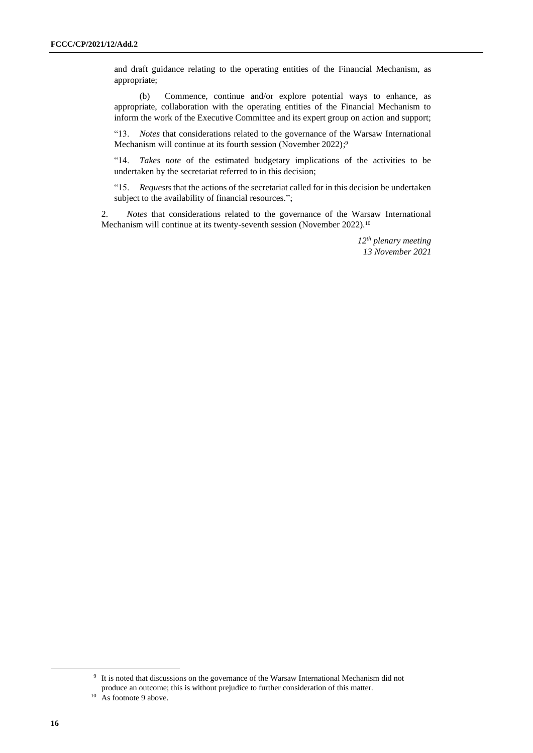and draft guidance relating to the operating entities of the Financial Mechanism, as appropriate;

(b) Commence, continue and/or explore potential ways to enhance, as appropriate, collaboration with the operating entities of the Financial Mechanism to inform the work of the Executive Committee and its expert group on action and support;

"13. *Notes* that considerations related to the governance of the Warsaw International Mechanism will continue at its fourth session (November 2022);[9]

"14. *Takes note* of the estimated budgetary implications of the activities to be undertaken by the secretariat referred to in this decision;

"15. *Requests* that the actions of the secretariat called for in this decision be undertaken subject to the availability of financial resources.";

2. *Notes* that considerations related to the governance of the Warsaw International Mechanism will continue at its twenty-seventh session (November 2022).[10]

*12th plenary meeting*
*13 November 2021*

---

[9] It is noted that discussions on the governance of the Warsaw International Mechanism did not produce an outcome; this is without prejudice to further consideration of this matter.

[10] As footnote 9 above.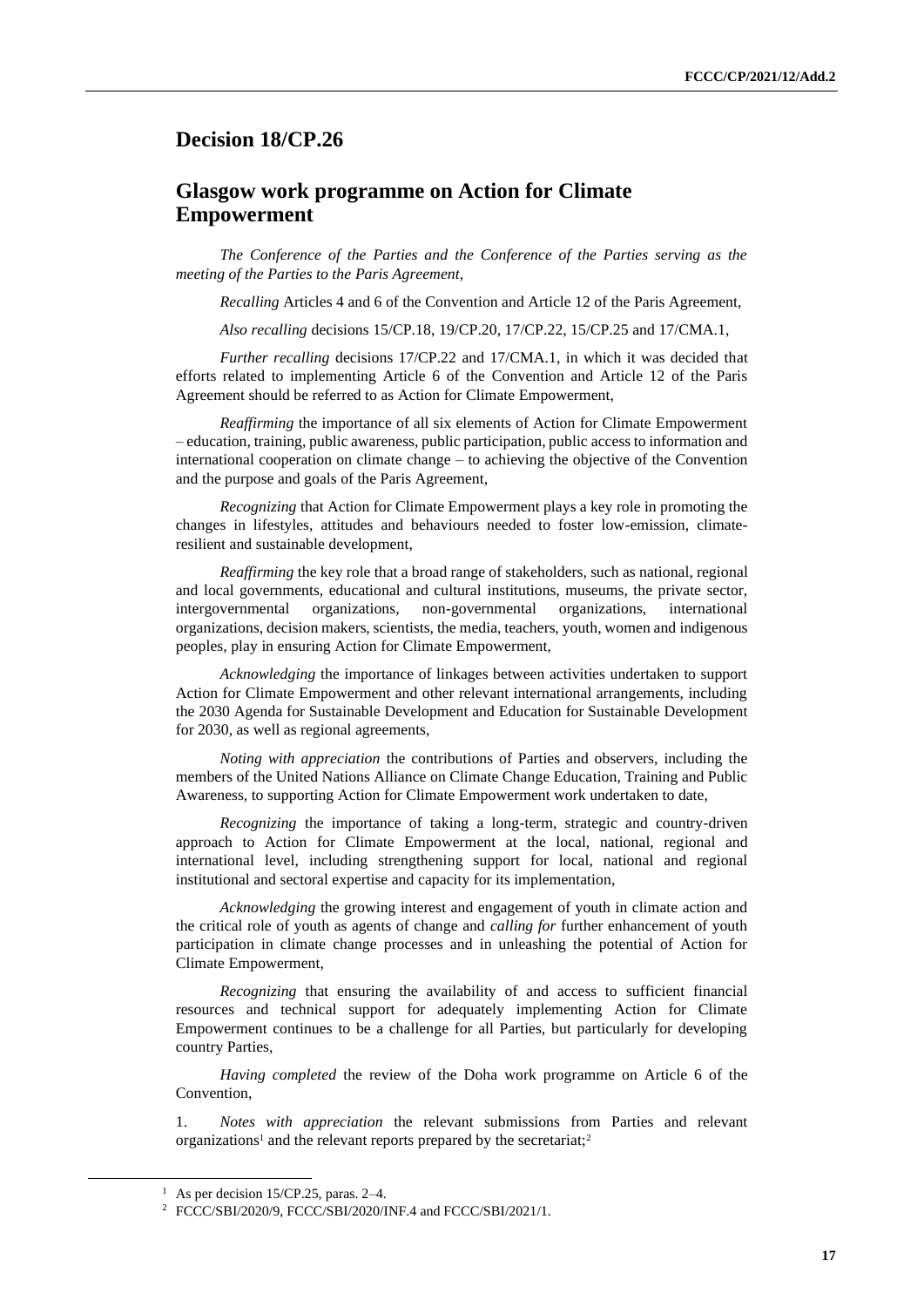## Decision 18/CP.26

## Glasgow work programme on Action for Climate Empowerment

*The Conference of the Parties and the Conference of the Parties serving as the meeting of the Parties to the Paris Agreement*,

*Recalling* Articles 4 and 6 of the Convention and Article 12 of the Paris Agreement,

*Also recalling* decisions 15/CP.18, 19/CP.20, 17/CP.22, 15/CP.25 and 17/CMA.1,

*Further recalling* decisions 17/CP.22 and 17/CMA.1, in which it was decided that efforts related to implementing Article 6 of the Convention and Article 12 of the Paris Agreement should be referred to as Action for Climate Empowerment,

*Reaffirming* the importance of all six elements of Action for Climate Empowerment – education, training, public awareness, public participation, public access to information and international cooperation on climate change – to achieving the objective of the Convention and the purpose and goals of the Paris Agreement,

*Recognizing* that Action for Climate Empowerment plays a key role in promoting the changes in lifestyles, attitudes and behaviours needed to foster low-emission, climate-resilient and sustainable development,

*Reaffirming* the key role that a broad range of stakeholders, such as national, regional and local governments, educational and cultural institutions, museums, the private sector, intergovernmental organizations, non-governmental organizations, international organizations, decision makers, scientists, the media, teachers, youth, women and indigenous peoples, play in ensuring Action for Climate Empowerment,

*Acknowledging* the importance of linkages between activities undertaken to support Action for Climate Empowerment and other relevant international arrangements, including the 2030 Agenda for Sustainable Development and Education for Sustainable Development for 2030, as well as regional agreements,

*Noting with appreciation* the contributions of Parties and observers, including the members of the United Nations Alliance on Climate Change Education, Training and Public Awareness, to supporting Action for Climate Empowerment work undertaken to date,

*Recognizing* the importance of taking a long-term, strategic and country-driven approach to Action for Climate Empowerment at the local, national, regional and international level, including strengthening support for local, national and regional institutional and sectoral expertise and capacity for its implementation,

*Acknowledging* the growing interest and engagement of youth in climate action and the critical role of youth as agents of change and *calling for* further enhancement of youth participation in climate change processes and in unleashing the potential of Action for Climate Empowerment,

*Recognizing* that ensuring the availability of and access to sufficient financial resources and technical support for adequately implementing Action for Climate Empowerment continues to be a challenge for all Parties, but particularly for developing country Parties,

*Having completed* the review of the Doha work programme on Article 6 of the Convention,

1. *Notes with appreciation* the relevant submissions from Parties and relevant organizations[1] and the relevant reports prepared by the secretariat;[2]

[1] As per decision 15/CP.25, paras. 2–4.

[2] FCCC/SBI/2020/9, FCCC/SBI/2020/INF.4 and FCCC/SBI/2021/1.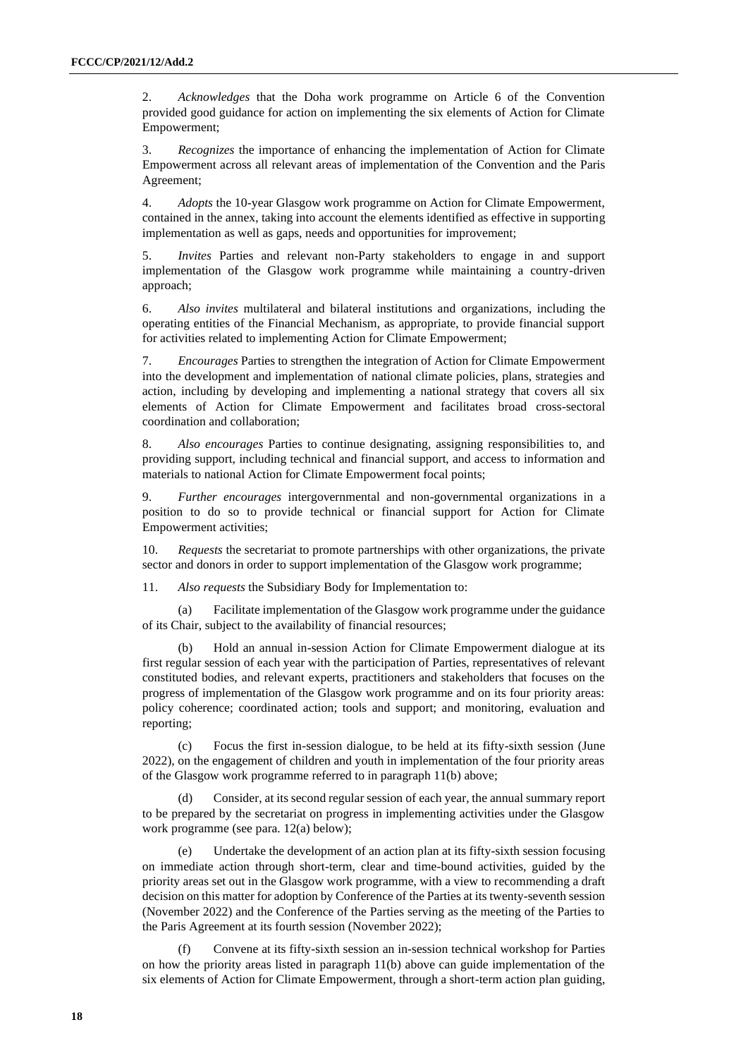2. *Acknowledges* that the Doha work programme on Article 6 of the Convention provided good guidance for action on implementing the six elements of Action for Climate Empowerment;

3. *Recognizes* the importance of enhancing the implementation of Action for Climate Empowerment across all relevant areas of implementation of the Convention and the Paris Agreement;

4. *Adopts* the 10-year Glasgow work programme on Action for Climate Empowerment, contained in the annex, taking into account the elements identified as effective in supporting implementation as well as gaps, needs and opportunities for improvement;

5. *Invites* Parties and relevant non-Party stakeholders to engage in and support implementation of the Glasgow work programme while maintaining a country-driven approach;

6. *Also invites* multilateral and bilateral institutions and organizations, including the operating entities of the Financial Mechanism, as appropriate, to provide financial support for activities related to implementing Action for Climate Empowerment;

7. *Encourages* Parties to strengthen the integration of Action for Climate Empowerment into the development and implementation of national climate policies, plans, strategies and action, including by developing and implementing a national strategy that covers all six elements of Action for Climate Empowerment and facilitates broad cross-sectoral coordination and collaboration;

8. *Also encourages* Parties to continue designating, assigning responsibilities to, and providing support, including technical and financial support, and access to information and materials to national Action for Climate Empowerment focal points;

9. *Further encourages* intergovernmental and non-governmental organizations in a position to do so to provide technical or financial support for Action for Climate Empowerment activities;

10. *Requests* the secretariat to promote partnerships with other organizations, the private sector and donors in order to support implementation of the Glasgow work programme;

11. *Also requests* the Subsidiary Body for Implementation to:

(a) Facilitate implementation of the Glasgow work programme under the guidance of its Chair, subject to the availability of financial resources;

(b) Hold an annual in-session Action for Climate Empowerment dialogue at its first regular session of each year with the participation of Parties, representatives of relevant constituted bodies, and relevant experts, practitioners and stakeholders that focuses on the progress of implementation of the Glasgow work programme and on its four priority areas: policy coherence; coordinated action; tools and support; and monitoring, evaluation and reporting;

(c) Focus the first in-session dialogue, to be held at its fifty-sixth session (June 2022), on the engagement of children and youth in implementation of the four priority areas of the Glasgow work programme referred to in paragraph 11(b) above;

(d) Consider, at its second regular session of each year, the annual summary report to be prepared by the secretariat on progress in implementing activities under the Glasgow work programme (see para. 12(a) below);

(e) Undertake the development of an action plan at its fifty-sixth session focusing on immediate action through short-term, clear and time-bound activities, guided by the priority areas set out in the Glasgow work programme, with a view to recommending a draft decision on this matter for adoption by Conference of the Parties at its twenty-seventh session (November 2022) and the Conference of the Parties serving as the meeting of the Parties to the Paris Agreement at its fourth session (November 2022);

(f) Convene at its fifty-sixth session an in-session technical workshop for Parties on how the priority areas listed in paragraph 11(b) above can guide implementation of the six elements of Action for Climate Empowerment, through a short-term action plan guiding,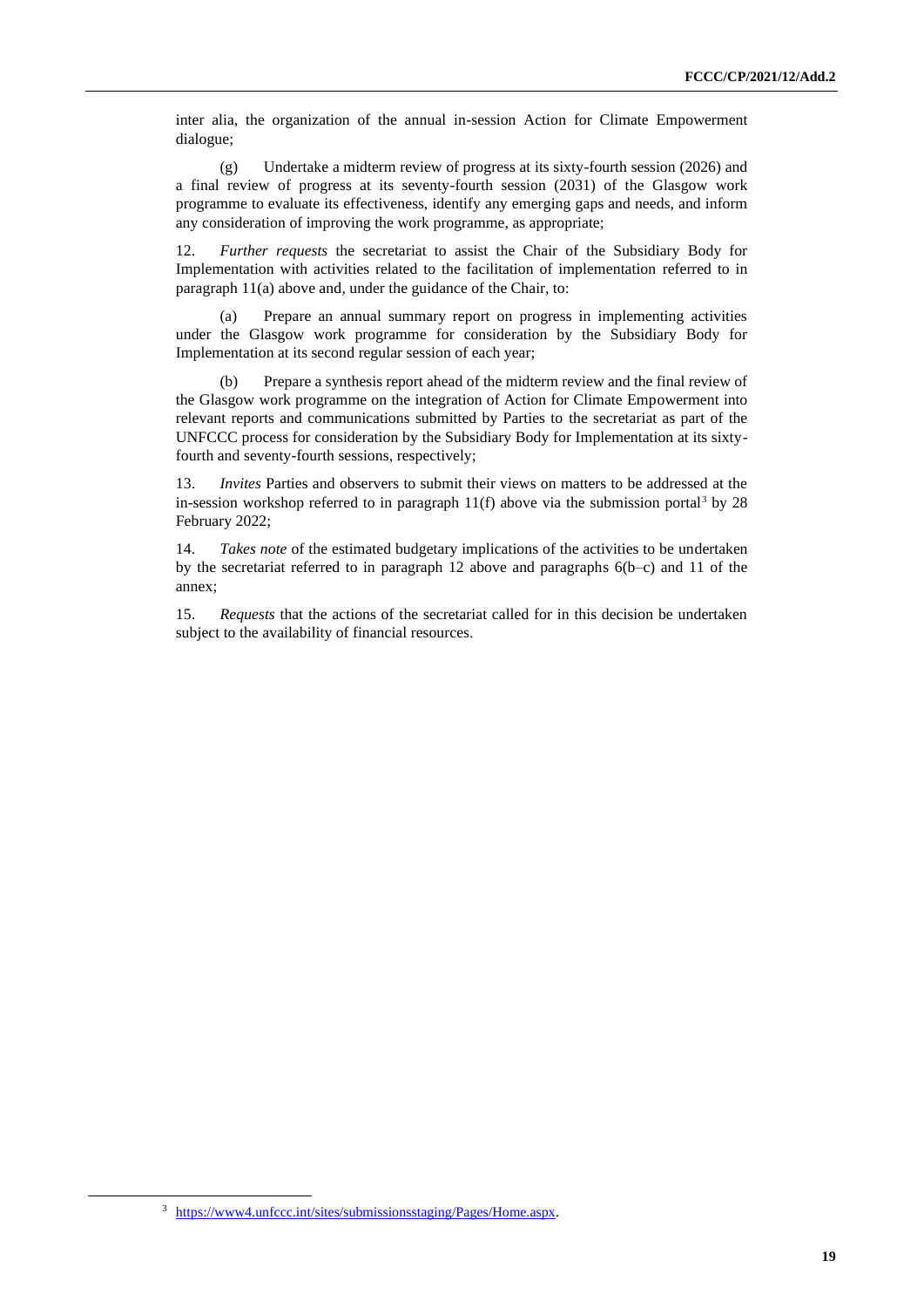inter alia, the organization of the annual in-session Action for Climate Empowerment dialogue;

(g) Undertake a midterm review of progress at its sixty-fourth session (2026) and a final review of progress at its seventy-fourth session (2031) of the Glasgow work programme to evaluate its effectiveness, identify any emerging gaps and needs, and inform any consideration of improving the work programme, as appropriate;

12. *Further requests* the secretariat to assist the Chair of the Subsidiary Body for Implementation with activities related to the facilitation of implementation referred to in paragraph 11(a) above and, under the guidance of the Chair, to:

(a) Prepare an annual summary report on progress in implementing activities under the Glasgow work programme for consideration by the Subsidiary Body for Implementation at its second regular session of each year;

(b) Prepare a synthesis report ahead of the midterm review and the final review of the Glasgow work programme on the integration of Action for Climate Empowerment into relevant reports and communications submitted by Parties to the secretariat as part of the UNFCCC process for consideration by the Subsidiary Body for Implementation at its sixty-fourth and seventy-fourth sessions, respectively;

13. *Invites* Parties and observers to submit their views on matters to be addressed at the in-session workshop referred to in paragraph 11(f) above via the submission portal[3] by 28 February 2022;

14. *Takes note* of the estimated budgetary implications of the activities to be undertaken by the secretariat referred to in paragraph 12 above and paragraphs 6(b–c) and 11 of the annex;

15. *Requests* that the actions of the secretariat called for in this decision be undertaken subject to the availability of financial resources.

[3] https://www4.unfccc.int/sites/submissionsstaging/Pages/Home.aspx.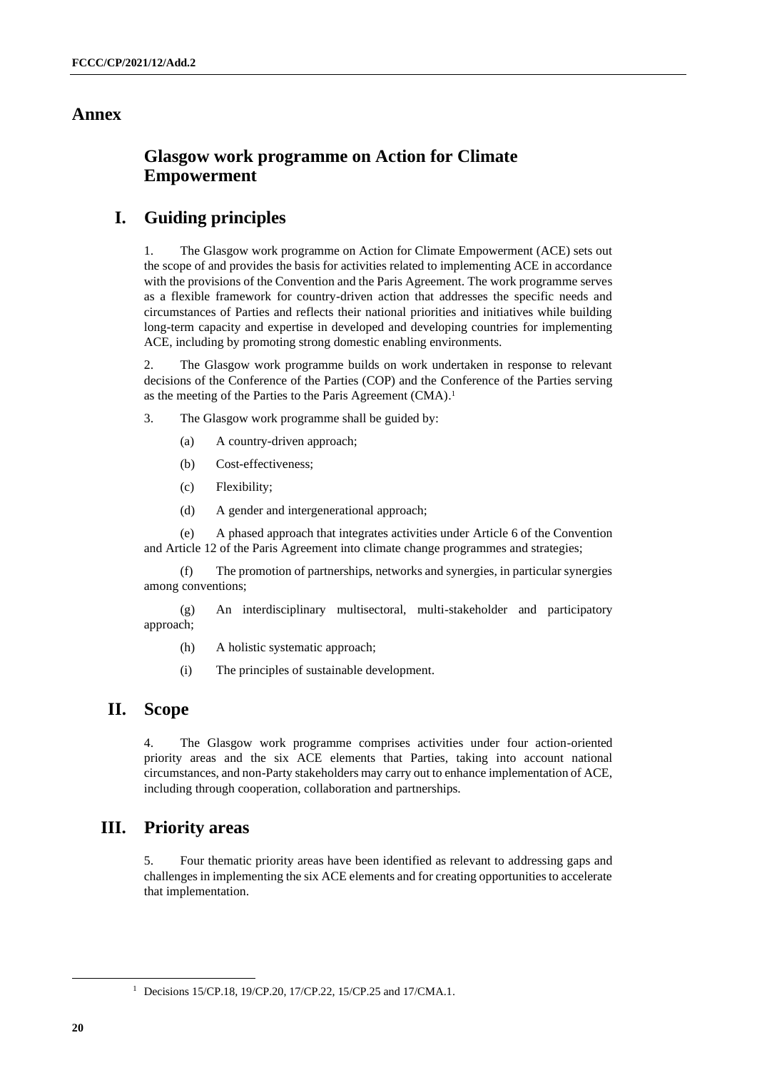# Annex

## Glasgow work programme on Action for Climate Empowerment

## I. Guiding principles

1. The Glasgow work programme on Action for Climate Empowerment (ACE) sets out the scope of and provides the basis for activities related to implementing ACE in accordance with the provisions of the Convention and the Paris Agreement. The work programme serves as a flexible framework for country-driven action that addresses the specific needs and circumstances of Parties and reflects their national priorities and initiatives while building long-term capacity and expertise in developed and developing countries for implementing ACE, including by promoting strong domestic enabling environments.

2. The Glasgow work programme builds on work undertaken in response to relevant decisions of the Conference of the Parties (COP) and the Conference of the Parties serving as the meeting of the Parties to the Paris Agreement (CMA).[1]

3. The Glasgow work programme shall be guided by:

(a) A country-driven approach;

(b) Cost-effectiveness;

(c) Flexibility;

(d) A gender and intergenerational approach;

(e) A phased approach that integrates activities under Article 6 of the Convention and Article 12 of the Paris Agreement into climate change programmes and strategies;

(f) The promotion of partnerships, networks and synergies, in particular synergies among conventions;

(g) An interdisciplinary multisectoral, multi-stakeholder and participatory approach;

(h) A holistic systematic approach;

(i) The principles of sustainable development.

## II. Scope

4. The Glasgow work programme comprises activities under four action-oriented priority areas and the six ACE elements that Parties, taking into account national circumstances, and non-Party stakeholders may carry out to enhance implementation of ACE, including through cooperation, collaboration and partnerships.

## III. Priority areas

5. Four thematic priority areas have been identified as relevant to addressing gaps and challenges in implementing the six ACE elements and for creating opportunities to accelerate that implementation.

---

[1] Decisions 15/CP.18, 19/CP.20, 17/CP.22, 15/CP.25 and 17/CMA.1.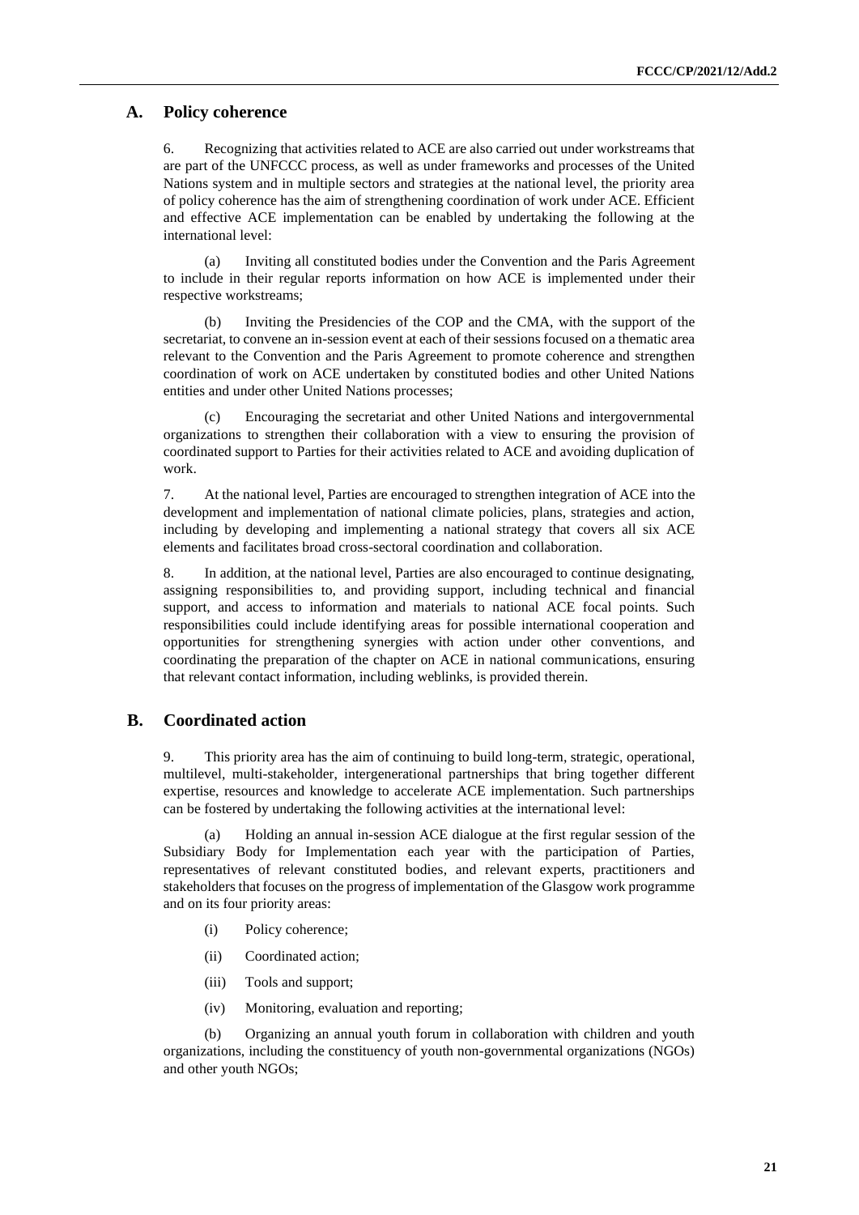## A. Policy coherence

6. Recognizing that activities related to ACE are also carried out under workstreams that are part of the UNFCCC process, as well as under frameworks and processes of the United Nations system and in multiple sectors and strategies at the national level, the priority area of policy coherence has the aim of strengthening coordination of work under ACE. Efficient and effective ACE implementation can be enabled by undertaking the following at the international level:

(a) Inviting all constituted bodies under the Convention and the Paris Agreement to include in their regular reports information on how ACE is implemented under their respective workstreams;

(b) Inviting the Presidencies of the COP and the CMA, with the support of the secretariat, to convene an in-session event at each of their sessions focused on a thematic area relevant to the Convention and the Paris Agreement to promote coherence and strengthen coordination of work on ACE undertaken by constituted bodies and other United Nations entities and under other United Nations processes;

(c) Encouraging the secretariat and other United Nations and intergovernmental organizations to strengthen their collaboration with a view to ensuring the provision of coordinated support to Parties for their activities related to ACE and avoiding duplication of work.

7. At the national level, Parties are encouraged to strengthen integration of ACE into the development and implementation of national climate policies, plans, strategies and action, including by developing and implementing a national strategy that covers all six ACE elements and facilitates broad cross-sectoral coordination and collaboration.

8. In addition, at the national level, Parties are also encouraged to continue designating, assigning responsibilities to, and providing support, including technical and financial support, and access to information and materials to national ACE focal points. Such responsibilities could include identifying areas for possible international cooperation and opportunities for strengthening synergies with action under other conventions, and coordinating the preparation of the chapter on ACE in national communications, ensuring that relevant contact information, including weblinks, is provided therein.

## B. Coordinated action

9. This priority area has the aim of continuing to build long-term, strategic, operational, multilevel, multi-stakeholder, intergenerational partnerships that bring together different expertise, resources and knowledge to accelerate ACE implementation. Such partnerships can be fostered by undertaking the following activities at the international level:

(a) Holding an annual in-session ACE dialogue at the first regular session of the Subsidiary Body for Implementation each year with the participation of Parties, representatives of relevant constituted bodies, and relevant experts, practitioners and stakeholders that focuses on the progress of implementation of the Glasgow work programme and on its four priority areas:

(i) Policy coherence;

(ii) Coordinated action;

(iii) Tools and support;

(iv) Monitoring, evaluation and reporting;

(b) Organizing an annual youth forum in collaboration with children and youth organizations, including the constituency of youth non-governmental organizations (NGOs) and other youth NGOs;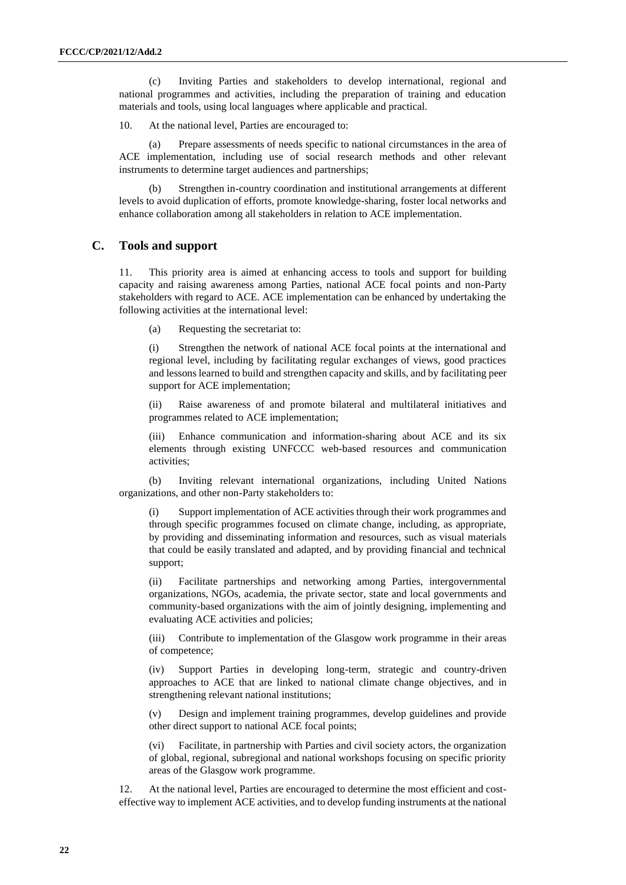(c) Inviting Parties and stakeholders to develop international, regional and national programmes and activities, including the preparation of training and education materials and tools, using local languages where applicable and practical.

10. At the national level, Parties are encouraged to:

(a) Prepare assessments of needs specific to national circumstances in the area of ACE implementation, including use of social research methods and other relevant instruments to determine target audiences and partnerships;

(b) Strengthen in-country coordination and institutional arrangements at different levels to avoid duplication of efforts, promote knowledge-sharing, foster local networks and enhance collaboration among all stakeholders in relation to ACE implementation.

## C. Tools and support

11. This priority area is aimed at enhancing access to tools and support for building capacity and raising awareness among Parties, national ACE focal points and non-Party stakeholders with regard to ACE. ACE implementation can be enhanced by undertaking the following activities at the international level:

(a) Requesting the secretariat to:

(i) Strengthen the network of national ACE focal points at the international and regional level, including by facilitating regular exchanges of views, good practices and lessons learned to build and strengthen capacity and skills, and by facilitating peer support for ACE implementation;

(ii) Raise awareness of and promote bilateral and multilateral initiatives and programmes related to ACE implementation;

(iii) Enhance communication and information-sharing about ACE and its six elements through existing UNFCCC web-based resources and communication activities;

(b) Inviting relevant international organizations, including United Nations organizations, and other non-Party stakeholders to:

(i) Support implementation of ACE activities through their work programmes and through specific programmes focused on climate change, including, as appropriate, by providing and disseminating information and resources, such as visual materials that could be easily translated and adapted, and by providing financial and technical support;

(ii) Facilitate partnerships and networking among Parties, intergovernmental organizations, NGOs, academia, the private sector, state and local governments and community-based organizations with the aim of jointly designing, implementing and evaluating ACE activities and policies;

(iii) Contribute to implementation of the Glasgow work programme in their areas of competence;

(iv) Support Parties in developing long-term, strategic and country-driven approaches to ACE that are linked to national climate change objectives, and in strengthening relevant national institutions;

(v) Design and implement training programmes, develop guidelines and provide other direct support to national ACE focal points;

(vi) Facilitate, in partnership with Parties and civil society actors, the organization of global, regional, subregional and national workshops focusing on specific priority areas of the Glasgow work programme.

12. At the national level, Parties are encouraged to determine the most efficient and cost-effective way to implement ACE activities, and to develop funding instruments at the national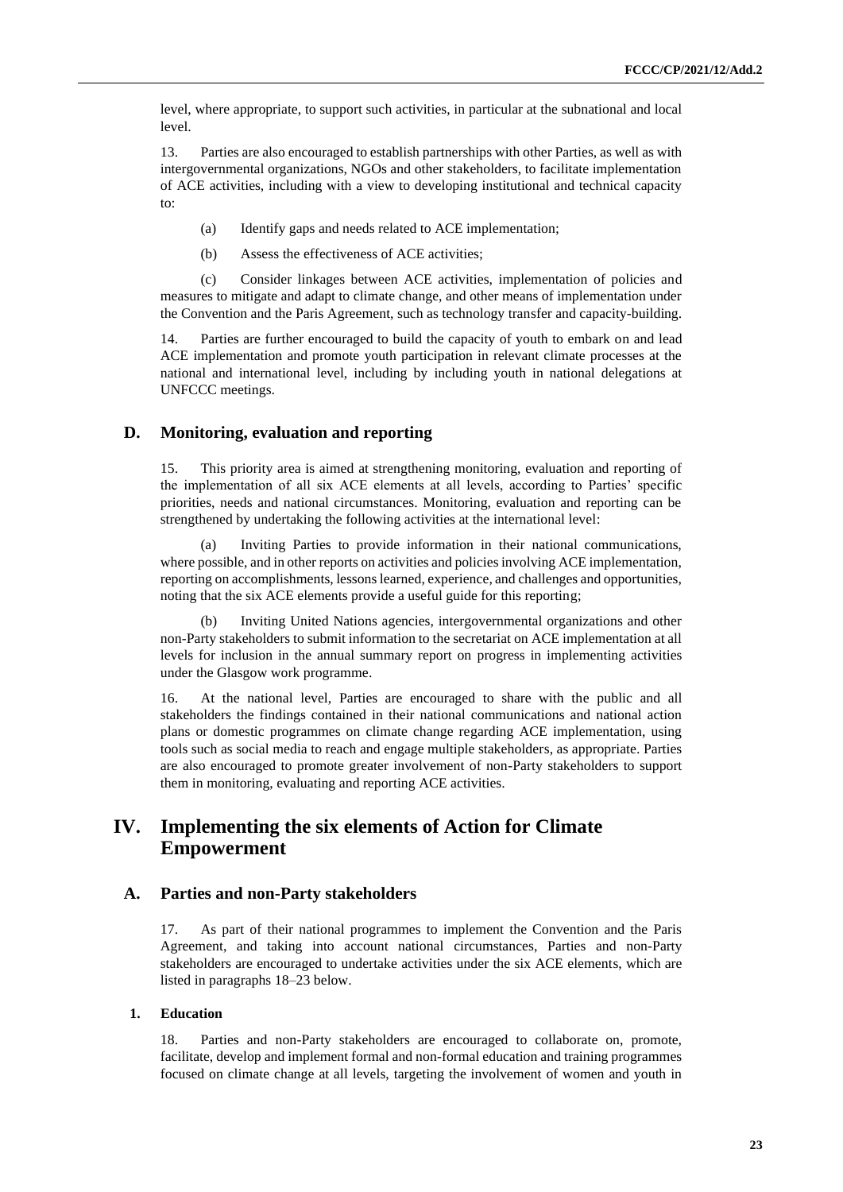level, where appropriate, to support such activities, in particular at the subnational and local level.

13. Parties are also encouraged to establish partnerships with other Parties, as well as with intergovernmental organizations, NGOs and other stakeholders, to facilitate implementation of ACE activities, including with a view to developing institutional and technical capacity to:

(a) Identify gaps and needs related to ACE implementation;

(b) Assess the effectiveness of ACE activities;

(c) Consider linkages between ACE activities, implementation of policies and measures to mitigate and adapt to climate change, and other means of implementation under the Convention and the Paris Agreement, such as technology transfer and capacity-building.

14. Parties are further encouraged to build the capacity of youth to embark on and lead ACE implementation and promote youth participation in relevant climate processes at the national and international level, including by including youth in national delegations at UNFCCC meetings.

### D. Monitoring, evaluation and reporting

15. This priority area is aimed at strengthening monitoring, evaluation and reporting of the implementation of all six ACE elements at all levels, according to Parties' specific priorities, needs and national circumstances. Monitoring, evaluation and reporting can be strengthened by undertaking the following activities at the international level:

(a) Inviting Parties to provide information in their national communications, where possible, and in other reports on activities and policies involving ACE implementation, reporting on accomplishments, lessons learned, experience, and challenges and opportunities, noting that the six ACE elements provide a useful guide for this reporting;

(b) Inviting United Nations agencies, intergovernmental organizations and other non-Party stakeholders to submit information to the secretariat on ACE implementation at all levels for inclusion in the annual summary report on progress in implementing activities under the Glasgow work programme.

16. At the national level, Parties are encouraged to share with the public and all stakeholders the findings contained in their national communications and national action plans or domestic programmes on climate change regarding ACE implementation, using tools such as social media to reach and engage multiple stakeholders, as appropriate. Parties are also encouraged to promote greater involvement of non-Party stakeholders to support them in monitoring, evaluating and reporting ACE activities.

## IV. Implementing the six elements of Action for Climate Empowerment

### A. Parties and non-Party stakeholders

17. As part of their national programmes to implement the Convention and the Paris Agreement, and taking into account national circumstances, Parties and non-Party stakeholders are encouraged to undertake activities under the six ACE elements, which are listed in paragraphs 18–23 below.

#### 1. Education

18. Parties and non-Party stakeholders are encouraged to collaborate on, promote, facilitate, develop and implement formal and non-formal education and training programmes focused on climate change at all levels, targeting the involvement of women and youth in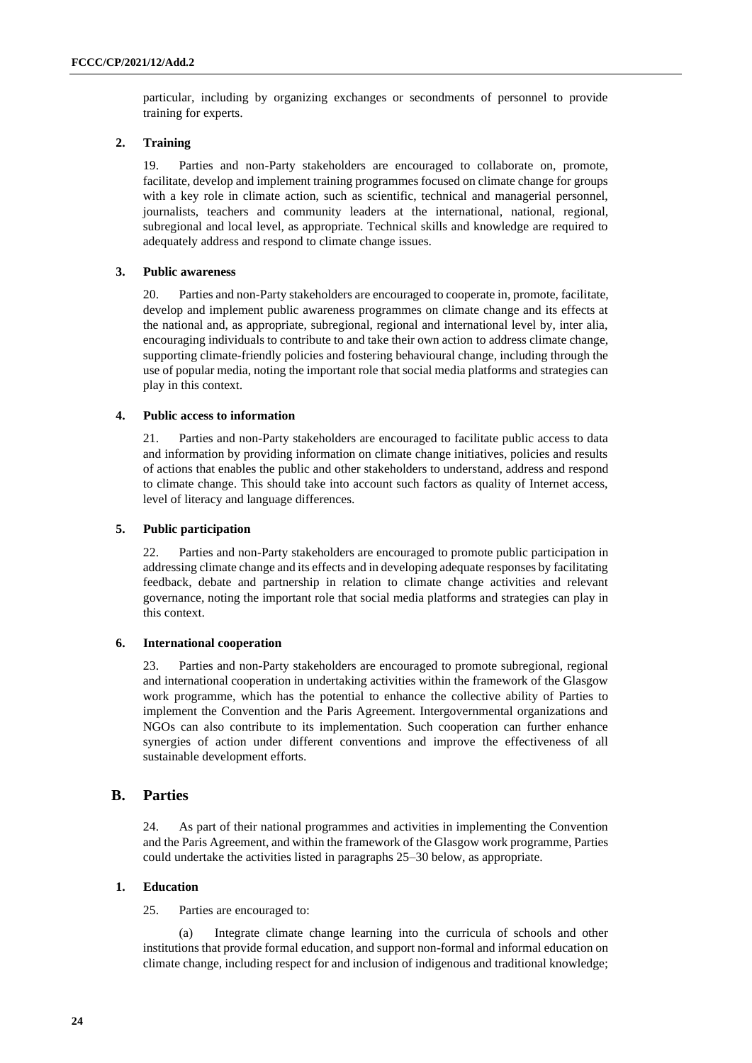particular, including by organizing exchanges or secondments of personnel to provide training for experts.

### 2. Training

19. Parties and non-Party stakeholders are encouraged to collaborate on, promote, facilitate, develop and implement training programmes focused on climate change for groups with a key role in climate action, such as scientific, technical and managerial personnel, journalists, teachers and community leaders at the international, national, regional, subregional and local level, as appropriate. Technical skills and knowledge are required to adequately address and respond to climate change issues.

### 3. Public awareness

20. Parties and non-Party stakeholders are encouraged to cooperate in, promote, facilitate, develop and implement public awareness programmes on climate change and its effects at the national and, as appropriate, subregional, regional and international level by, inter alia, encouraging individuals to contribute to and take their own action to address climate change, supporting climate-friendly policies and fostering behavioural change, including through the use of popular media, noting the important role that social media platforms and strategies can play in this context.

### 4. Public access to information

21. Parties and non-Party stakeholders are encouraged to facilitate public access to data and information by providing information on climate change initiatives, policies and results of actions that enables the public and other stakeholders to understand, address and respond to climate change. This should take into account such factors as quality of Internet access, level of literacy and language differences.

### 5. Public participation

22. Parties and non-Party stakeholders are encouraged to promote public participation in addressing climate change and its effects and in developing adequate responses by facilitating feedback, debate and partnership in relation to climate change activities and relevant governance, noting the important role that social media platforms and strategies can play in this context.

### 6. International cooperation

23. Parties and non-Party stakeholders are encouraged to promote subregional, regional and international cooperation in undertaking activities within the framework of the Glasgow work programme, which has the potential to enhance the collective ability of Parties to implement the Convention and the Paris Agreement. Intergovernmental organizations and NGOs can also contribute to its implementation. Such cooperation can further enhance synergies of action under different conventions and improve the effectiveness of all sustainable development efforts.

## B. Parties

24. As part of their national programmes and activities in implementing the Convention and the Paris Agreement, and within the framework of the Glasgow work programme, Parties could undertake the activities listed in paragraphs 25–30 below, as appropriate.

### 1. Education

25. Parties are encouraged to:

(a) Integrate climate change learning into the curricula of schools and other institutions that provide formal education, and support non-formal and informal education on climate change, including respect for and inclusion of indigenous and traditional knowledge;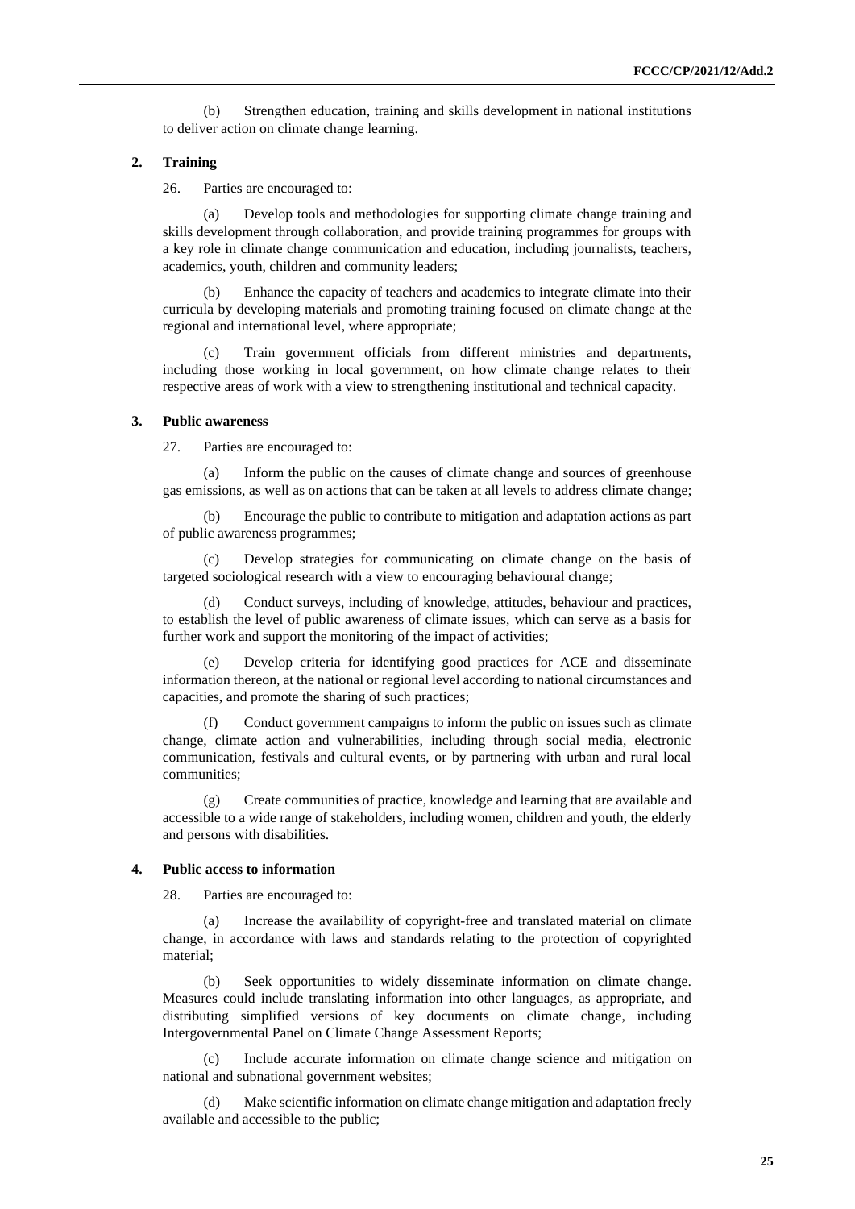(b) Strengthen education, training and skills development in national institutions to deliver action on climate change learning.

### 2. Training

26. Parties are encouraged to:

(a) Develop tools and methodologies for supporting climate change training and skills development through collaboration, and provide training programmes for groups with a key role in climate change communication and education, including journalists, teachers, academics, youth, children and community leaders;

(b) Enhance the capacity of teachers and academics to integrate climate into their curricula by developing materials and promoting training focused on climate change at the regional and international level, where appropriate;

(c) Train government officials from different ministries and departments, including those working in local government, on how climate change relates to their respective areas of work with a view to strengthening institutional and technical capacity.

### 3. Public awareness

27. Parties are encouraged to:

(a) Inform the public on the causes of climate change and sources of greenhouse gas emissions, as well as on actions that can be taken at all levels to address climate change;

(b) Encourage the public to contribute to mitigation and adaptation actions as part of public awareness programmes;

(c) Develop strategies for communicating on climate change on the basis of targeted sociological research with a view to encouraging behavioural change;

(d) Conduct surveys, including of knowledge, attitudes, behaviour and practices, to establish the level of public awareness of climate issues, which can serve as a basis for further work and support the monitoring of the impact of activities;

(e) Develop criteria for identifying good practices for ACE and disseminate information thereon, at the national or regional level according to national circumstances and capacities, and promote the sharing of such practices;

(f) Conduct government campaigns to inform the public on issues such as climate change, climate action and vulnerabilities, including through social media, electronic communication, festivals and cultural events, or by partnering with urban and rural local communities;

(g) Create communities of practice, knowledge and learning that are available and accessible to a wide range of stakeholders, including women, children and youth, the elderly and persons with disabilities.

### 4. Public access to information

28. Parties are encouraged to:

(a) Increase the availability of copyright-free and translated material on climate change, in accordance with laws and standards relating to the protection of copyrighted material;

(b) Seek opportunities to widely disseminate information on climate change. Measures could include translating information into other languages, as appropriate, and distributing simplified versions of key documents on climate change, including Intergovernmental Panel on Climate Change Assessment Reports;

(c) Include accurate information on climate change science and mitigation on national and subnational government websites;

(d) Make scientific information on climate change mitigation and adaptation freely available and accessible to the public;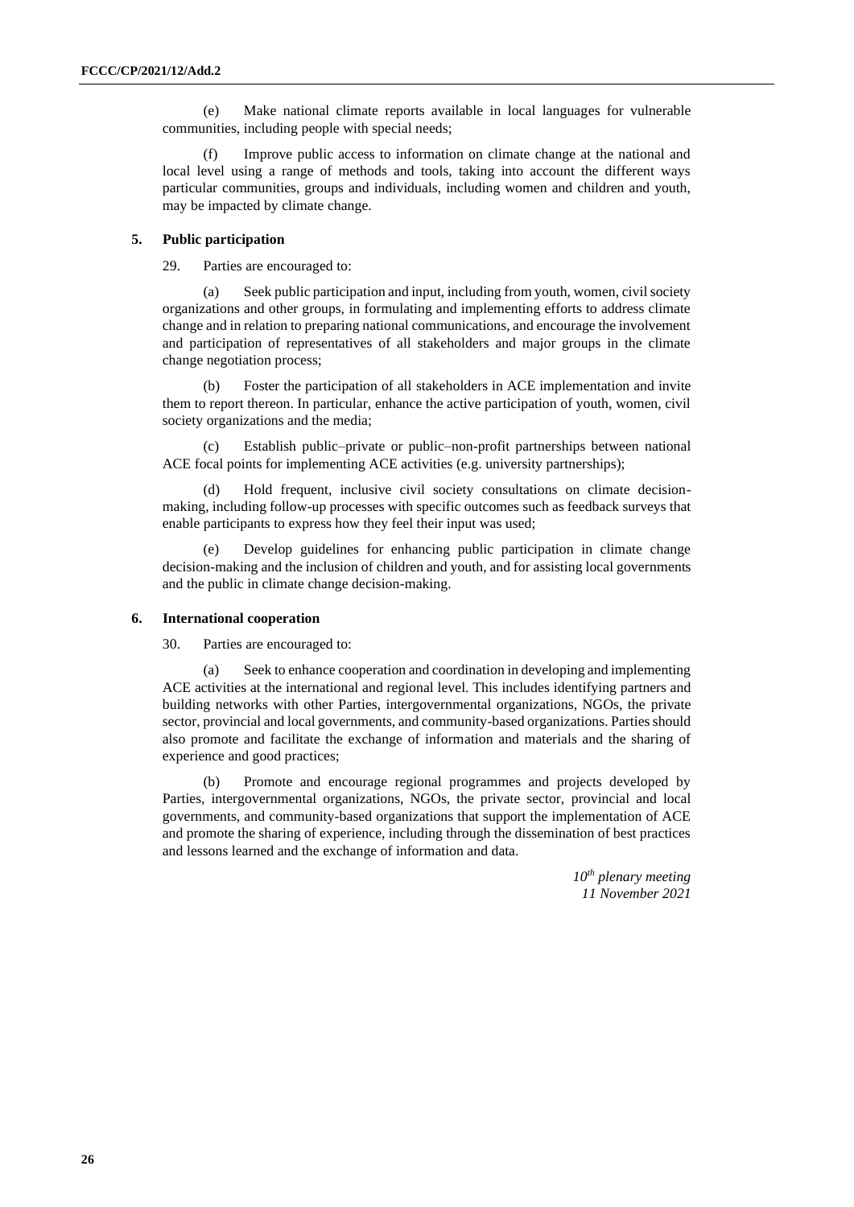(e) Make national climate reports available in local languages for vulnerable communities, including people with special needs;

(f) Improve public access to information on climate change at the national and local level using a range of methods and tools, taking into account the different ways particular communities, groups and individuals, including women and children and youth, may be impacted by climate change.

### 5. Public participation

29. Parties are encouraged to:

(a) Seek public participation and input, including from youth, women, civil society organizations and other groups, in formulating and implementing efforts to address climate change and in relation to preparing national communications, and encourage the involvement and participation of representatives of all stakeholders and major groups in the climate change negotiation process;

(b) Foster the participation of all stakeholders in ACE implementation and invite them to report thereon. In particular, enhance the active participation of youth, women, civil society organizations and the media;

(c) Establish public–private or public–non-profit partnerships between national ACE focal points for implementing ACE activities (e.g. university partnerships);

(d) Hold frequent, inclusive civil society consultations on climate decision-making, including follow-up processes with specific outcomes such as feedback surveys that enable participants to express how they feel their input was used;

(e) Develop guidelines for enhancing public participation in climate change decision-making and the inclusion of children and youth, and for assisting local governments and the public in climate change decision-making.

### 6. International cooperation

30. Parties are encouraged to:

(a) Seek to enhance cooperation and coordination in developing and implementing ACE activities at the international and regional level. This includes identifying partners and building networks with other Parties, intergovernmental organizations, NGOs, the private sector, provincial and local governments, and community-based organizations. Parties should also promote and facilitate the exchange of information and materials and the sharing of experience and good practices;

(b) Promote and encourage regional programmes and projects developed by Parties, intergovernmental organizations, NGOs, the private sector, provincial and local governments, and community-based organizations that support the implementation of ACE and promote the sharing of experience, including through the dissemination of best practices and lessons learned and the exchange of information and data.

*10th plenary meeting*
*11 November 2021*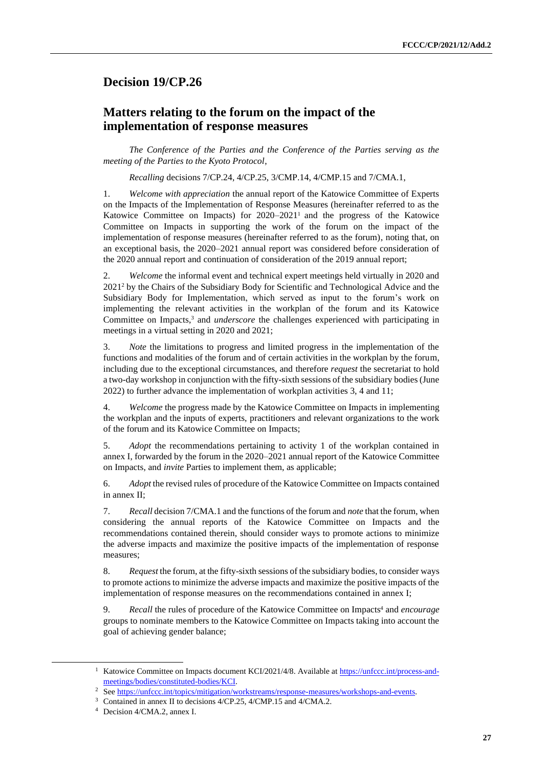## Decision 19/CP.26

## Matters relating to the forum on the impact of the implementation of response measures

*The Conference of the Parties and the Conference of the Parties serving as the meeting of the Parties to the Kyoto Protocol*,

*Recalling* decisions 7/CP.24, 4/CP.25, 3/CMP.14, 4/CMP.15 and 7/CMA.1,

1. *Welcome with appreciation* the annual report of the Katowice Committee of Experts on the Impacts of the Implementation of Response Measures (hereinafter referred to as the Katowice Committee on Impacts) for 2020–2021[1] and the progress of the Katowice Committee on Impacts in supporting the work of the forum on the impact of the implementation of response measures (hereinafter referred to as the forum), noting that, on an exceptional basis, the 2020–2021 annual report was considered before consideration of the 2020 annual report and continuation of consideration of the 2019 annual report;

2. *Welcome* the informal event and technical expert meetings held virtually in 2020 and 2021[2] by the Chairs of the Subsidiary Body for Scientific and Technological Advice and the Subsidiary Body for Implementation, which served as input to the forum's work on implementing the relevant activities in the workplan of the forum and its Katowice Committee on Impacts,[3] and *underscore* the challenges experienced with participating in meetings in a virtual setting in 2020 and 2021;

3. *Note* the limitations to progress and limited progress in the implementation of the functions and modalities of the forum and of certain activities in the workplan by the forum, including due to the exceptional circumstances, and therefore *request* the secretariat to hold a two-day workshop in conjunction with the fifty-sixth sessions of the subsidiary bodies (June 2022) to further advance the implementation of workplan activities 3, 4 and 11;

4. *Welcome* the progress made by the Katowice Committee on Impacts in implementing the workplan and the inputs of experts, practitioners and relevant organizations to the work of the forum and its Katowice Committee on Impacts;

5. *Adopt* the recommendations pertaining to activity 1 of the workplan contained in annex I, forwarded by the forum in the 2020–2021 annual report of the Katowice Committee on Impacts, and *invite* Parties to implement them, as applicable;

6. *Adopt* the revised rules of procedure of the Katowice Committee on Impacts contained in annex II;

7. *Recall* decision 7/CMA.1 and the functions of the forum and *note* that the forum, when considering the annual reports of the Katowice Committee on Impacts and the recommendations contained therein, should consider ways to promote actions to minimize the adverse impacts and maximize the positive impacts of the implementation of response measures;

8. *Request* the forum, at the fifty-sixth sessions of the subsidiary bodies, to consider ways to promote actions to minimize the adverse impacts and maximize the positive impacts of the implementation of response measures on the recommendations contained in annex I;

9. *Recall* the rules of procedure of the Katowice Committee on Impacts[4] and *encourage* groups to nominate members to the Katowice Committee on Impacts taking into account the goal of achieving gender balance;

---

[1] Katowice Committee on Impacts document KCI/2021/4/8. Available at https://unfccc.int/process-and-meetings/bodies/constituted-bodies/KCI.

[2] See https://unfccc.int/topics/mitigation/workstreams/response-measures/workshops-and-events.

[3] Contained in annex II to decisions 4/CP.25, 4/CMP.15 and 4/CMA.2.

[4] Decision 4/CMA.2, annex I.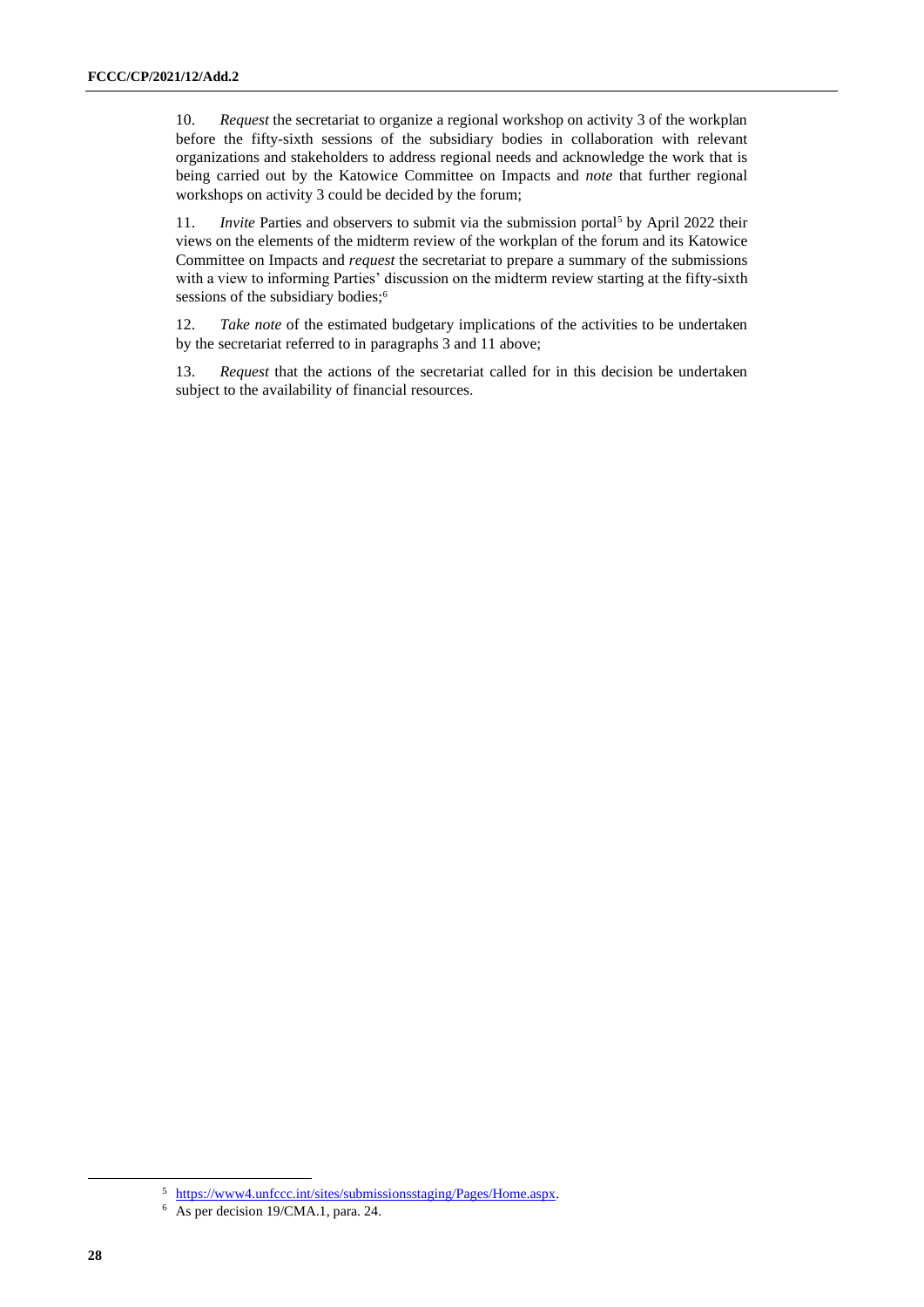10. *Request* the secretariat to organize a regional workshop on activity 3 of the workplan before the fifty-sixth sessions of the subsidiary bodies in collaboration with relevant organizations and stakeholders to address regional needs and acknowledge the work that is being carried out by the Katowice Committee on Impacts and *note* that further regional workshops on activity 3 could be decided by the forum;

11. *Invite* Parties and observers to submit via the submission portal[5] by April 2022 their views on the elements of the midterm review of the workplan of the forum and its Katowice Committee on Impacts and *request* the secretariat to prepare a summary of the submissions with a view to informing Parties' discussion on the midterm review starting at the fifty-sixth sessions of the subsidiary bodies;[6]

12. *Take note* of the estimated budgetary implications of the activities to be undertaken by the secretariat referred to in paragraphs 3 and 11 above;

13. *Request* that the actions of the secretariat called for in this decision be undertaken subject to the availability of financial resources.

---

[5] https://www4.unfccc.int/sites/submissionsstaging/Pages/Home.aspx.

[6] As per decision 19/CMA.1, para. 24.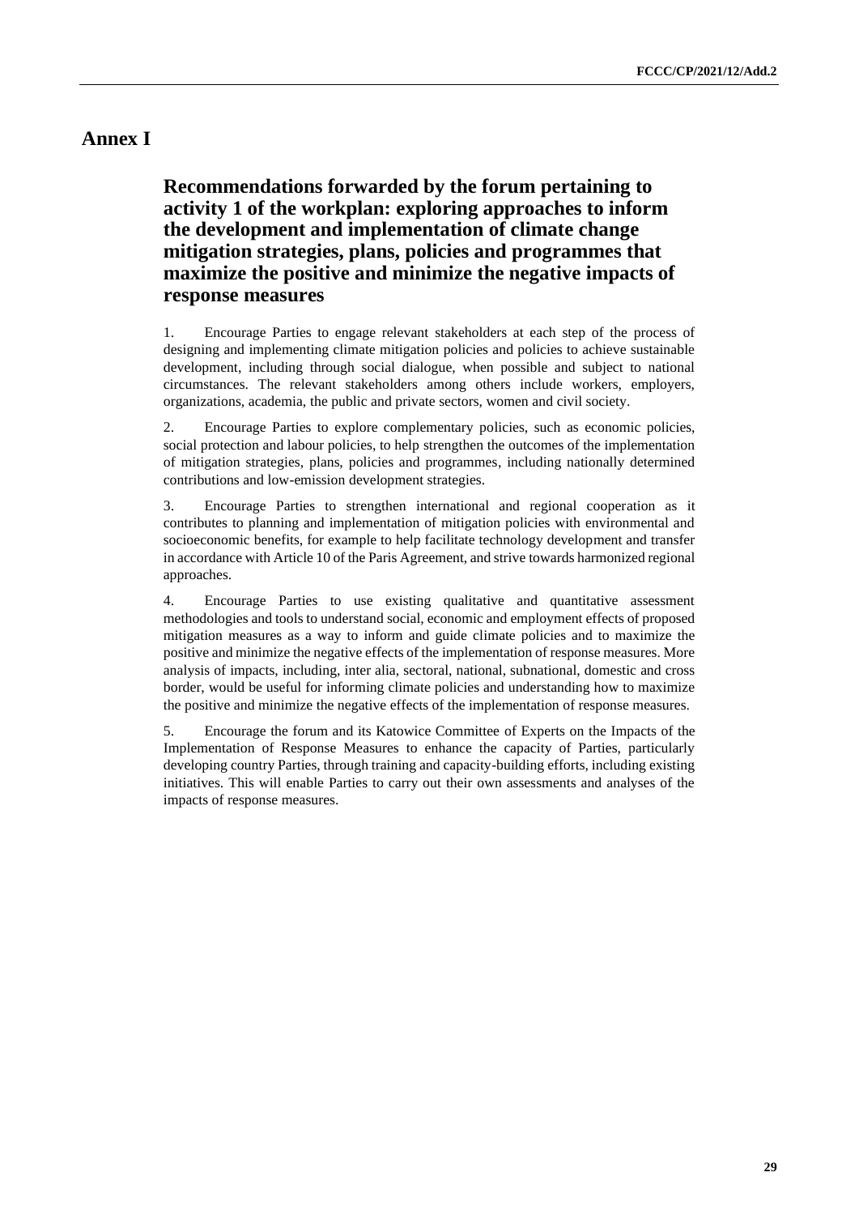# Annex I

## Recommendations forwarded by the forum pertaining to activity 1 of the workplan: exploring approaches to inform the development and implementation of climate change mitigation strategies, plans, policies and programmes that maximize the positive and minimize the negative impacts of response measures

1. Encourage Parties to engage relevant stakeholders at each step of the process of designing and implementing climate mitigation policies and policies to achieve sustainable development, including through social dialogue, when possible and subject to national circumstances. The relevant stakeholders among others include workers, employers, organizations, academia, the public and private sectors, women and civil society.

2. Encourage Parties to explore complementary policies, such as economic policies, social protection and labour policies, to help strengthen the outcomes of the implementation of mitigation strategies, plans, policies and programmes, including nationally determined contributions and low-emission development strategies.

3. Encourage Parties to strengthen international and regional cooperation as it contributes to planning and implementation of mitigation policies with environmental and socioeconomic benefits, for example to help facilitate technology development and transfer in accordance with Article 10 of the Paris Agreement, and strive towards harmonized regional approaches.

4. Encourage Parties to use existing qualitative and quantitative assessment methodologies and tools to understand social, economic and employment effects of proposed mitigation measures as a way to inform and guide climate policies and to maximize the positive and minimize the negative effects of the implementation of response measures. More analysis of impacts, including, inter alia, sectoral, national, subnational, domestic and cross border, would be useful for informing climate policies and understanding how to maximize the positive and minimize the negative effects of the implementation of response measures.

5. Encourage the forum and its Katowice Committee of Experts on the Impacts of the Implementation of Response Measures to enhance the capacity of Parties, particularly developing country Parties, through training and capacity-building efforts, including existing initiatives. This will enable Parties to carry out their own assessments and analyses of the impacts of response measures.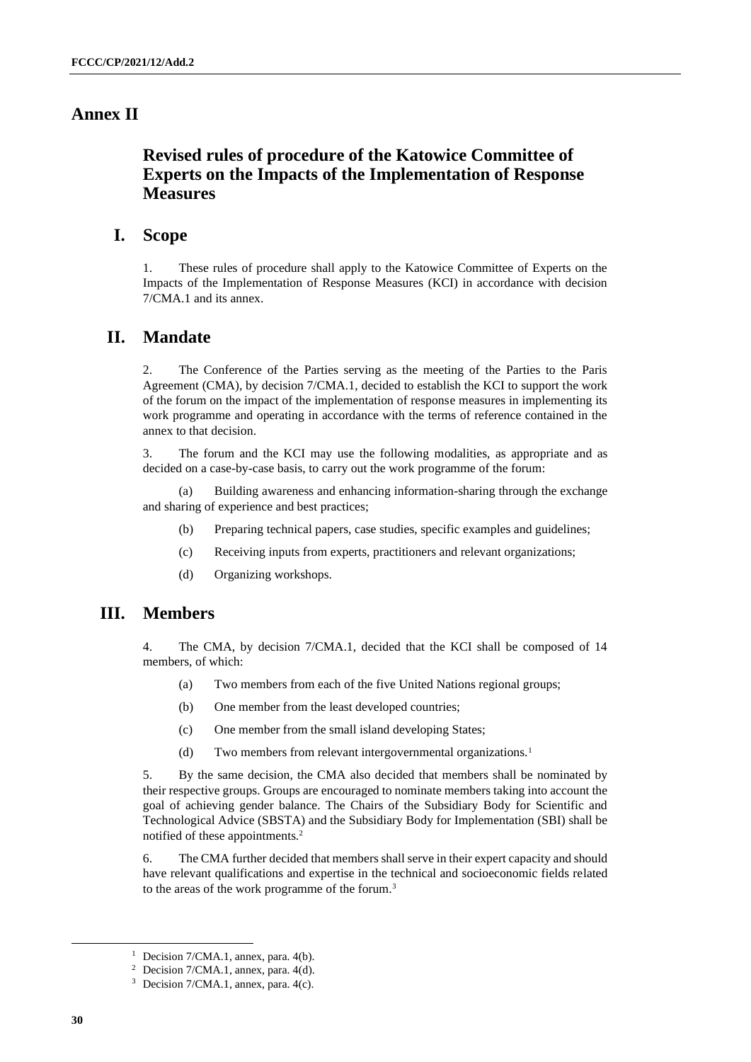# Annex II

## Revised rules of procedure of the Katowice Committee of Experts on the Impacts of the Implementation of Response Measures

## I. Scope

1. These rules of procedure shall apply to the Katowice Committee of Experts on the Impacts of the Implementation of Response Measures (KCI) in accordance with decision 7/CMA.1 and its annex.

## II. Mandate

2. The Conference of the Parties serving as the meeting of the Parties to the Paris Agreement (CMA), by decision 7/CMA.1, decided to establish the KCI to support the work of the forum on the impact of the implementation of response measures in implementing its work programme and operating in accordance with the terms of reference contained in the annex to that decision.

3. The forum and the KCI may use the following modalities, as appropriate and as decided on a case-by-case basis, to carry out the work programme of the forum:

(a) Building awareness and enhancing information-sharing through the exchange and sharing of experience and best practices;

(b) Preparing technical papers, case studies, specific examples and guidelines;

(c) Receiving inputs from experts, practitioners and relevant organizations;

(d) Organizing workshops.

## III. Members

4. The CMA, by decision 7/CMA.1, decided that the KCI shall be composed of 14 members, of which:

(a) Two members from each of the five United Nations regional groups;

(b) One member from the least developed countries;

(c) One member from the small island developing States;

(d) Two members from relevant intergovernmental organizations.[1]

5. By the same decision, the CMA also decided that members shall be nominated by their respective groups. Groups are encouraged to nominate members taking into account the goal of achieving gender balance. The Chairs of the Subsidiary Body for Scientific and Technological Advice (SBSTA) and the Subsidiary Body for Implementation (SBI) shall be notified of these appointments.[2]

6. The CMA further decided that members shall serve in their expert capacity and should have relevant qualifications and expertise in the technical and socioeconomic fields related to the areas of the work programme of the forum.[3]

---

[1] Decision 7/CMA.1, annex, para. 4(b).

[2] Decision 7/CMA.1, annex, para. 4(d).

[3] Decision 7/CMA.1, annex, para. 4(c).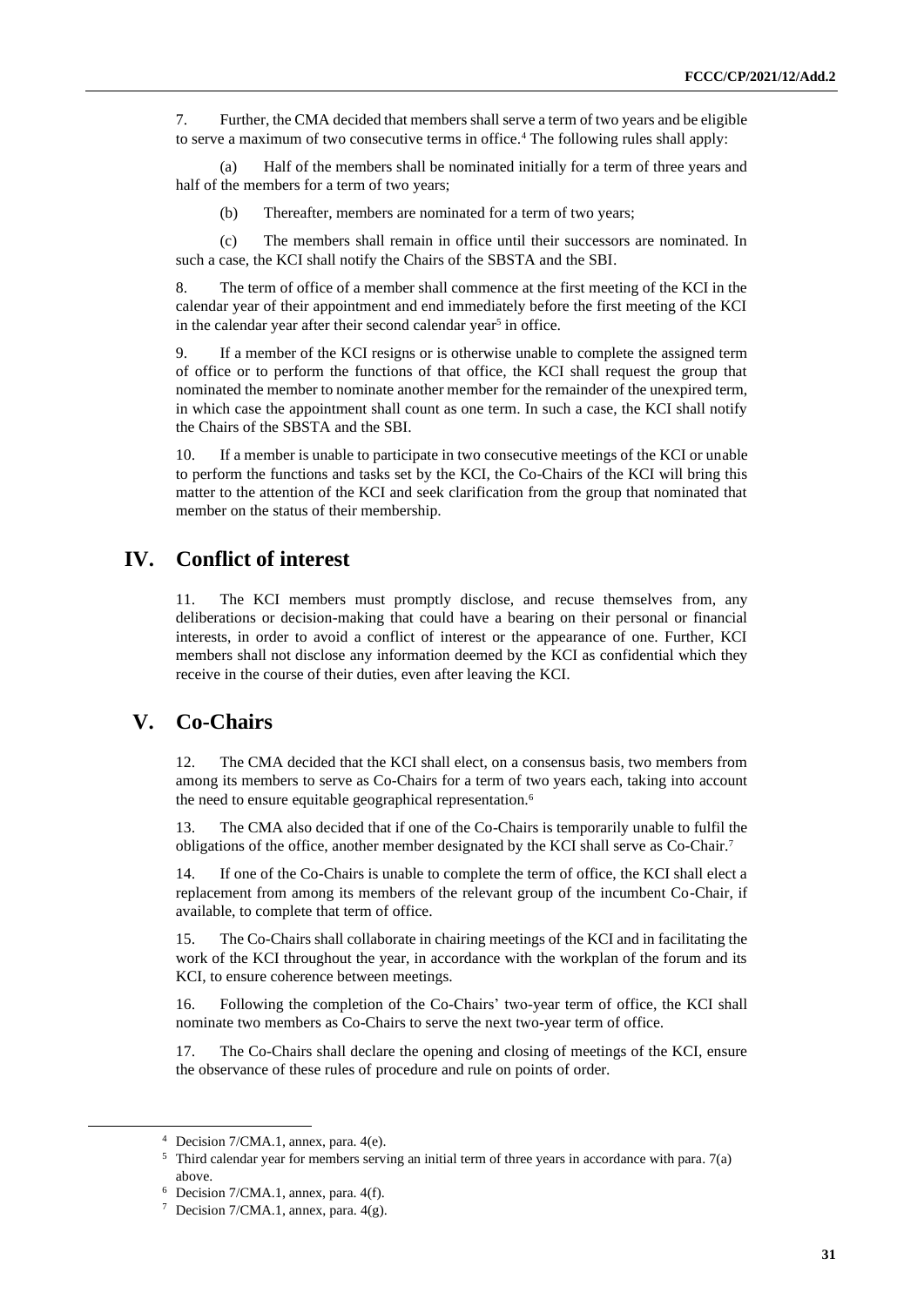7. Further, the CMA decided that members shall serve a term of two years and be eligible to serve a maximum of two consecutive terms in office.[4] The following rules shall apply:

(a) Half of the members shall be nominated initially for a term of three years and half of the members for a term of two years;

(b) Thereafter, members are nominated for a term of two years;

(c) The members shall remain in office until their successors are nominated. In such a case, the KCI shall notify the Chairs of the SBSTA and the SBI.

8. The term of office of a member shall commence at the first meeting of the KCI in the calendar year of their appointment and end immediately before the first meeting of the KCI in the calendar year after their second calendar year[5] in office.

9. If a member of the KCI resigns or is otherwise unable to complete the assigned term of office or to perform the functions of that office, the KCI shall request the group that nominated the member to nominate another member for the remainder of the unexpired term, in which case the appointment shall count as one term. In such a case, the KCI shall notify the Chairs of the SBSTA and the SBI.

10. If a member is unable to participate in two consecutive meetings of the KCI or unable to perform the functions and tasks set by the KCI, the Co-Chairs of the KCI will bring this matter to the attention of the KCI and seek clarification from the group that nominated that member on the status of their membership.

## IV. Conflict of interest

11. The KCI members must promptly disclose, and recuse themselves from, any deliberations or decision-making that could have a bearing on their personal or financial interests, in order to avoid a conflict of interest or the appearance of one. Further, KCI members shall not disclose any information deemed by the KCI as confidential which they receive in the course of their duties, even after leaving the KCI.

## V. Co-Chairs

12. The CMA decided that the KCI shall elect, on a consensus basis, two members from among its members to serve as Co-Chairs for a term of two years each, taking into account the need to ensure equitable geographical representation.[6]

13. The CMA also decided that if one of the Co-Chairs is temporarily unable to fulfil the obligations of the office, another member designated by the KCI shall serve as Co-Chair.[7]

14. If one of the Co-Chairs is unable to complete the term of office, the KCI shall elect a replacement from among its members of the relevant group of the incumbent Co-Chair, if available, to complete that term of office.

15. The Co-Chairs shall collaborate in chairing meetings of the KCI and in facilitating the work of the KCI throughout the year, in accordance with the workplan of the forum and its KCI, to ensure coherence between meetings.

16. Following the completion of the Co-Chairs' two-year term of office, the KCI shall nominate two members as Co-Chairs to serve the next two-year term of office.

17. The Co-Chairs shall declare the opening and closing of meetings of the KCI, ensure the observance of these rules of procedure and rule on points of order.

---

[4] Decision 7/CMA.1, annex, para. 4(e).

[5] Third calendar year for members serving an initial term of three years in accordance with para. 7(a) above.

[6] Decision 7/CMA.1, annex, para. 4(f).

[7] Decision 7/CMA.1, annex, para. 4(g).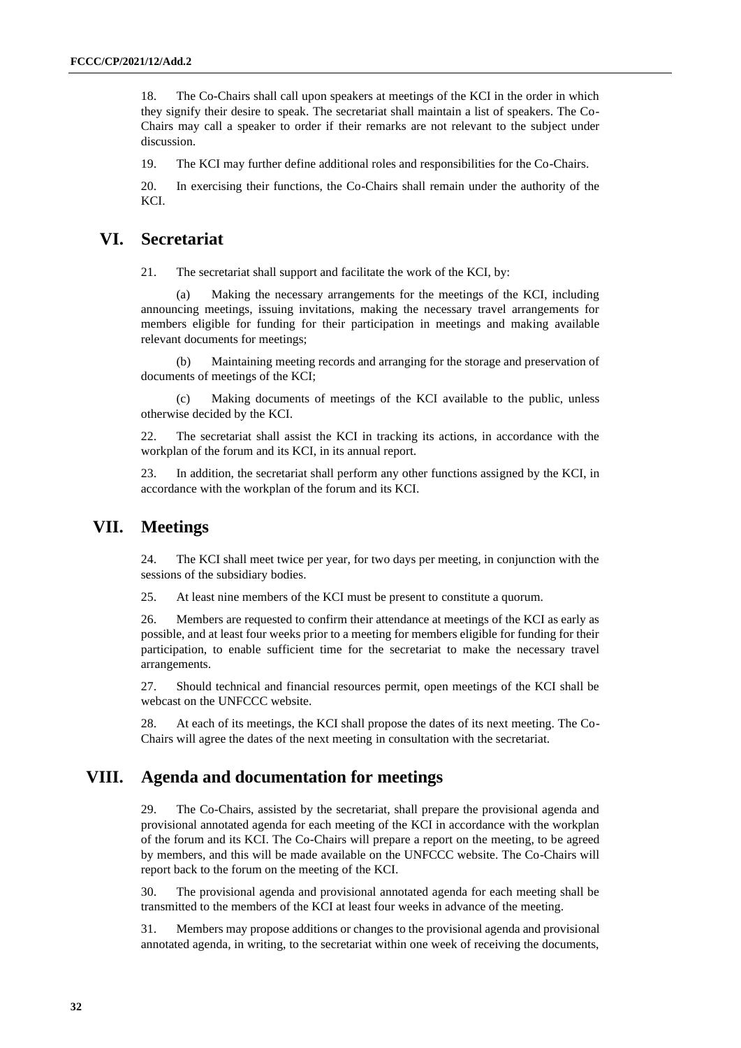18. The Co-Chairs shall call upon speakers at meetings of the KCI in the order in which they signify their desire to speak. The secretariat shall maintain a list of speakers. The Co-Chairs may call a speaker to order if their remarks are not relevant to the subject under discussion.

19. The KCI may further define additional roles and responsibilities for the Co-Chairs.

20. In exercising their functions, the Co-Chairs shall remain under the authority of the KCI.

## VI. Secretariat

21. The secretariat shall support and facilitate the work of the KCI, by:

(a) Making the necessary arrangements for the meetings of the KCI, including announcing meetings, issuing invitations, making the necessary travel arrangements for members eligible for funding for their participation in meetings and making available relevant documents for meetings;

(b) Maintaining meeting records and arranging for the storage and preservation of documents of meetings of the KCI;

(c) Making documents of meetings of the KCI available to the public, unless otherwise decided by the KCI.

22. The secretariat shall assist the KCI in tracking its actions, in accordance with the workplan of the forum and its KCI, in its annual report.

23. In addition, the secretariat shall perform any other functions assigned by the KCI, in accordance with the workplan of the forum and its KCI.

## VII. Meetings

24. The KCI shall meet twice per year, for two days per meeting, in conjunction with the sessions of the subsidiary bodies.

25. At least nine members of the KCI must be present to constitute a quorum.

26. Members are requested to confirm their attendance at meetings of the KCI as early as possible, and at least four weeks prior to a meeting for members eligible for funding for their participation, to enable sufficient time for the secretariat to make the necessary travel arrangements.

27. Should technical and financial resources permit, open meetings of the KCI shall be webcast on the UNFCCC website.

28. At each of its meetings, the KCI shall propose the dates of its next meeting. The Co-Chairs will agree the dates of the next meeting in consultation with the secretariat.

## VIII. Agenda and documentation for meetings

29. The Co-Chairs, assisted by the secretariat, shall prepare the provisional agenda and provisional annotated agenda for each meeting of the KCI in accordance with the workplan of the forum and its KCI. The Co-Chairs will prepare a report on the meeting, to be agreed by members, and this will be made available on the UNFCCC website. The Co-Chairs will report back to the forum on the meeting of the KCI.

30. The provisional agenda and provisional annotated agenda for each meeting shall be transmitted to the members of the KCI at least four weeks in advance of the meeting.

31. Members may propose additions or changes to the provisional agenda and provisional annotated agenda, in writing, to the secretariat within one week of receiving the documents,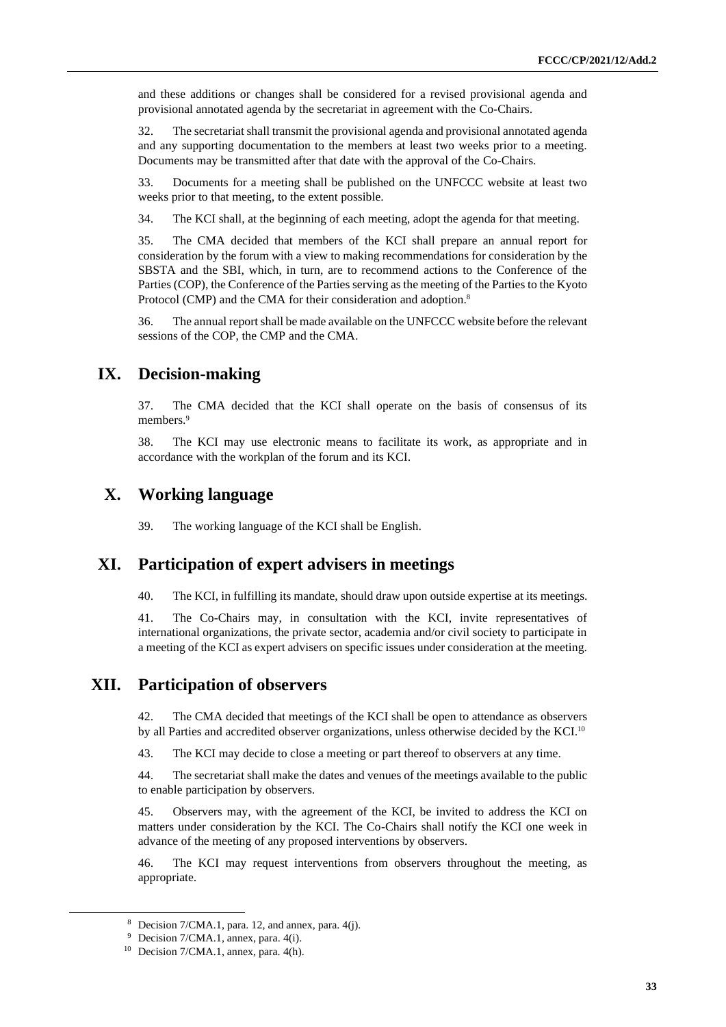and these additions or changes shall be considered for a revised provisional agenda and provisional annotated agenda by the secretariat in agreement with the Co-Chairs.

32. The secretariat shall transmit the provisional agenda and provisional annotated agenda and any supporting documentation to the members at least two weeks prior to a meeting. Documents may be transmitted after that date with the approval of the Co-Chairs.

33. Documents for a meeting shall be published on the UNFCCC website at least two weeks prior to that meeting, to the extent possible.

34. The KCI shall, at the beginning of each meeting, adopt the agenda for that meeting.

35. The CMA decided that members of the KCI shall prepare an annual report for consideration by the forum with a view to making recommendations for consideration by the SBSTA and the SBI, which, in turn, are to recommend actions to the Conference of the Parties (COP), the Conference of the Parties serving as the meeting of the Parties to the Kyoto Protocol (CMP) and the CMA for their consideration and adoption.[8]

36. The annual report shall be made available on the UNFCCC website before the relevant sessions of the COP, the CMP and the CMA.

## IX. Decision-making

37. The CMA decided that the KCI shall operate on the basis of consensus of its members.[9]

38. The KCI may use electronic means to facilitate its work, as appropriate and in accordance with the workplan of the forum and its KCI.

## X. Working language

39. The working language of the KCI shall be English.

## XI. Participation of expert advisers in meetings

40. The KCI, in fulfilling its mandate, should draw upon outside expertise at its meetings.

41. The Co-Chairs may, in consultation with the KCI, invite representatives of international organizations, the private sector, academia and/or civil society to participate in a meeting of the KCI as expert advisers on specific issues under consideration at the meeting.

## XII. Participation of observers

42. The CMA decided that meetings of the KCI shall be open to attendance as observers by all Parties and accredited observer organizations, unless otherwise decided by the KCI.[10]

43. The KCI may decide to close a meeting or part thereof to observers at any time.

44. The secretariat shall make the dates and venues of the meetings available to the public to enable participation by observers.

45. Observers may, with the agreement of the KCI, be invited to address the KCI on matters under consideration by the KCI. The Co-Chairs shall notify the KCI one week in advance of the meeting of any proposed interventions by observers.

46. The KCI may request interventions from observers throughout the meeting, as appropriate.

---

[8] Decision 7/CMA.1, para. 12, and annex, para. 4(j).

[9] Decision 7/CMA.1, annex, para. 4(i).

[10] Decision 7/CMA.1, annex, para. 4(h).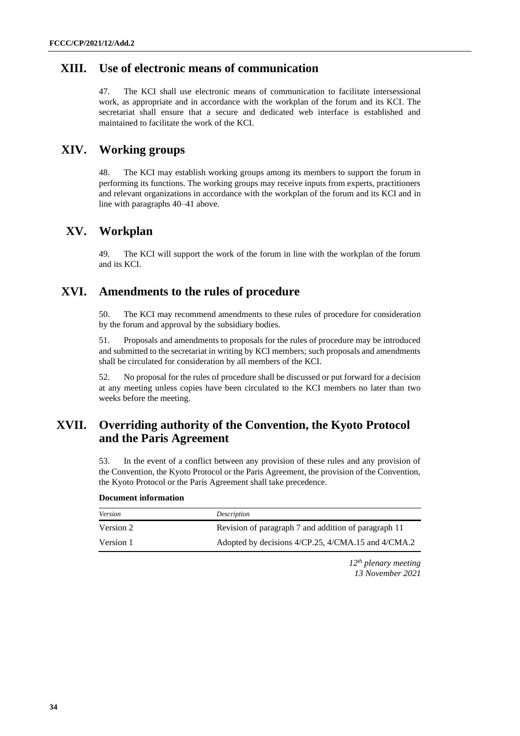## XIII. Use of electronic means of communication

47. The KCI shall use electronic means of communication to facilitate intersessional work, as appropriate and in accordance with the workplan of the forum and its KCI. The secretariat shall ensure that a secure and dedicated web interface is established and maintained to facilitate the work of the KCI.

## XIV. Working groups

48. The KCI may establish working groups among its members to support the forum in performing its functions. The working groups may receive inputs from experts, practitioners and relevant organizations in accordance with the workplan of the forum and its KCI and in line with paragraphs 40–41 above.

## XV. Workplan

49. The KCI will support the work of the forum in line with the workplan of the forum and its KCI.

## XVI. Amendments to the rules of procedure

50. The KCI may recommend amendments to these rules of procedure for consideration by the forum and approval by the subsidiary bodies.

51. Proposals and amendments to proposals for the rules of procedure may be introduced and submitted to the secretariat in writing by KCI members; such proposals and amendments shall be circulated for consideration by all members of the KCI.

52. No proposal for the rules of procedure shall be discussed or put forward for a decision at any meeting unless copies have been circulated to the KCI members no later than two weeks before the meeting.

## XVII. Overriding authority of the Convention, the Kyoto Protocol and the Paris Agreement

53. In the event of a conflict between any provision of these rules and any provision of the Convention, the Kyoto Protocol or the Paris Agreement, the provision of the Convention, the Kyoto Protocol or the Paris Agreement shall take precedence.

**Document information**

| *Version* | *Description* |
|---|---|
| Version 2 | Revision of paragraph 7 and addition of paragraph 11 |
| Version 1 | Adopted by decisions 4/CP.25, 4/CMA.15 and 4/CMA.2 |

*12th plenary meeting*
*13 November 2021*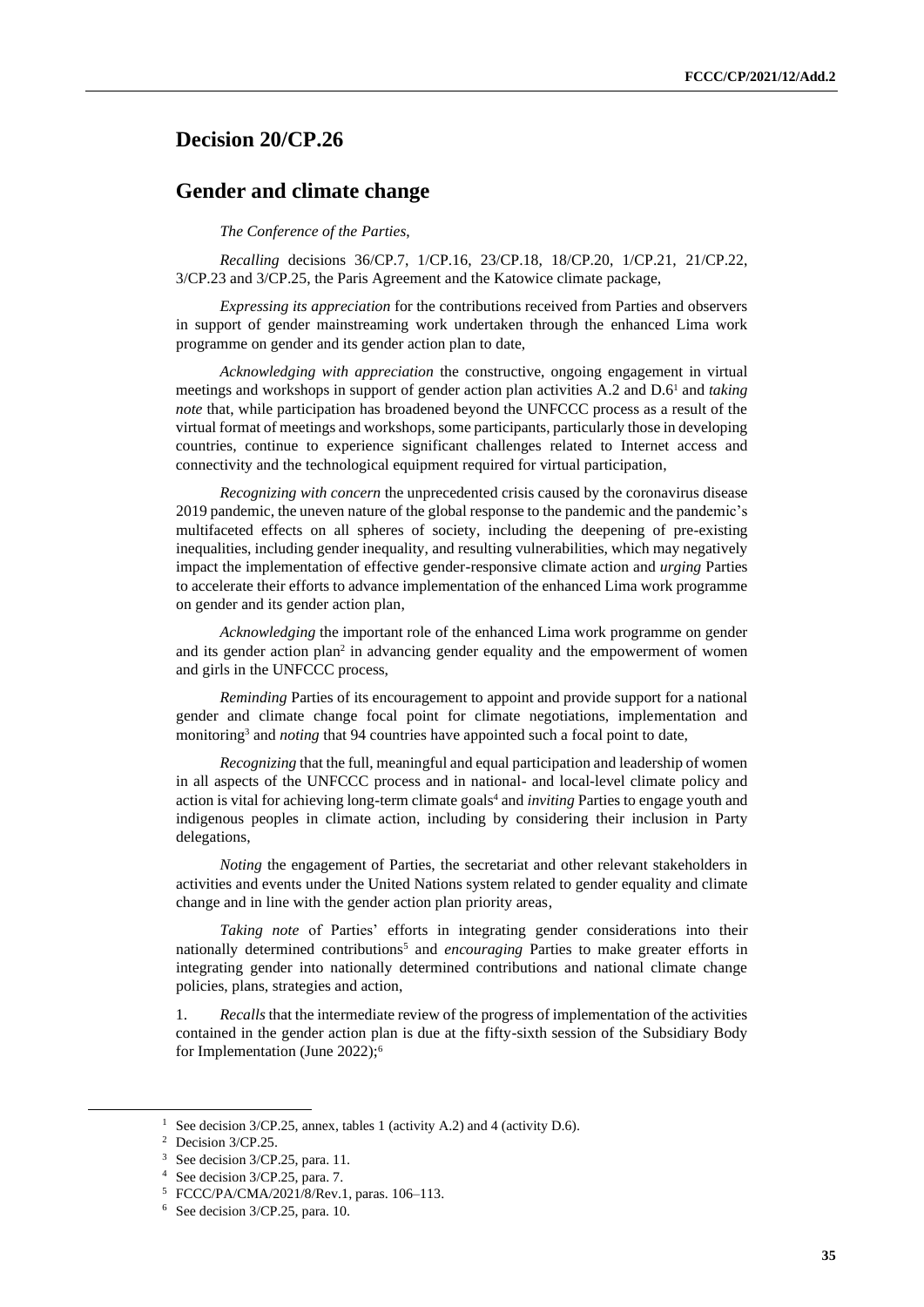# Decision 20/CP.26

## Gender and climate change

*The Conference of the Parties*,

*Recalling* decisions 36/CP.7, 1/CP.16, 23/CP.18, 18/CP.20, 1/CP.21, 21/CP.22, 3/CP.23 and 3/CP.25, the Paris Agreement and the Katowice climate package,

*Expressing its appreciation* for the contributions received from Parties and observers in support of gender mainstreaming work undertaken through the enhanced Lima work programme on gender and its gender action plan to date,

*Acknowledging with appreciation* the constructive, ongoing engagement in virtual meetings and workshops in support of gender action plan activities A.2 and D.6[1] and *taking note* that, while participation has broadened beyond the UNFCCC process as a result of the virtual format of meetings and workshops, some participants, particularly those in developing countries, continue to experience significant challenges related to Internet access and connectivity and the technological equipment required for virtual participation,

*Recognizing with concern* the unprecedented crisis caused by the coronavirus disease 2019 pandemic, the uneven nature of the global response to the pandemic and the pandemic's multifaceted effects on all spheres of society, including the deepening of pre-existing inequalities, including gender inequality, and resulting vulnerabilities, which may negatively impact the implementation of effective gender-responsive climate action and *urging* Parties to accelerate their efforts to advance implementation of the enhanced Lima work programme on gender and its gender action plan,

*Acknowledging* the important role of the enhanced Lima work programme on gender and its gender action plan[2] in advancing gender equality and the empowerment of women and girls in the UNFCCC process,

*Reminding* Parties of its encouragement to appoint and provide support for a national gender and climate change focal point for climate negotiations, implementation and monitoring[3] and *noting* that 94 countries have appointed such a focal point to date,

*Recognizing* that the full, meaningful and equal participation and leadership of women in all aspects of the UNFCCC process and in national- and local-level climate policy and action is vital for achieving long-term climate goals[4] and *inviting* Parties to engage youth and indigenous peoples in climate action, including by considering their inclusion in Party delegations,

*Noting* the engagement of Parties, the secretariat and other relevant stakeholders in activities and events under the United Nations system related to gender equality and climate change and in line with the gender action plan priority areas,

*Taking note* of Parties' efforts in integrating gender considerations into their nationally determined contributions[5] and *encouraging* Parties to make greater efforts in integrating gender into nationally determined contributions and national climate change policies, plans, strategies and action,

1. *Recalls* that the intermediate review of the progress of implementation of the activities contained in the gender action plan is due at the fifty-sixth session of the Subsidiary Body for Implementation (June 2022);[6]

---

[1] See decision 3/CP.25, annex, tables 1 (activity A.2) and 4 (activity D.6).

[2] Decision 3/CP.25.

[3] See decision 3/CP.25, para. 11.

[4] See decision 3/CP.25, para. 7.

[5] FCCC/PA/CMA/2021/8/Rev.1, paras. 106–113.

[6] See decision 3/CP.25, para. 10.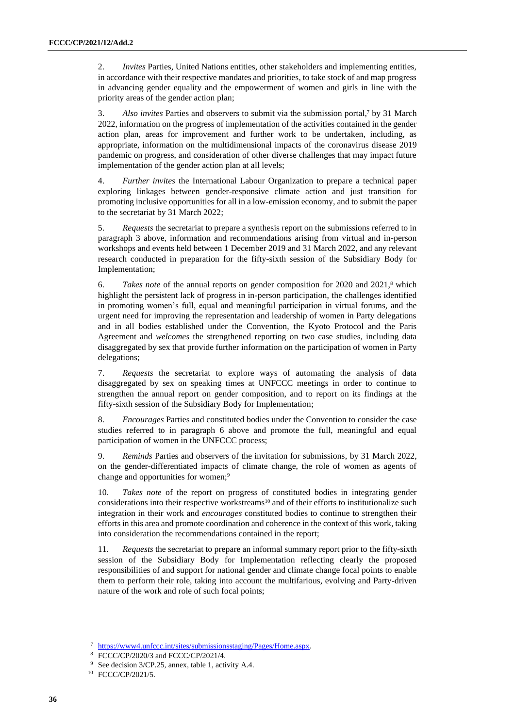2. *Invites* Parties, United Nations entities, other stakeholders and implementing entities, in accordance with their respective mandates and priorities, to take stock of and map progress in advancing gender equality and the empowerment of women and girls in line with the priority areas of the gender action plan;

3. *Also invites* Parties and observers to submit via the submission portal,[7] by 31 March 2022, information on the progress of implementation of the activities contained in the gender action plan, areas for improvement and further work to be undertaken, including, as appropriate, information on the multidimensional impacts of the coronavirus disease 2019 pandemic on progress, and consideration of other diverse challenges that may impact future implementation of the gender action plan at all levels;

4. *Further invites* the International Labour Organization to prepare a technical paper exploring linkages between gender-responsive climate action and just transition for promoting inclusive opportunities for all in a low-emission economy, and to submit the paper to the secretariat by 31 March 2022;

5. *Requests* the secretariat to prepare a synthesis report on the submissions referred to in paragraph 3 above, information and recommendations arising from virtual and in-person workshops and events held between 1 December 2019 and 31 March 2022, and any relevant research conducted in preparation for the fifty-sixth session of the Subsidiary Body for Implementation;

6. *Takes note* of the annual reports on gender composition for 2020 and 2021,[8] which highlight the persistent lack of progress in in-person participation, the challenges identified in promoting women's full, equal and meaningful participation in virtual forums, and the urgent need for improving the representation and leadership of women in Party delegations and in all bodies established under the Convention, the Kyoto Protocol and the Paris Agreement and *welcomes* the strengthened reporting on two case studies, including data disaggregated by sex that provide further information on the participation of women in Party delegations;

7. *Requests* the secretariat to explore ways of automating the analysis of data disaggregated by sex on speaking times at UNFCCC meetings in order to continue to strengthen the annual report on gender composition, and to report on its findings at the fifty-sixth session of the Subsidiary Body for Implementation;

8. *Encourages* Parties and constituted bodies under the Convention to consider the case studies referred to in paragraph 6 above and promote the full, meaningful and equal participation of women in the UNFCCC process;

9. *Reminds* Parties and observers of the invitation for submissions, by 31 March 2022, on the gender-differentiated impacts of climate change, the role of women as agents of change and opportunities for women;[9]

10. *Takes note* of the report on progress of constituted bodies in integrating gender considerations into their respective workstreams[10] and of their efforts to institutionalize such integration in their work and *encourages* constituted bodies to continue to strengthen their efforts in this area and promote coordination and coherence in the context of this work, taking into consideration the recommendations contained in the report;

11. *Requests* the secretariat to prepare an informal summary report prior to the fifty-sixth session of the Subsidiary Body for Implementation reflecting clearly the proposed responsibilities of and support for national gender and climate change focal points to enable them to perform their role, taking into account the multifarious, evolving and Party-driven nature of the work and role of such focal points;

---

[7] https://www4.unfccc.int/sites/submissionsstaging/Pages/Home.aspx.

[8] FCCC/CP/2020/3 and FCCC/CP/2021/4.

[9] See decision 3/CP.25, annex, table 1, activity A.4.

[10] FCCC/CP/2021/5.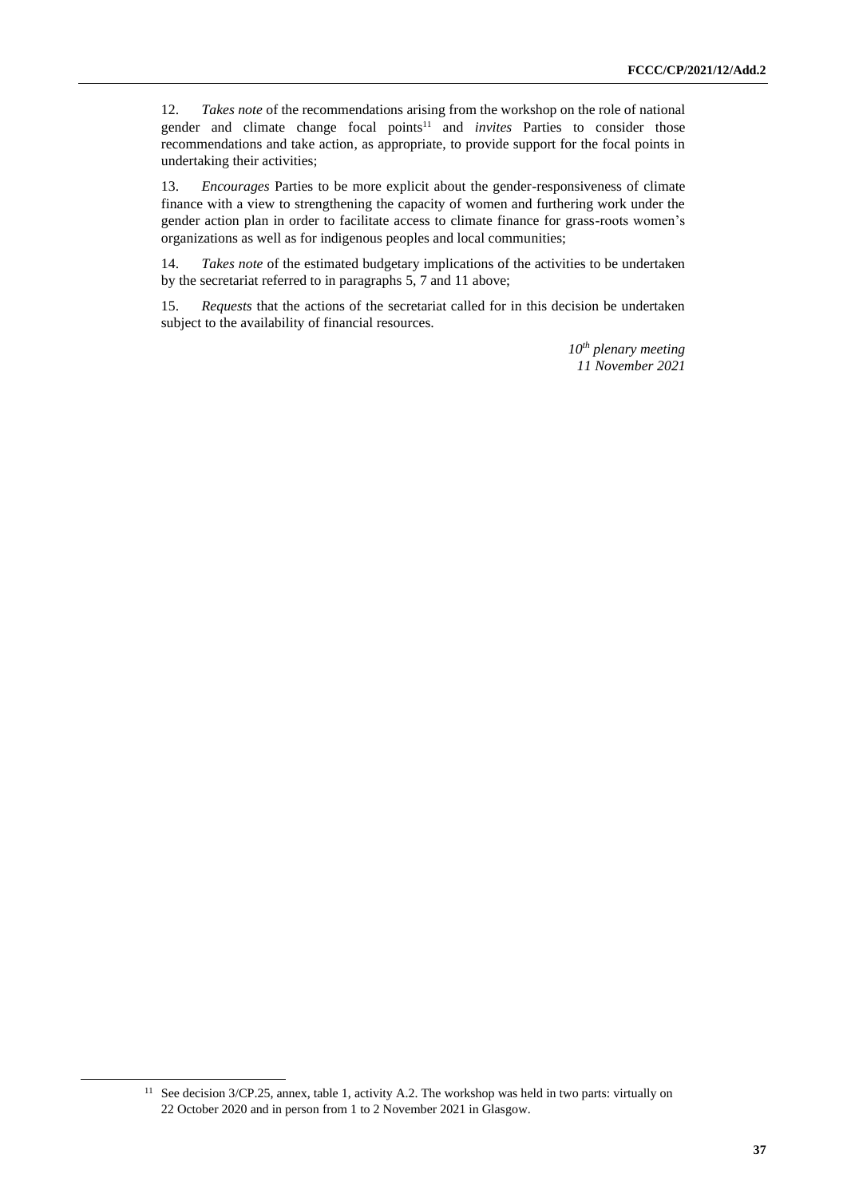12. *Takes note* of the recommendations arising from the workshop on the role of national gender and climate change focal points[11] and *invites* Parties to consider those recommendations and take action, as appropriate, to provide support for the focal points in undertaking their activities;

13. *Encourages* Parties to be more explicit about the gender-responsiveness of climate finance with a view to strengthening the capacity of women and furthering work under the gender action plan in order to facilitate access to climate finance for grass-roots women's organizations as well as for indigenous peoples and local communities;

14. *Takes note* of the estimated budgetary implications of the activities to be undertaken by the secretariat referred to in paragraphs 5, 7 and 11 above;

15. *Requests* that the actions of the secretariat called for in this decision be undertaken subject to the availability of financial resources.

*10th plenary meeting*
*11 November 2021*

---

[11] See decision 3/CP.25, annex, table 1, activity A.2. The workshop was held in two parts: virtually on 22 October 2020 and in person from 1 to 2 November 2021 in Glasgow.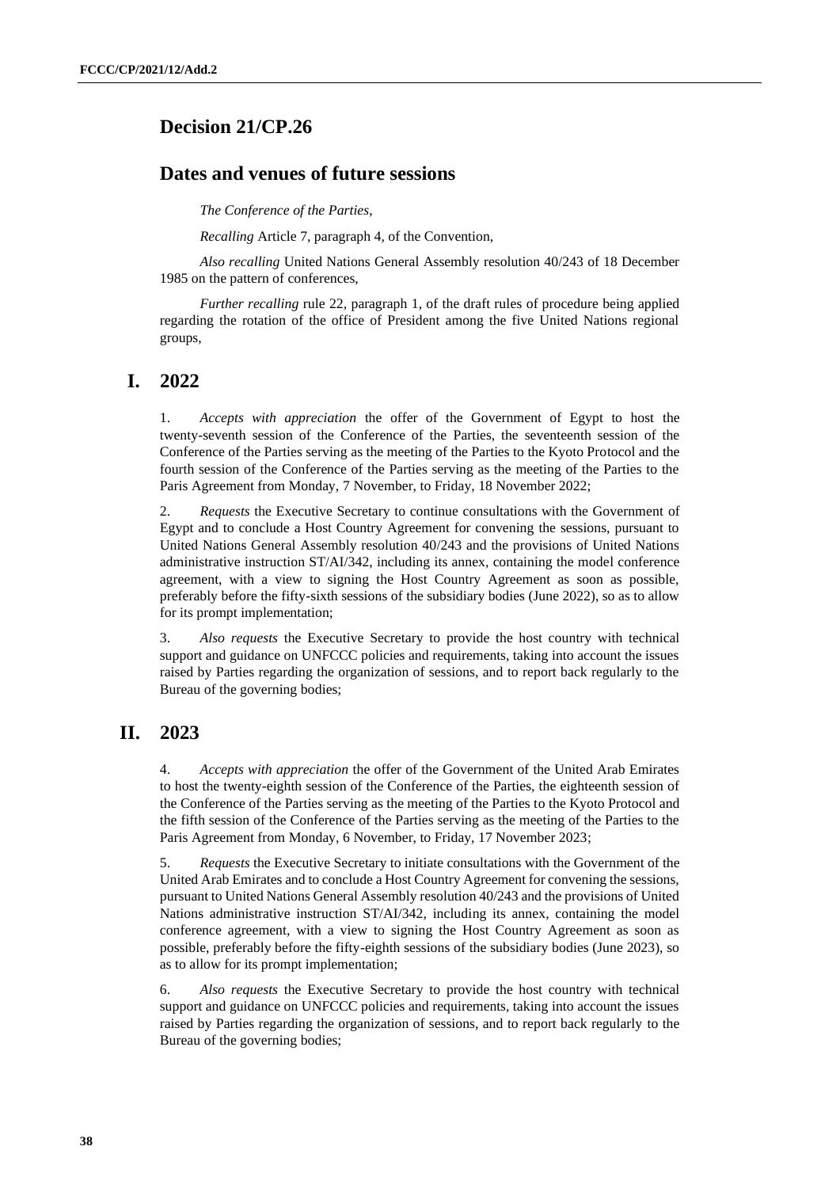# Decision 21/CP.26

## Dates and venues of future sessions

*The Conference of the Parties*,

*Recalling* Article 7, paragraph 4, of the Convention,

*Also recalling* United Nations General Assembly resolution 40/243 of 18 December 1985 on the pattern of conferences,

*Further recalling* rule 22, paragraph 1, of the draft rules of procedure being applied regarding the rotation of the office of President among the five United Nations regional groups,

## I. 2022

1. *Accepts with appreciation* the offer of the Government of Egypt to host the twenty-seventh session of the Conference of the Parties, the seventeenth session of the Conference of the Parties serving as the meeting of the Parties to the Kyoto Protocol and the fourth session of the Conference of the Parties serving as the meeting of the Parties to the Paris Agreement from Monday, 7 November, to Friday, 18 November 2022;

2. *Requests* the Executive Secretary to continue consultations with the Government of Egypt and to conclude a Host Country Agreement for convening the sessions, pursuant to United Nations General Assembly resolution 40/243 and the provisions of United Nations administrative instruction ST/AI/342, including its annex, containing the model conference agreement, with a view to signing the Host Country Agreement as soon as possible, preferably before the fifty-sixth sessions of the subsidiary bodies (June 2022), so as to allow for its prompt implementation;

3. *Also requests* the Executive Secretary to provide the host country with technical support and guidance on UNFCCC policies and requirements, taking into account the issues raised by Parties regarding the organization of sessions, and to report back regularly to the Bureau of the governing bodies;

## II. 2023

4. *Accepts with appreciation* the offer of the Government of the United Arab Emirates to host the twenty-eighth session of the Conference of the Parties, the eighteenth session of the Conference of the Parties serving as the meeting of the Parties to the Kyoto Protocol and the fifth session of the Conference of the Parties serving as the meeting of the Parties to the Paris Agreement from Monday, 6 November, to Friday, 17 November 2023;

5. *Requests* the Executive Secretary to initiate consultations with the Government of the United Arab Emirates and to conclude a Host Country Agreement for convening the sessions, pursuant to United Nations General Assembly resolution 40/243 and the provisions of United Nations administrative instruction ST/AI/342, including its annex, containing the model conference agreement, with a view to signing the Host Country Agreement as soon as possible, preferably before the fifty-eighth sessions of the subsidiary bodies (June 2023), so as to allow for its prompt implementation;

6. *Also requests* the Executive Secretary to provide the host country with technical support and guidance on UNFCCC policies and requirements, taking into account the issues raised by Parties regarding the organization of sessions, and to report back regularly to the Bureau of the governing bodies;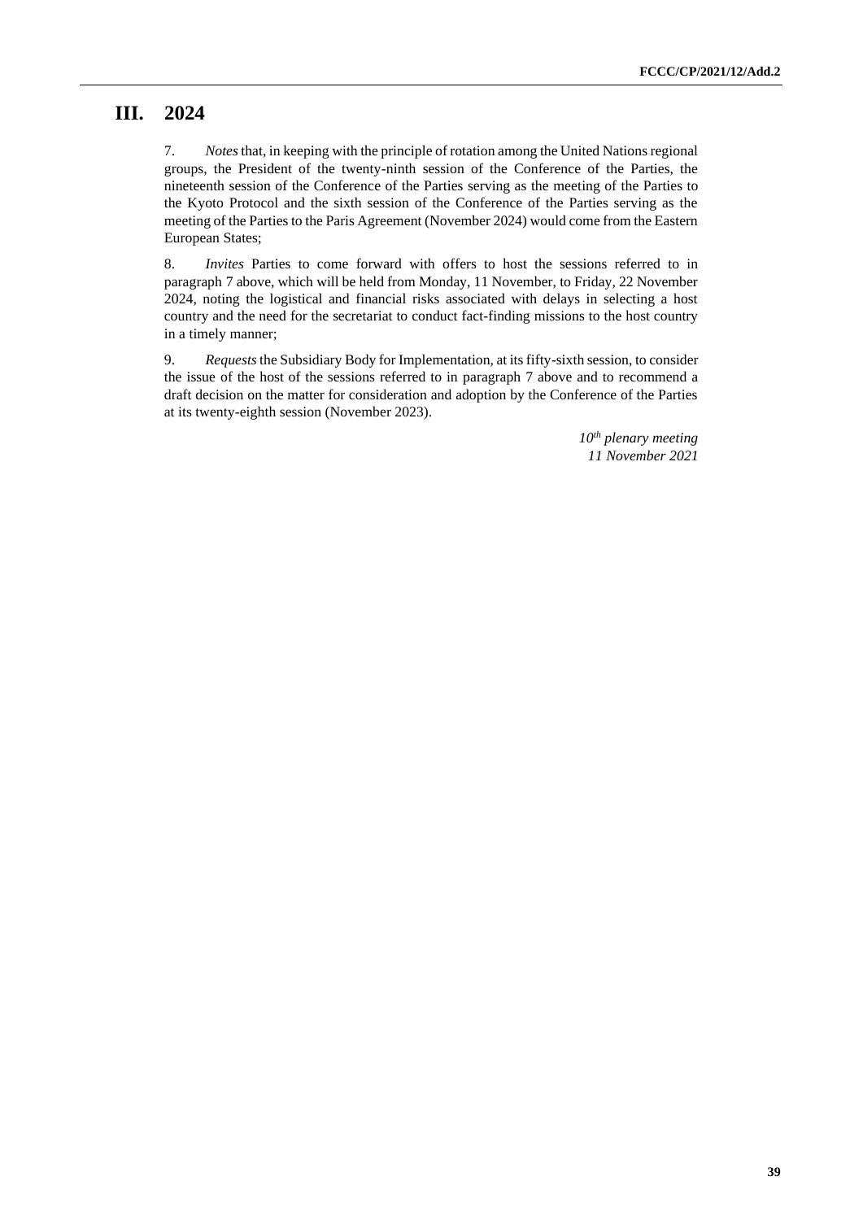# III. 2024

7. *Notes* that, in keeping with the principle of rotation among the United Nations regional groups, the President of the twenty-ninth session of the Conference of the Parties, the nineteenth session of the Conference of the Parties serving as the meeting of the Parties to the Kyoto Protocol and the sixth session of the Conference of the Parties serving as the meeting of the Parties to the Paris Agreement (November 2024) would come from the Eastern European States;

8. *Invites* Parties to come forward with offers to host the sessions referred to in paragraph 7 above, which will be held from Monday, 11 November, to Friday, 22 November 2024, noting the logistical and financial risks associated with delays in selecting a host country and the need for the secretariat to conduct fact-finding missions to the host country in a timely manner;

9. *Requests* the Subsidiary Body for Implementation, at its fifty-sixth session, to consider the issue of the host of the sessions referred to in paragraph 7 above and to recommend a draft decision on the matter for consideration and adoption by the Conference of the Parties at its twenty-eighth session (November 2023).

*10th plenary meeting*
*11 November 2021*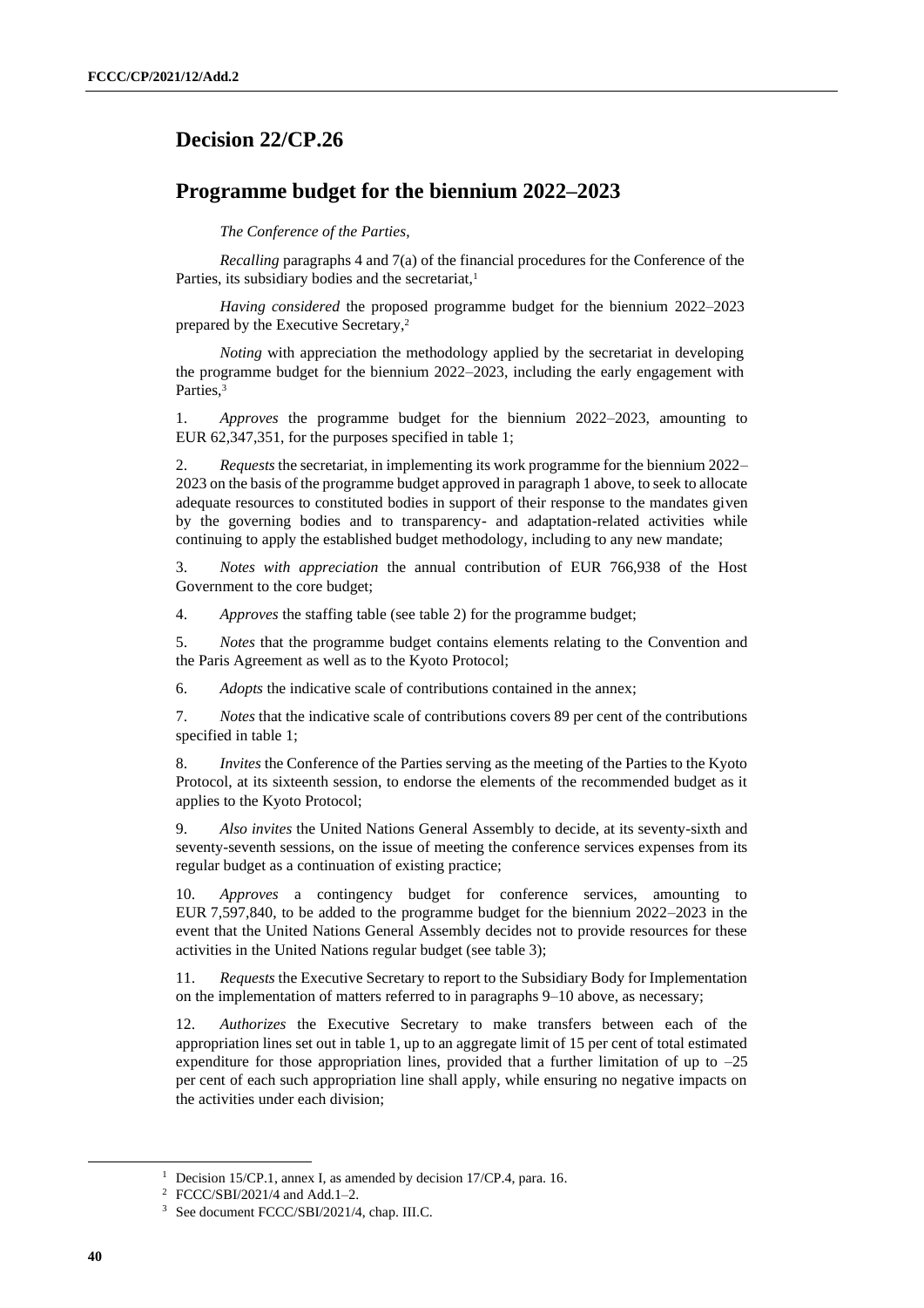# Decision 22/CP.26

## Programme budget for the biennium 2022–2023

*The Conference of the Parties*,

*Recalling* paragraphs 4 and 7(a) of the financial procedures for the Conference of the Parties, its subsidiary bodies and the secretariat,[1]

*Having considered* the proposed programme budget for the biennium 2022–2023 prepared by the Executive Secretary,[2]

*Noting* with appreciation the methodology applied by the secretariat in developing the programme budget for the biennium 2022–2023, including the early engagement with Parties,[3]

1. *Approves* the programme budget for the biennium 2022–2023, amounting to EUR 62,347,351, for the purposes specified in table 1;

2. *Requests* the secretariat, in implementing its work programme for the biennium 2022–2023 on the basis of the programme budget approved in paragraph 1 above, to seek to allocate adequate resources to constituted bodies in support of their response to the mandates given by the governing bodies and to transparency- and adaptation-related activities while continuing to apply the established budget methodology, including to any new mandate;

3. *Notes with appreciation* the annual contribution of EUR 766,938 of the Host Government to the core budget;

4. *Approves* the staffing table (see table 2) for the programme budget;

5. *Notes* that the programme budget contains elements relating to the Convention and the Paris Agreement as well as to the Kyoto Protocol;

6. *Adopts* the indicative scale of contributions contained in the annex;

7. *Notes* that the indicative scale of contributions covers 89 per cent of the contributions specified in table 1;

8. *Invites* the Conference of the Parties serving as the meeting of the Parties to the Kyoto Protocol, at its sixteenth session, to endorse the elements of the recommended budget as it applies to the Kyoto Protocol;

9. *Also invites* the United Nations General Assembly to decide, at its seventy-sixth and seventy-seventh sessions, on the issue of meeting the conference services expenses from its regular budget as a continuation of existing practice;

10. *Approves* a contingency budget for conference services, amounting to EUR 7,597,840, to be added to the programme budget for the biennium 2022–2023 in the event that the United Nations General Assembly decides not to provide resources for these activities in the United Nations regular budget (see table 3);

11. *Requests* the Executive Secretary to report to the Subsidiary Body for Implementation on the implementation of matters referred to in paragraphs 9–10 above, as necessary;

12. *Authorizes* the Executive Secretary to make transfers between each of the appropriation lines set out in table 1, up to an aggregate limit of 15 per cent of total estimated expenditure for those appropriation lines, provided that a further limitation of up to –25 per cent of each such appropriation line shall apply, while ensuring no negative impacts on the activities under each division;

---

[1] Decision 15/CP.1, annex I, as amended by decision 17/CP.4, para. 16.

[2] FCCC/SBI/2021/4 and Add.1–2.

[3] See document FCCC/SBI/2021/4, chap. III.C.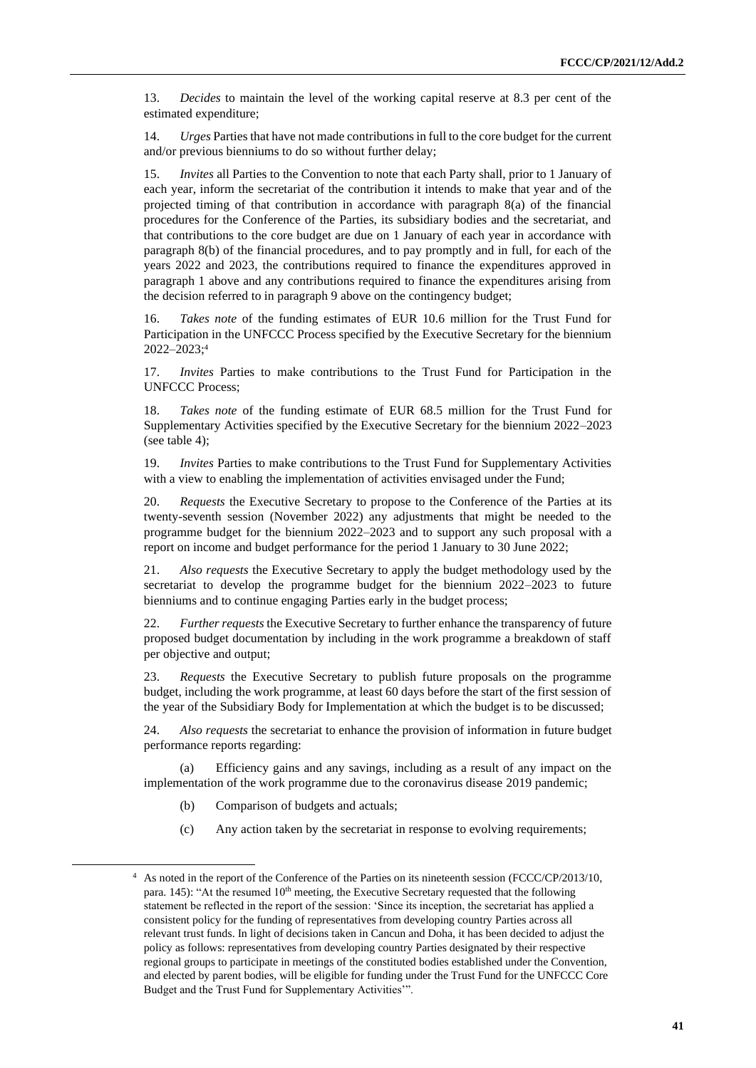13. *Decides* to maintain the level of the working capital reserve at 8.3 per cent of the estimated expenditure;

14. *Urges* Parties that have not made contributions in full to the core budget for the current and/or previous bienniums to do so without further delay;

15. *Invites* all Parties to the Convention to note that each Party shall, prior to 1 January of each year, inform the secretariat of the contribution it intends to make that year and of the projected timing of that contribution in accordance with paragraph 8(a) of the financial procedures for the Conference of the Parties, its subsidiary bodies and the secretariat, and that contributions to the core budget are due on 1 January of each year in accordance with paragraph 8(b) of the financial procedures, and to pay promptly and in full, for each of the years 2022 and 2023, the contributions required to finance the expenditures approved in paragraph 1 above and any contributions required to finance the expenditures arising from the decision referred to in paragraph 9 above on the contingency budget;

16. *Takes note* of the funding estimates of EUR 10.6 million for the Trust Fund for Participation in the UNFCCC Process specified by the Executive Secretary for the biennium 2022–2023;[4]

17. *Invites* Parties to make contributions to the Trust Fund for Participation in the UNFCCC Process;

18. *Takes note* of the funding estimate of EUR 68.5 million for the Trust Fund for Supplementary Activities specified by the Executive Secretary for the biennium 2022–2023 (see table 4);

19. *Invites* Parties to make contributions to the Trust Fund for Supplementary Activities with a view to enabling the implementation of activities envisaged under the Fund;

20. *Requests* the Executive Secretary to propose to the Conference of the Parties at its twenty-seventh session (November 2022) any adjustments that might be needed to the programme budget for the biennium 2022–2023 and to support any such proposal with a report on income and budget performance for the period 1 January to 30 June 2022;

21. *Also requests* the Executive Secretary to apply the budget methodology used by the secretariat to develop the programme budget for the biennium 2022–2023 to future bienniums and to continue engaging Parties early in the budget process;

22. *Further requests* the Executive Secretary to further enhance the transparency of future proposed budget documentation by including in the work programme a breakdown of staff per objective and output;

23. *Requests* the Executive Secretary to publish future proposals on the programme budget, including the work programme, at least 60 days before the start of the first session of the year of the Subsidiary Body for Implementation at which the budget is to be discussed;

24. *Also requests* the secretariat to enhance the provision of information in future budget performance reports regarding:

(a) Efficiency gains and any savings, including as a result of any impact on the implementation of the work programme due to the coronavirus disease 2019 pandemic;

(b) Comparison of budgets and actuals;

(c) Any action taken by the secretariat in response to evolving requirements;

---

[4] As noted in the report of the Conference of the Parties on its nineteenth session (FCCC/CP/2013/10, para. 145): "At the resumed 10th meeting, the Executive Secretary requested that the following statement be reflected in the report of the session: 'Since its inception, the secretariat has applied a consistent policy for the funding of representatives from developing country Parties across all relevant trust funds. In light of decisions taken in Cancun and Doha, it has been decided to adjust the policy as follows: representatives from developing country Parties designated by their respective regional groups to participate in meetings of the constituted bodies established under the Convention, and elected by parent bodies, will be eligible for funding under the Trust Fund for the UNFCCC Core Budget and the Trust Fund for Supplementary Activities'".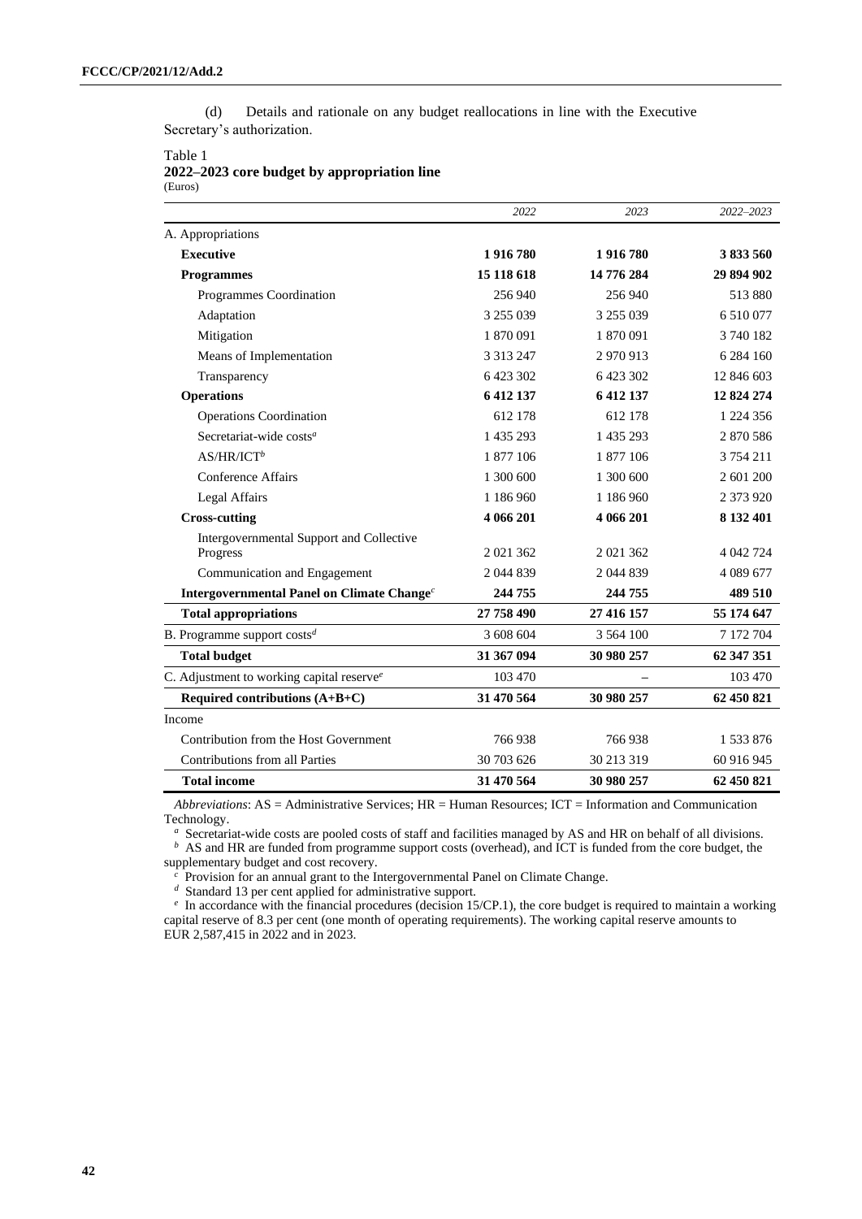(d) Details and rationale on any budget reallocations in line with the Executive Secretary's authorization.

Table 1
**2022–2023 core budget by appropriation line**
(Euros)

| | *2022* | *2023* | *2022–2023* |
|---|---|---|---|
| A. Appropriations | | | |
| **Executive** | **1 916 780** | **1 916 780** | **3 833 560** |
| **Programmes** | **15 118 618** | **14 776 284** | **29 894 902** |
| Programmes Coordination | 256 940 | 256 940 | 513 880 |
| Adaptation | 3 255 039 | 3 255 039 | 6 510 077 |
| Mitigation | 1 870 091 | 1 870 091 | 3 740 182 |
| Means of Implementation | 3 313 247 | 2 970 913 | 6 284 160 |
| Transparency | 6 423 302 | 6 423 302 | 12 846 603 |
| **Operations** | **6 412 137** | **6 412 137** | **12 824 274** |
| Operations Coordination | 612 178 | 612 178 | 1 224 356 |
| Secretariat-wide costs[a] | 1 435 293 | 1 435 293 | 2 870 586 |
| AS/HR/ICT[b] | 1 877 106 | 1 877 106 | 3 754 211 |
| Conference Affairs | 1 300 600 | 1 300 600 | 2 601 200 |
| Legal Affairs | 1 186 960 | 1 186 960 | 2 373 920 |
| **Cross-cutting** | **4 066 201** | **4 066 201** | **8 132 401** |
| Intergovernmental Support and Collective Progress | 2 021 362 | 2 021 362 | 4 042 724 |
| Communication and Engagement | 2 044 839 | 2 044 839 | 4 089 677 |
| **Intergovernmental Panel on Climate Change[c]** | **244 755** | **244 755** | **489 510** |
| **Total appropriations** | **27 758 490** | **27 416 157** | **55 174 647** |
| B. Programme support costs[d] | 3 608 604 | 3 564 100 | 7 172 704 |
| **Total budget** | **31 367 094** | **30 980 257** | **62 347 351** |
| C. Adjustment to working capital reserve[e] | 103 470 | – | 103 470 |
| **Required contributions (A+B+C)** | **31 470 564** | **30 980 257** | **62 450 821** |
| Income | | | |
| Contribution from the Host Government | 766 938 | 766 938 | 1 533 876 |
| Contributions from all Parties | 30 703 626 | 30 213 319 | 60 916 945 |
| **Total income** | **31 470 564** | **30 980 257** | **62 450 821** |

*Abbreviations*: AS = Administrative Services; HR = Human Resources; ICT = Information and Communication Technology.

[a] Secretariat-wide costs are pooled costs of staff and facilities managed by AS and HR on behalf of all divisions.

[b] AS and HR are funded from programme support costs (overhead), and ICT is funded from the core budget, the supplementary budget and cost recovery.

[c] Provision for an annual grant to the Intergovernmental Panel on Climate Change.

[d] Standard 13 per cent applied for administrative support.

[e] In accordance with the financial procedures (decision 15/CP.1), the core budget is required to maintain a working capital reserve of 8.3 per cent (one month of operating requirements). The working capital reserve amounts to EUR 2,587,415 in 2022 and in 2023.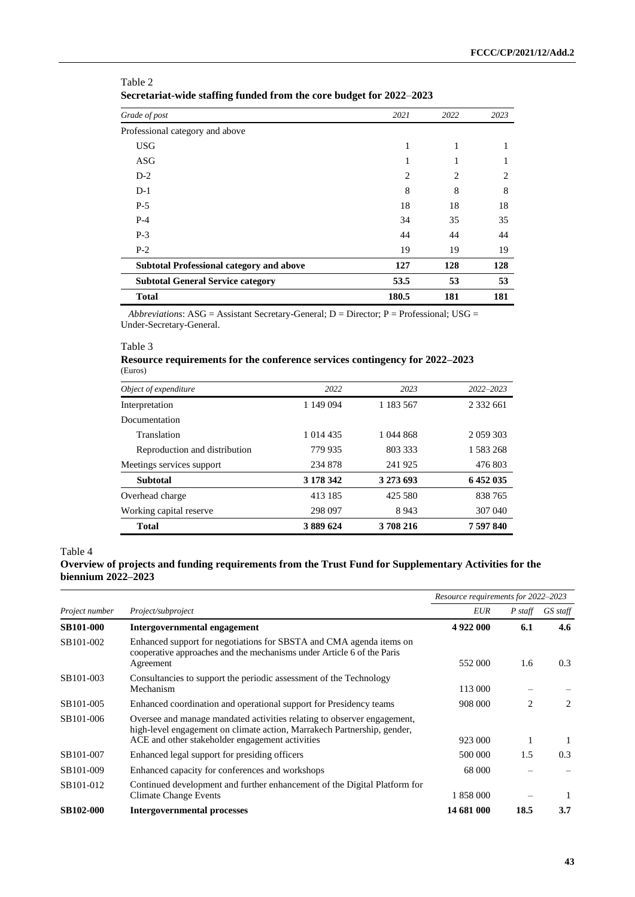Table 2

**Secretariat-wide staffing funded from the core budget for 2022–2023**

| *Grade of post* | *2021* | *2022* | *2023* |
|---|---|---|---|
| Professional category and above | | | |
| USG | 1 | 1 | 1 |
| ASG | 1 | 1 | 1 |
| D-2 | 2 | 2 | 2 |
| D-1 | 8 | 8 | 8 |
| P-5 | 18 | 18 | 18 |
| P-4 | 34 | 35 | 35 |
| P-3 | 44 | 44 | 44 |
| P-2 | 19 | 19 | 19 |
| **Subtotal Professional category and above** | **127** | **128** | **128** |
| **Subtotal General Service category** | **53.5** | **53** | **53** |
| **Total** | **180.5** | **181** | **181** |

*Abbreviations*: ASG = Assistant Secretary-General; D = Director; P = Professional; USG = Under-Secretary-General.

Table 3

**Resource requirements for the conference services contingency for 2022–2023**
(Euros)

| *Object of expenditure* | *2022* | *2023* | *2022–2023* |
|---|---|---|---|
| Interpretation | 1 149 094 | 1 183 567 | 2 332 661 |
| Documentation | | | |
| Translation | 1 014 435 | 1 044 868 | 2 059 303 |
| Reproduction and distribution | 779 935 | 803 333 | 1 583 268 |
| Meetings services support | 234 878 | 241 925 | 476 803 |
| **Subtotal** | **3 178 342** | **3 273 693** | **6 452 035** |
| Overhead charge | 413 185 | 425 580 | 838 765 |
| Working capital reserve | 298 097 | 8 943 | 307 040 |
| **Total** | **3 889 624** | **3 708 216** | **7 597 840** |

Table 4

**Overview of projects and funding requirements from the Trust Fund for Supplementary Activities for the biennium 2022–2023**

| | | *Resource requirements for 2022–2023* | | |
|---|---|---|---|---|
| *Project number* | *Project/subproject* | *EUR* | *P staff* | *GS staff* |
| **SB101-000** | **Intergovernmental engagement** | **4 922 000** | **6.1** | **4.6** |
| SB101-002 | Enhanced support for negotiations for SBSTA and CMA agenda items on cooperative approaches and the mechanisms under Article 6 of the Paris Agreement | 552 000 | 1.6 | 0.3 |
| SB101-003 | Consultancies to support the periodic assessment of the Technology Mechanism | 113 000 | – | – |
| SB101-005 | Enhanced coordination and operational support for Presidency teams | 908 000 | 2 | 2 |
| SB101-006 | Oversee and manage mandated activities relating to observer engagement, high-level engagement on climate action, Marrakech Partnership, gender, ACE and other stakeholder engagement activities | 923 000 | 1 | 1 |
| SB101-007 | Enhanced legal support for presiding officers | 500 000 | 1.5 | 0.3 |
| SB101-009 | Enhanced capacity for conferences and workshops | 68 000 | – | – |
| SB101-012 | Continued development and further enhancement of the Digital Platform for Climate Change Events | 1 858 000 | – | 1 |
| **SB102-000** | **Intergovernmental processes** | **14 681 000** | **18.5** | **3.7** |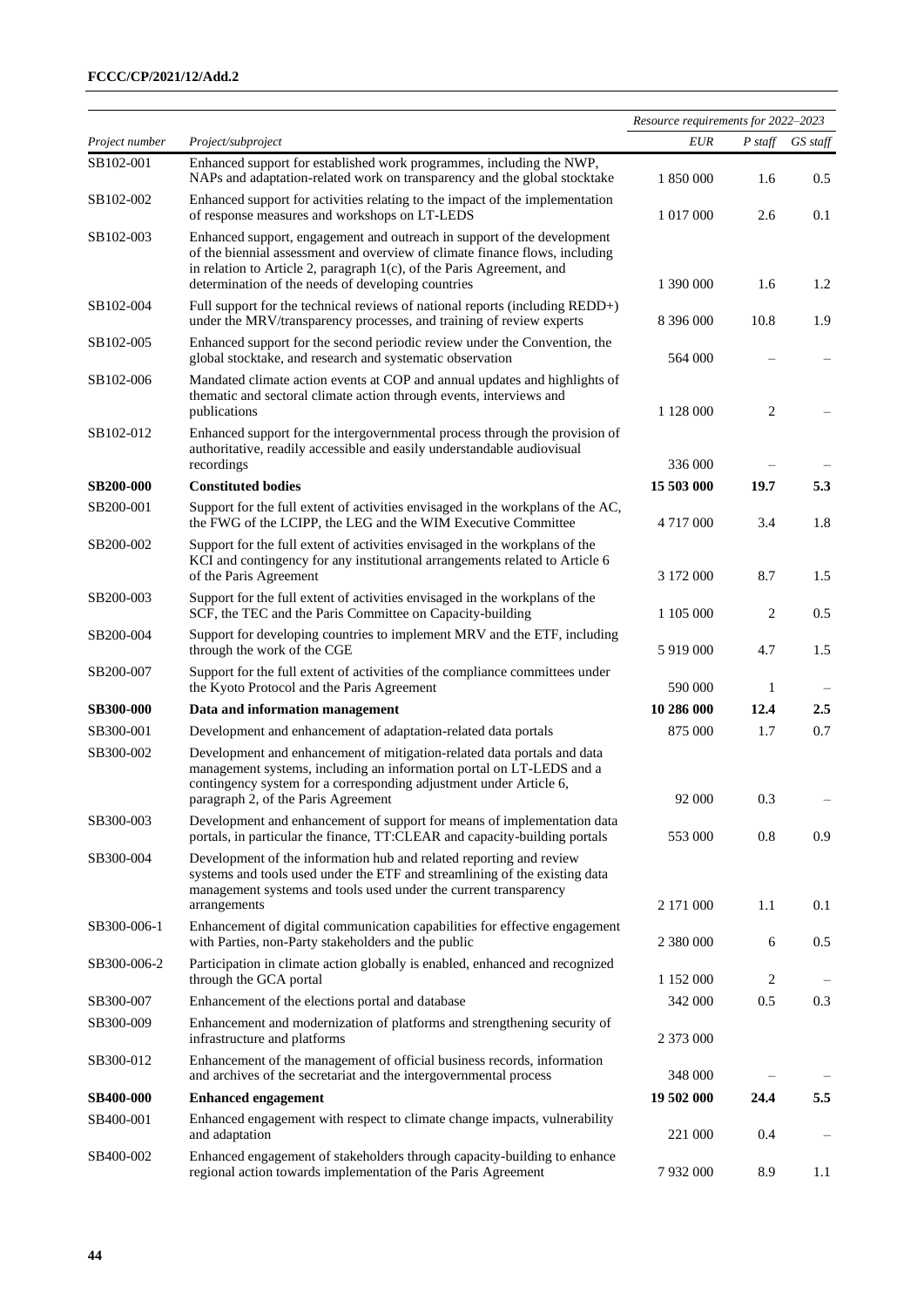| Project number | Project/subproject | Resource requirements for 2022–2023 | | |
|---|---|---|---|---|
| | | *EUR* | *P staff* | *GS staff* |
| SB102-001 | Enhanced support for established work programmes, including the NWP, NAPs and adaptation-related work on transparency and the global stocktake | 1 850 000 | 1.6 | 0.5 |
| SB102-002 | Enhanced support for activities relating to the impact of the implementation of response measures and workshops on LT-LEDS | 1 017 000 | 2.6 | 0.1 |
| SB102-003 | Enhanced support, engagement and outreach in support of the development of the biennial assessment and overview of climate finance flows, including in relation to Article 2, paragraph 1(c), of the Paris Agreement, and determination of the needs of developing countries | 1 390 000 | 1.6 | 1.2 |
| SB102-004 | Full support for the technical reviews of national reports (including REDD+) under the MRV/transparency processes, and training of review experts | 8 396 000 | 10.8 | 1.9 |
| SB102-005 | Enhanced support for the second periodic review under the Convention, the global stocktake, and research and systematic observation | 564 000 | – | – |
| SB102-006 | Mandated climate action events at COP and annual updates and highlights of thematic and sectoral climate action through events, interviews and publications | 1 128 000 | 2 | – |
| SB102-012 | Enhanced support for the intergovernmental process through the provision of authoritative, readily accessible and easily understandable audiovisual recordings | 336 000 | – | – |
| **SB200-000** | **Constituted bodies** | **15 503 000** | **19.7** | **5.3** |
| SB200-001 | Support for the full extent of activities envisaged in the workplans of the AC, the FWG of the LCIPP, the LEG and the WIM Executive Committee | 4 717 000 | 3.4 | 1.8 |
| SB200-002 | Support for the full extent of activities envisaged in the workplan of the KCI and contingency for any institutional arrangements related to Article 6 of the Paris Agreement | 3 172 000 | 8.7 | 1.5 |
| SB200-003 | Support for the full extent of activities envisaged in the workplans of the SCF, the TEC and the Paris Committee on Capacity-building | 1 105 000 | 2 | 0.5 |
| SB200-004 | Support for developing countries to implement MRV and the ETF, including through the work of the CGE | 5 919 000 | 4.7 | 1.5 |
| SB200-007 | Support for the full extent of activities of the compliance committees under the Kyoto Protocol and the Paris Agreement | 590 000 | 1 | – |
| **SB300-000** | **Data and information management** | **10 286 000** | **12.4** | **2.5** |
| SB300-001 | Development and enhancement of adaptation-related data portals | 875 000 | 1.7 | 0.7 |
| SB300-002 | Development and enhancement of mitigation-related data portals and data management systems, including an information portal on LT-LEDS and a contingency system for a corresponding adjustment under Article 6, paragraph 2, of the Paris Agreement | 92 000 | 0.3 | – |
| SB300-003 | Development and enhancement of support for means of implementation data portals, in particular the finance, TT:CLEAR and capacity-building portals | 553 000 | 0.8 | 0.9 |
| SB300-004 | Development of the information hub and related reporting and review systems and tools used under the ETF and streamlining of the existing data management systems and tools used under the current transparency arrangements | 2 171 000 | 1.1 | 0.1 |
| SB300-006-1 | Enhancement of digital communication capabilities for effective engagement with Parties, non-Party stakeholders and the public | 2 380 000 | 6 | 0.5 |
| SB300-006-2 | Participation in climate action globally is enabled, enhanced and recognized through the GCA portal | 1 152 000 | 2 | – |
| SB300-007 | Enhancement of the elections portal and database | 342 000 | 0.5 | 0.3 |
| SB300-009 | Enhancement and modernization of platforms and strengthening security of infrastructure and platforms | 2 373 000 | | |
| SB300-012 | Enhancement of the management of official business records, information and archives of the secretariat and the intergovernmental process | 348 000 | – | – |
| **SB400-000** | **Enhanced engagement** | **19 502 000** | **24.4** | **5.5** |
| SB400-001 | Enhanced engagement with respect to climate change impacts, vulnerability and adaptation | 221 000 | 0.4 | – |
| SB400-002 | Enhanced engagement of stakeholders through capacity-building to enhance regional action towards implementation of the Paris Agreement | 7 932 000 | 8.9 | 1.1 |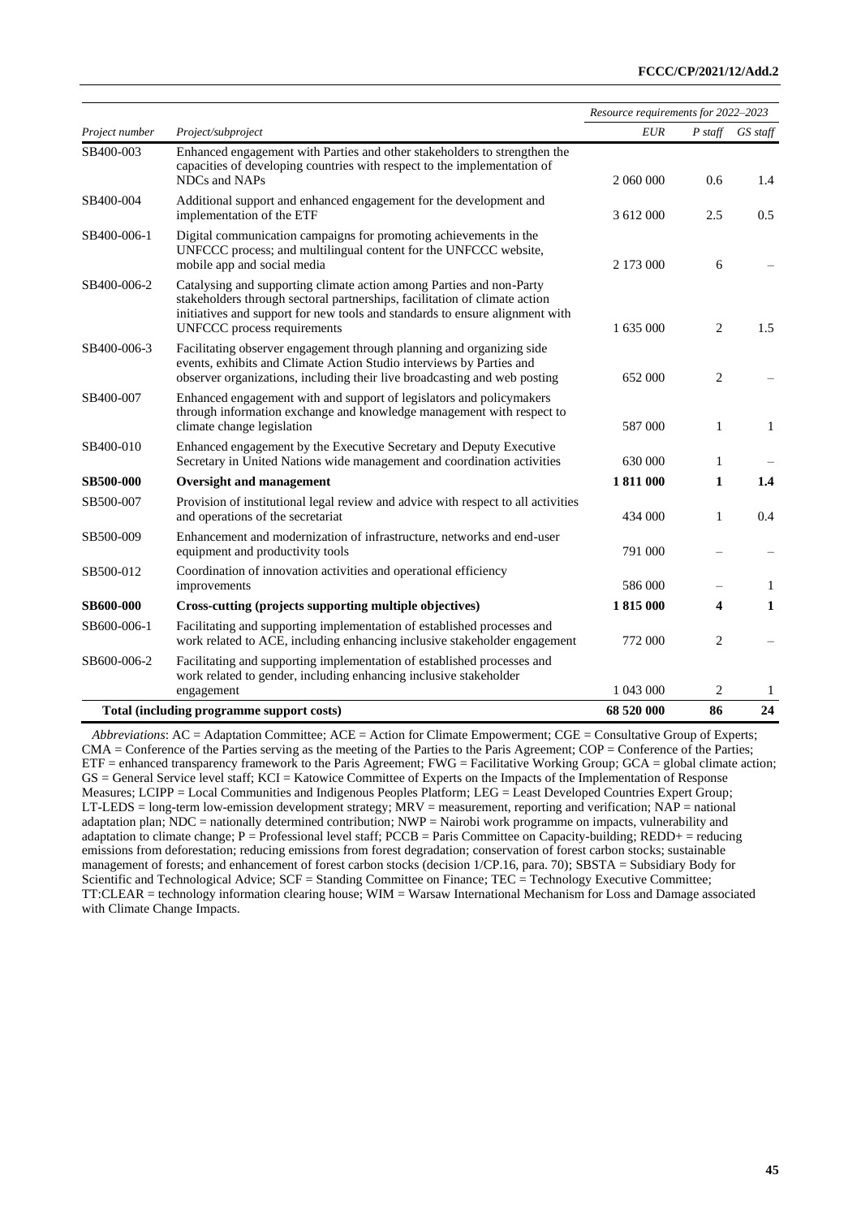| Project number | Project/subproject | Resource requirements for 2022–2023 | | |
|---|---|---|---|---|
| | | EUR | P staff | GS staff |
| SB400-003 | Enhanced engagement with Parties and other stakeholders to strengthen the capacities of developing countries with respect to the implementation of NDCs and NAPs | 2 060 000 | 0.6 | 1.4 |
| SB400-004 | Additional support and enhanced engagement for the development and implementation of the ETF | 3 612 000 | 2.5 | 0.5 |
| SB400-006-1 | Digital communication campaigns for promoting achievements in the UNFCCC process; and multilingual content for the UNFCCC website, mobile app and social media | 2 173 000 | 6 | – |
| SB400-006-2 | Catalysing and supporting climate action among Parties and non-Party stakeholders through sectoral partnerships, facilitation of climate action initiatives and support for new tools and standards to ensure alignment with UNFCCC process requirements | 1 635 000 | 2 | 1.5 |
| SB400-006-3 | Facilitating observer engagement through planning and organizing side events, exhibits and Climate Action Studio interviews by Parties and observer organizations, including their live broadcasting and web posting | 652 000 | 2 | – |
| SB400-007 | Enhanced engagement with and support of legislators and policymakers through information exchange and knowledge management with respect to climate change legislation | 587 000 | 1 | 1 |
| SB400-010 | Enhanced engagement by the Executive Secretary and Deputy Executive Secretary in United Nations wide management and coordination activities | 630 000 | 1 | – |
| **SB500-000** | **Oversight and management** | **1 811 000** | **1** | **1.4** |
| SB500-007 | Provision of institutional legal review and advice with respect to all activities and operations of the secretariat | 434 000 | 1 | 0.4 |
| SB500-009 | Enhancement and modernization of infrastructure, networks and end-user equipment and productivity tools | 791 000 | – | – |
| SB500-012 | Coordination of innovation activities and operational efficiency improvements | 586 000 | – | 1 |
| **SB600-000** | **Cross-cutting (projects supporting multiple objectives)** | **1 815 000** | **4** | **1** |
| SB600-006-1 | Facilitating and supporting implementation of established processes and work related to ACE, including enhancing inclusive stakeholder engagement | 772 000 | 2 | – |
| SB600-006-2 | Facilitating and supporting implementation of established processes and work related to gender, including enhancing inclusive stakeholder engagement | 1 043 000 | 2 | 1 |
| | **Total (including programme support costs)** | **68 520 000** | **86** | **24** |

*Abbreviations*: AC = Adaptation Committee; ACE = Action for Climate Empowerment; CGE = Consultative Group of Experts; CMA = Conference of the Parties serving as the meeting of the Parties to the Paris Agreement; COP = Conference of the Parties; ETF = enhanced transparency framework to the Paris Agreement; FWG = Facilitative Working Group; GCA = global climate action; GS = General Service level staff; KCI = Katowice Committee of Experts on the Impacts of the Implementation of Response Measures; LCIPP = Local Communities and Indigenous Peoples Platform; LEG = Least Developed Countries Expert Group; LT-LEDS = long-term low-emission development strategy; MRV = measurement, reporting and verification; NAP = national adaptation plan; NDC = nationally determined contribution; NWP = Nairobi work programme on impacts, vulnerability and adaptation to climate change; P = Professional level staff; PCCB = Paris Committee on Capacity-building; REDD+ = reducing emissions from deforestation; reducing emissions from forest degradation; conservation of forest carbon stocks; sustainable management of forests; and enhancement of forest carbon stocks (decision 1/CP.16, para. 70); SBSTA = Subsidiary Body for Scientific and Technological Advice; SCF = Standing Committee on Finance; TEC = Technology Executive Committee; TT:CLEAR = technology information clearing house; WIM = Warsaw International Mechanism for Loss and Damage associated with Climate Change Impacts.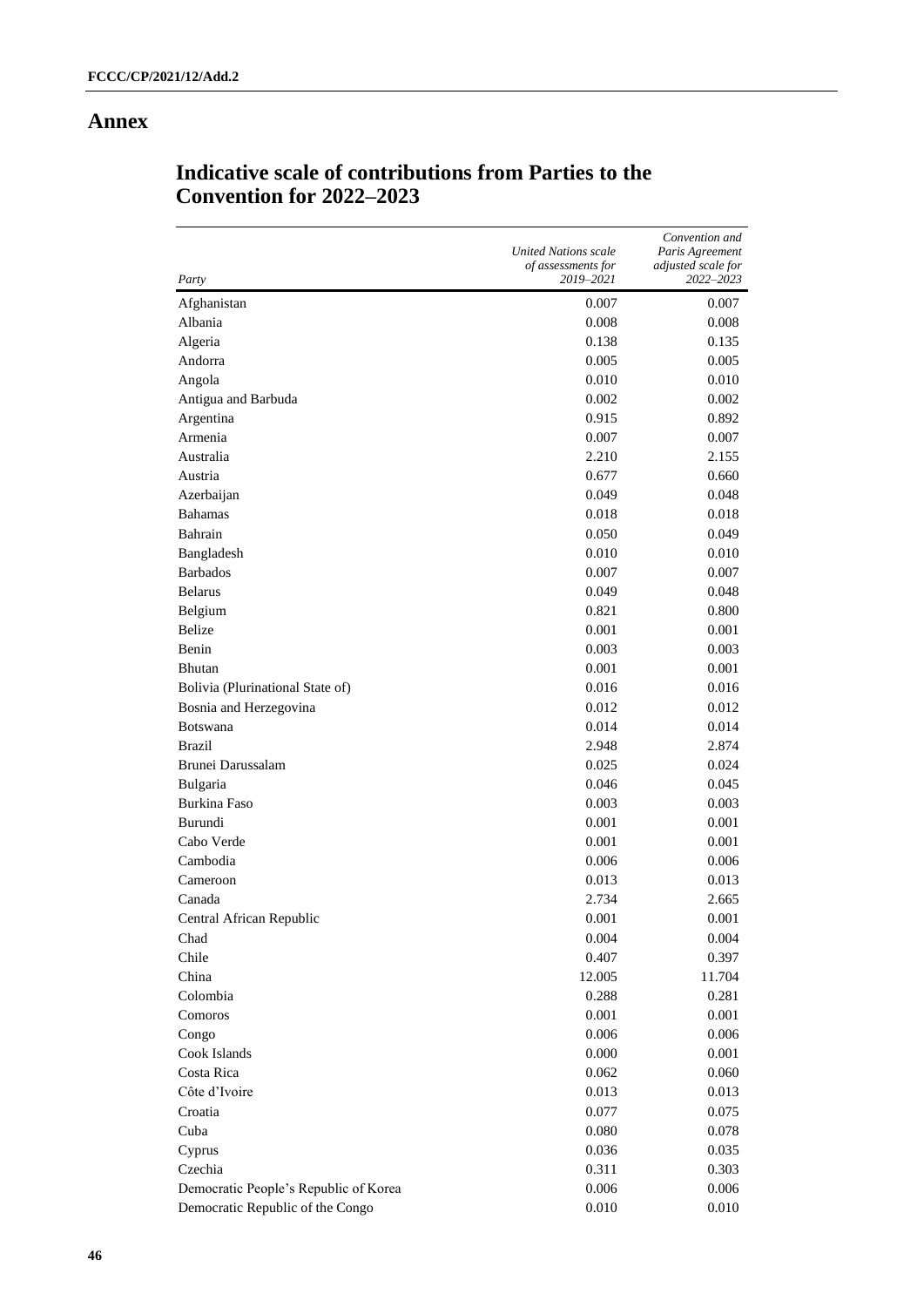# Annex

## Indicative scale of contributions from Parties to the Convention for 2022–2023

| *Party* | *United Nations scale of assessments for 2019–2021* | *Convention and Paris Agreement adjusted scale for 2022–2023* |
|---|---|---|
| Afghanistan | 0.007 | 0.007 |
| Albania | 0.008 | 0.008 |
| Algeria | 0.138 | 0.135 |
| Andorra | 0.005 | 0.005 |
| Angola | 0.010 | 0.010 |
| Antigua and Barbuda | 0.002 | 0.002 |
| Argentina | 0.915 | 0.892 |
| Armenia | 0.007 | 0.007 |
| Australia | 2.210 | 2.155 |
| Austria | 0.677 | 0.660 |
| Azerbaijan | 0.049 | 0.048 |
| Bahamas | 0.018 | 0.018 |
| Bahrain | 0.050 | 0.049 |
| Bangladesh | 0.010 | 0.010 |
| Barbados | 0.007 | 0.007 |
| Belarus | 0.049 | 0.048 |
| Belgium | 0.821 | 0.800 |
| Belize | 0.001 | 0.001 |
| Benin | 0.003 | 0.003 |
| Bhutan | 0.001 | 0.001 |
| Bolivia (Plurinational State of) | 0.016 | 0.016 |
| Bosnia and Herzegovina | 0.012 | 0.012 |
| Botswana | 0.014 | 0.014 |
| Brazil | 2.948 | 2.874 |
| Brunei Darussalam | 0.025 | 0.024 |
| Bulgaria | 0.046 | 0.045 |
| Burkina Faso | 0.003 | 0.003 |
| Burundi | 0.001 | 0.001 |
| Cabo Verde | 0.001 | 0.001 |
| Cambodia | 0.006 | 0.006 |
| Cameroon | 0.013 | 0.013 |
| Canada | 2.734 | 2.665 |
| Central African Republic | 0.001 | 0.001 |
| Chad | 0.004 | 0.004 |
| Chile | 0.407 | 0.397 |
| China | 12.005 | 11.704 |
| Colombia | 0.288 | 0.281 |
| Comoros | 0.001 | 0.001 |
| Congo | 0.006 | 0.006 |
| Cook Islands | 0.000 | 0.001 |
| Costa Rica | 0.062 | 0.060 |
| Côte d'Ivoire | 0.013 | 0.013 |
| Croatia | 0.077 | 0.075 |
| Cuba | 0.080 | 0.078 |
| Cyprus | 0.036 | 0.035 |
| Czechia | 0.311 | 0.303 |
| Democratic People's Republic of Korea | 0.006 | 0.006 |
| Democratic Republic of the Congo | 0.010 | 0.010 |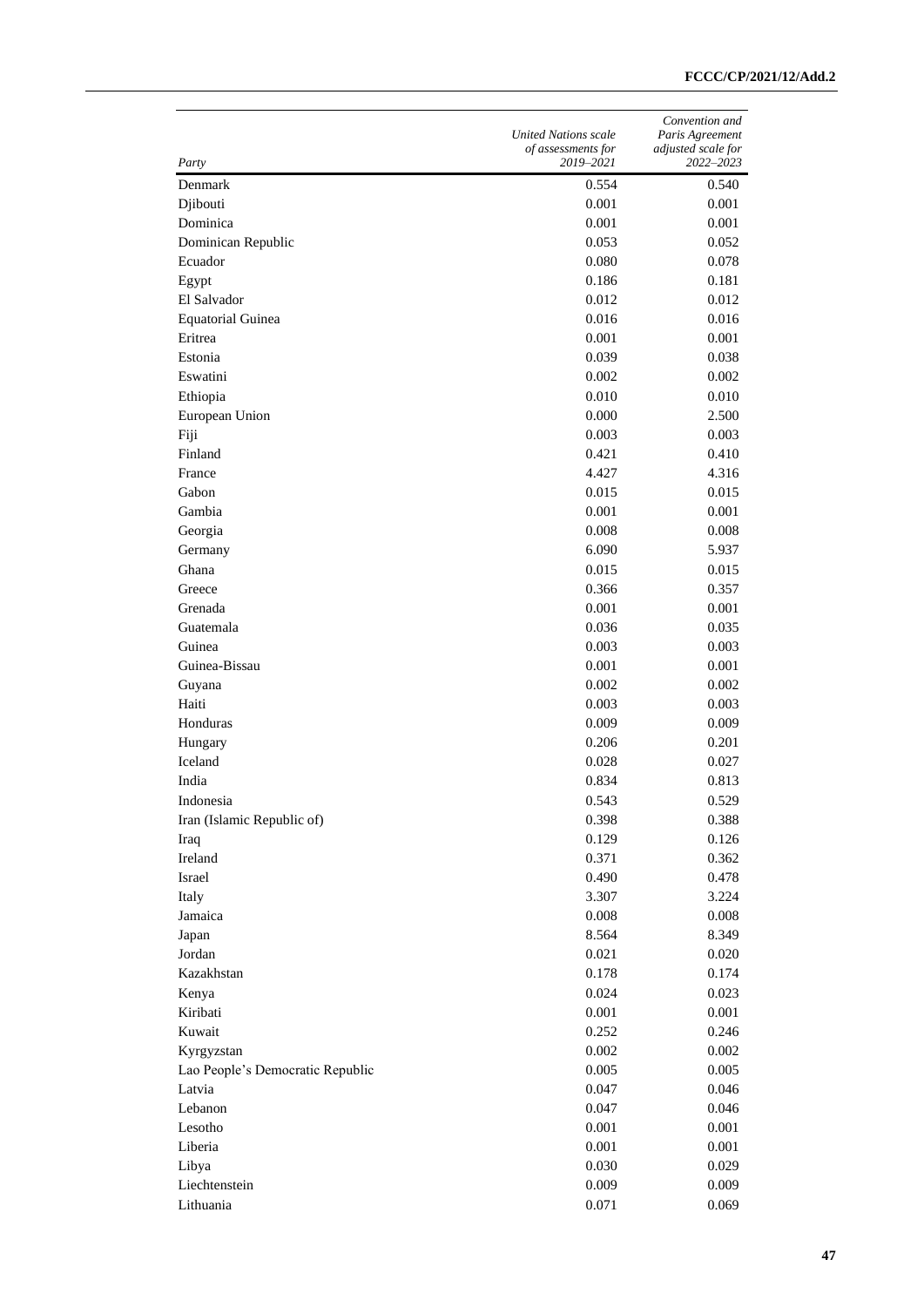| *Party* | *United Nations scale of assessments for 2019–2021* | *Convention and Paris Agreement adjusted scale for 2022–2023* |
|---|---|---|
| Denmark | 0.554 | 0.540 |
| Djibouti | 0.001 | 0.001 |
| Dominica | 0.001 | 0.001 |
| Dominican Republic | 0.053 | 0.052 |
| Ecuador | 0.080 | 0.078 |
| Egypt | 0.186 | 0.181 |
| El Salvador | 0.012 | 0.012 |
| Equatorial Guinea | 0.016 | 0.016 |
| Eritrea | 0.001 | 0.001 |
| Estonia | 0.039 | 0.038 |
| Eswatini | 0.002 | 0.002 |
| Ethiopia | 0.010 | 0.010 |
| European Union | 0.000 | 2.500 |
| Fiji | 0.003 | 0.003 |
| Finland | 0.421 | 0.410 |
| France | 4.427 | 4.316 |
| Gabon | 0.015 | 0.015 |
| Gambia | 0.001 | 0.001 |
| Georgia | 0.008 | 0.008 |
| Germany | 6.090 | 5.937 |
| Ghana | 0.015 | 0.015 |
| Greece | 0.366 | 0.357 |
| Grenada | 0.001 | 0.001 |
| Guatemala | 0.036 | 0.035 |
| Guinea | 0.003 | 0.003 |
| Guinea-Bissau | 0.001 | 0.001 |
| Guyana | 0.002 | 0.002 |
| Haiti | 0.003 | 0.003 |
| Honduras | 0.009 | 0.009 |
| Hungary | 0.206 | 0.201 |
| Iceland | 0.028 | 0.027 |
| India | 0.834 | 0.813 |
| Indonesia | 0.543 | 0.529 |
| Iran (Islamic Republic of) | 0.398 | 0.388 |
| Iraq | 0.129 | 0.126 |
| Ireland | 0.371 | 0.362 |
| Israel | 0.490 | 0.478 |
| Italy | 3.307 | 3.224 |
| Jamaica | 0.008 | 0.008 |
| Japan | 8.564 | 8.349 |
| Jordan | 0.021 | 0.020 |
| Kazakhstan | 0.178 | 0.174 |
| Kenya | 0.024 | 0.023 |
| Kiribati | 0.001 | 0.001 |
| Kuwait | 0.252 | 0.246 |
| Kyrgyzstan | 0.002 | 0.002 |
| Lao People's Democratic Republic | 0.005 | 0.005 |
| Latvia | 0.047 | 0.046 |
| Lebanon | 0.047 | 0.046 |
| Lesotho | 0.001 | 0.001 |
| Liberia | 0.001 | 0.001 |
| Libya | 0.030 | 0.029 |
| Liechtenstein | 0.009 | 0.009 |
| Lithuania | 0.071 | 0.069 |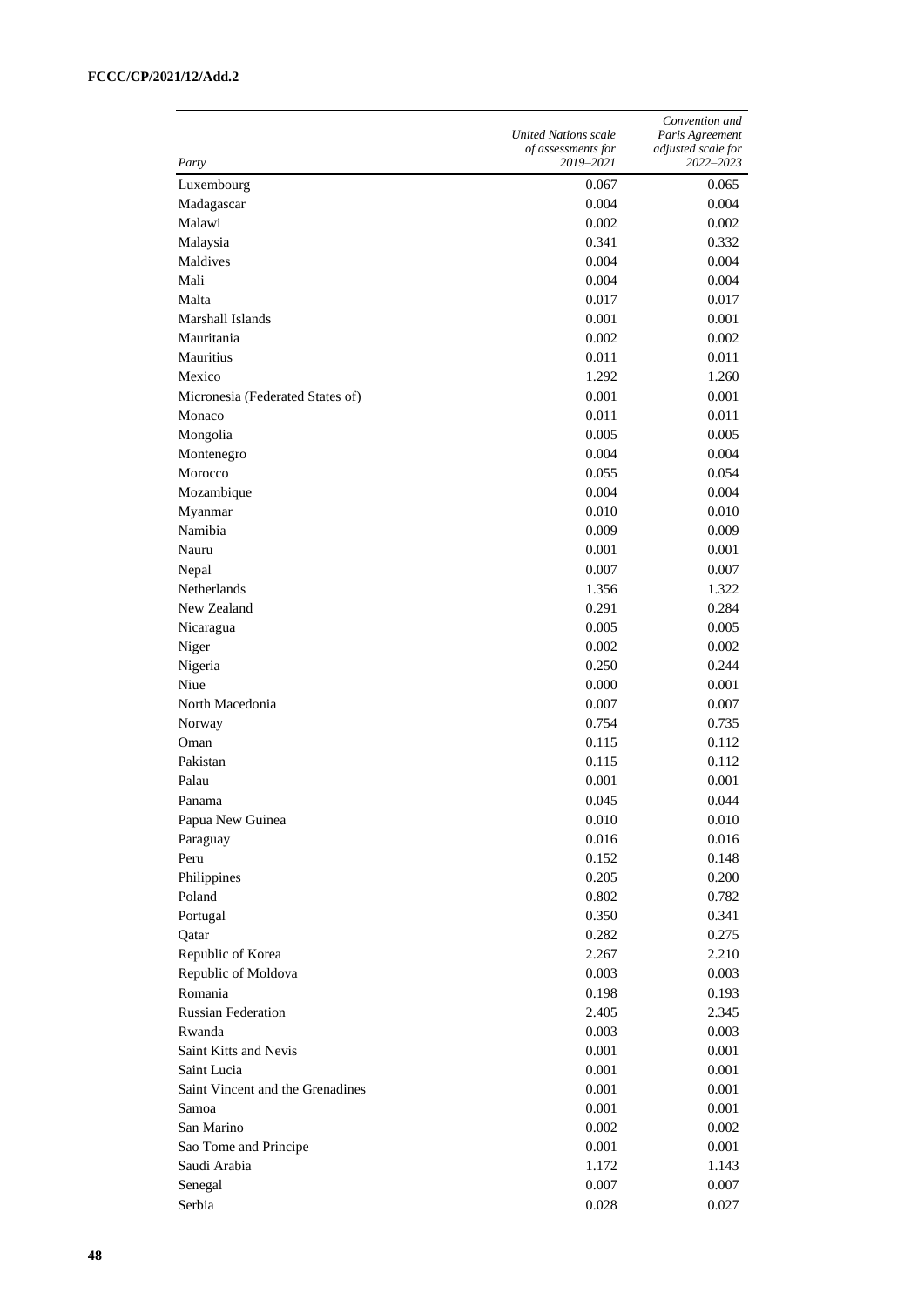| *Party* | *United Nations scale of assessments for 2019–2021* | *Convention and Paris Agreement adjusted scale for 2022–2023* |
|---|---|---|
| Luxembourg | 0.067 | 0.065 |
| Madagascar | 0.004 | 0.004 |
| Malawi | 0.002 | 0.002 |
| Malaysia | 0.341 | 0.332 |
| Maldives | 0.004 | 0.004 |
| Mali | 0.004 | 0.004 |
| Malta | 0.017 | 0.017 |
| Marshall Islands | 0.001 | 0.001 |
| Mauritania | 0.002 | 0.002 |
| Mauritius | 0.011 | 0.011 |
| Mexico | 1.292 | 1.260 |
| Micronesia (Federated States of) | 0.001 | 0.001 |
| Monaco | 0.011 | 0.011 |
| Mongolia | 0.005 | 0.005 |
| Montenegro | 0.004 | 0.004 |
| Morocco | 0.055 | 0.054 |
| Mozambique | 0.004 | 0.004 |
| Myanmar | 0.010 | 0.010 |
| Namibia | 0.009 | 0.009 |
| Nauru | 0.001 | 0.001 |
| Nepal | 0.007 | 0.007 |
| Netherlands | 1.356 | 1.322 |
| New Zealand | 0.291 | 0.284 |
| Nicaragua | 0.005 | 0.005 |
| Niger | 0.002 | 0.002 |
| Nigeria | 0.250 | 0.244 |
| Niue | 0.000 | 0.001 |
| North Macedonia | 0.007 | 0.007 |
| Norway | 0.754 | 0.735 |
| Oman | 0.115 | 0.112 |
| Pakistan | 0.115 | 0.112 |
| Palau | 0.001 | 0.001 |
| Panama | 0.045 | 0.044 |
| Papua New Guinea | 0.010 | 0.010 |
| Paraguay | 0.016 | 0.016 |
| Peru | 0.152 | 0.148 |
| Philippines | 0.205 | 0.200 |
| Poland | 0.802 | 0.782 |
| Portugal | 0.350 | 0.341 |
| Qatar | 0.282 | 0.275 |
| Republic of Korea | 2.267 | 2.210 |
| Republic of Moldova | 0.003 | 0.003 |
| Romania | 0.198 | 0.193 |
| Russian Federation | 2.405 | 2.345 |
| Rwanda | 0.003 | 0.003 |
| Saint Kitts and Nevis | 0.001 | 0.001 |
| Saint Lucia | 0.001 | 0.001 |
| Saint Vincent and the Grenadines | 0.001 | 0.001 |
| Samoa | 0.001 | 0.001 |
| San Marino | 0.002 | 0.002 |
| Sao Tome and Principe | 0.001 | 0.001 |
| Saudi Arabia | 1.172 | 1.143 |
| Senegal | 0.007 | 0.007 |
| Serbia | 0.028 | 0.027 |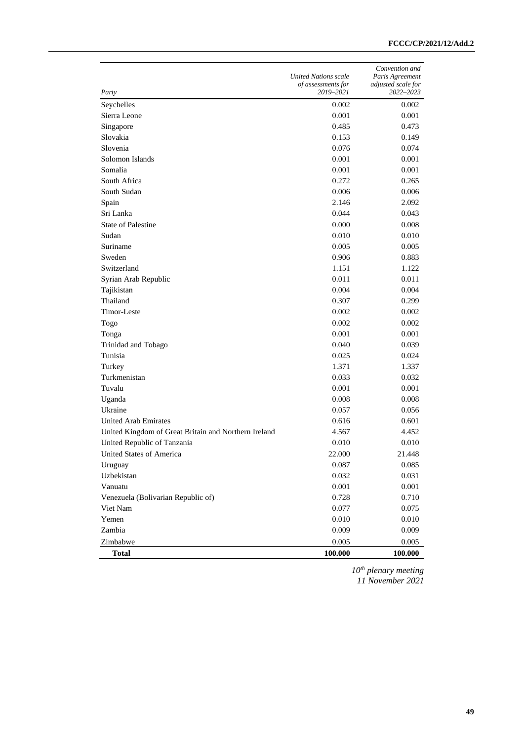| Party | United Nations scale of assessments for 2019–2021 | Convention and Paris Agreement adjusted scale for 2022–2023 |
|---|---|---|
| Seychelles | 0.002 | 0.002 |
| Sierra Leone | 0.001 | 0.001 |
| Singapore | 0.485 | 0.473 |
| Slovakia | 0.153 | 0.149 |
| Slovenia | 0.076 | 0.074 |
| Solomon Islands | 0.001 | 0.001 |
| Somalia | 0.001 | 0.001 |
| South Africa | 0.272 | 0.265 |
| South Sudan | 0.006 | 0.006 |
| Spain | 2.146 | 2.092 |
| Sri Lanka | 0.044 | 0.043 |
| State of Palestine | 0.000 | 0.008 |
| Sudan | 0.010 | 0.010 |
| Suriname | 0.005 | 0.005 |
| Sweden | 0.906 | 0.883 |
| Switzerland | 1.151 | 1.122 |
| Syrian Arab Republic | 0.011 | 0.011 |
| Tajikistan | 0.004 | 0.004 |
| Thailand | 0.307 | 0.299 |
| Timor-Leste | 0.002 | 0.002 |
| Togo | 0.002 | 0.002 |
| Tonga | 0.001 | 0.001 |
| Trinidad and Tobago | 0.040 | 0.039 |
| Tunisia | 0.025 | 0.024 |
| Turkey | 1.371 | 1.337 |
| Turkmenistan | 0.033 | 0.032 |
| Tuvalu | 0.001 | 0.001 |
| Uganda | 0.008 | 0.008 |
| Ukraine | 0.057 | 0.056 |
| United Arab Emirates | 0.616 | 0.601 |
| United Kingdom of Great Britain and Northern Ireland | 4.567 | 4.452 |
| United Republic of Tanzania | 0.010 | 0.010 |
| United States of America | 22.000 | 21.448 |
| Uruguay | 0.087 | 0.085 |
| Uzbekistan | 0.032 | 0.031 |
| Vanuatu | 0.001 | 0.001 |
| Venezuela (Bolivarian Republic of) | 0.728 | 0.710 |
| Viet Nam | 0.077 | 0.075 |
| Yemen | 0.010 | 0.010 |
| Zambia | 0.009 | 0.009 |
| Zimbabwe | 0.005 | 0.005 |
| **Total** | **100.000** | **100.000** |

*10th plenary meeting*
*11 November 2021*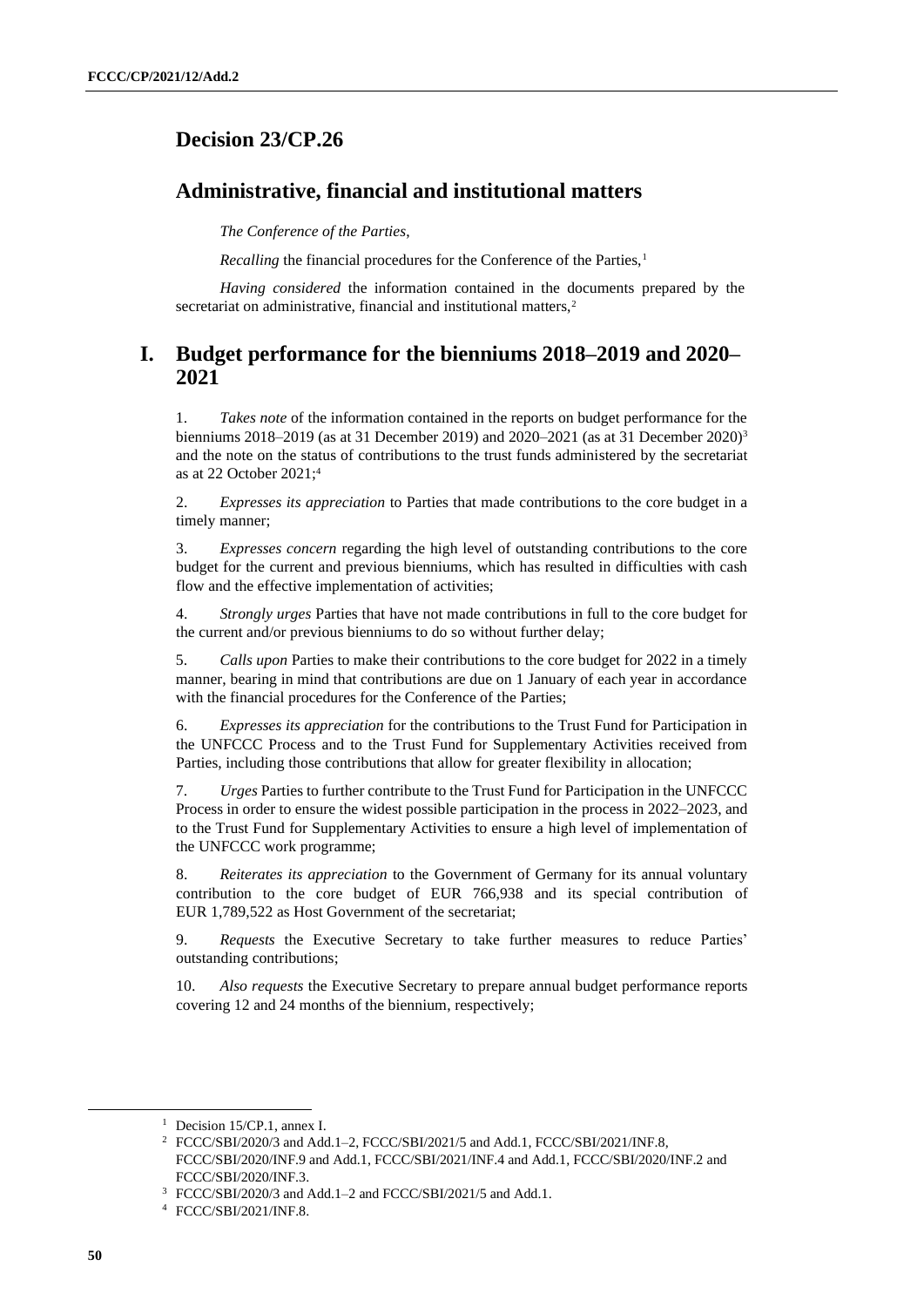# Decision 23/CP.26

## Administrative, financial and institutional matters

*The Conference of the Parties*,

*Recalling* the financial procedures for the Conference of the Parties,[1]

*Having considered* the information contained in the documents prepared by the secretariat on administrative, financial and institutional matters,[2]

## I. Budget performance for the bienniums 2018–2019 and 2020–2021

1. *Takes note* of the information contained in the reports on budget performance for the bienniums 2018–2019 (as at 31 December 2019) and 2020–2021 (as at 31 December 2020)[3] and the note on the status of contributions to the trust funds administered by the secretariat as at 22 October 2021;[4]

2. *Expresses its appreciation* to Parties that made contributions to the core budget in a timely manner;

3. *Expresses concern* regarding the high level of outstanding contributions to the core budget for the current and previous bienniums, which has resulted in difficulties with cash flow and the effective implementation of activities;

4. *Strongly urges* Parties that have not made contributions in full to the core budget for the current and/or previous bienniums to do so without further delay;

5. *Calls upon* Parties to make their contributions to the core budget for 2022 in a timely manner, bearing in mind that contributions are due on 1 January of each year in accordance with the financial procedures for the Conference of the Parties;

6. *Expresses its appreciation* for the contributions to the Trust Fund for Participation in the UNFCCC Process and to the Trust Fund for Supplementary Activities received from Parties, including those contributions that allow for greater flexibility in allocation;

7. *Urges* Parties to further contribute to the Trust Fund for Participation in the UNFCCC Process in order to ensure the widest possible participation in the process in 2022–2023, and to the Trust Fund for Supplementary Activities to ensure a high level of implementation of the UNFCCC work programme;

8. *Reiterates its appreciation* to the Government of Germany for its annual voluntary contribution to the core budget of EUR 766,938 and its special contribution of EUR 1,789,522 as Host Government of the secretariat;

9. *Requests* the Executive Secretary to take further measures to reduce Parties' outstanding contributions;

10. *Also requests* the Executive Secretary to prepare annual budget performance reports covering 12 and 24 months of the biennium, respectively;

---

[1] Decision 15/CP.1, annex I.

[2] FCCC/SBI/2020/3 and Add.1–2, FCCC/SBI/2021/5 and Add.1, FCCC/SBI/2021/INF.8, FCCC/SBI/2020/INF.9 and Add.1, FCCC/SBI/2021/INF.4 and Add.1, FCCC/SBI/2020/INF.2 and FCCC/SBI/2020/INF.3.

[3] FCCC/SBI/2020/3 and Add.1–2 and FCCC/SBI/2021/5 and Add.1.

[4] FCCC/SBI/2021/INF.8.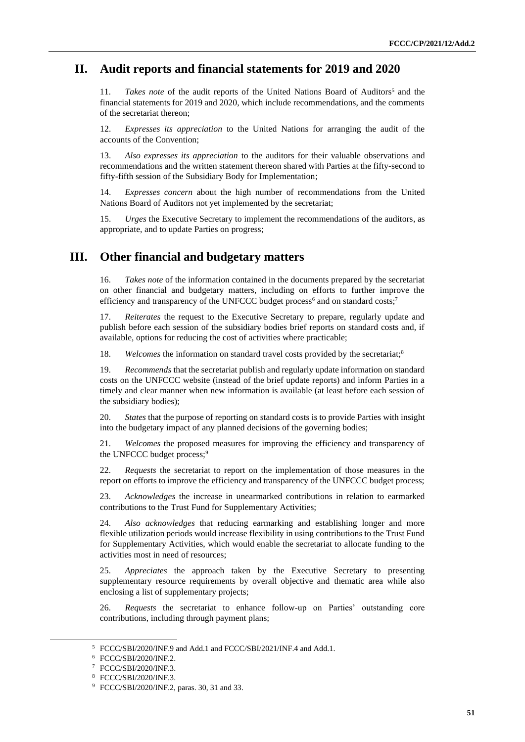## II. Audit reports and financial statements for 2019 and 2020

11. *Takes note* of the audit reports of the United Nations Board of Auditors[5] and the financial statements for 2019 and 2020, which include recommendations, and the comments of the secretariat thereon;

12. *Expresses its appreciation* to the United Nations for arranging the audit of the accounts of the Convention;

13. *Also expresses its appreciation* to the auditors for their valuable observations and recommendations and the written statement thereon shared with Parties at the fifty-second to fifty-fifth session of the Subsidiary Body for Implementation;

14. *Expresses concern* about the high number of recommendations from the United Nations Board of Auditors not yet implemented by the secretariat;

15. *Urges* the Executive Secretary to implement the recommendations of the auditors, as appropriate, and to update Parties on progress;

## III. Other financial and budgetary matters

16. *Takes note* of the information contained in the documents prepared by the secretariat on other financial and budgetary matters, including on efforts to further improve the efficiency and transparency of the UNFCCC budget process[6] and on standard costs;[7]

17. *Reiterates* the request to the Executive Secretary to prepare, regularly update and publish before each session of the subsidiary bodies brief reports on standard costs and, if available, options for reducing the cost of activities where practicable;

18. *Welcomes* the information on standard travel costs provided by the secretariat;[8]

19. *Recommends* that the secretariat publish and regularly update information on standard costs on the UNFCCC website (instead of the brief update reports) and inform Parties in a timely and clear manner when new information is available (at least before each session of the subsidiary bodies);

20. *States* that the purpose of reporting on standard costs is to provide Parties with insight into the budgetary impact of any planned decisions of the governing bodies;

21. *Welcomes* the proposed measures for improving the efficiency and transparency of the UNFCCC budget process;[9]

22. *Requests* the secretariat to report on the implementation of those measures in the report on efforts to improve the efficiency and transparency of the UNFCCC budget process;

23. *Acknowledges* the increase in unearmarked contributions in relation to earmarked contributions to the Trust Fund for Supplementary Activities;

24. *Also acknowledges* that reducing earmarking and establishing longer and more flexible utilization periods would increase flexibility in using contributions to the Trust Fund for Supplementary Activities, which would enable the secretariat to allocate funding to the activities most in need of resources;

25. *Appreciates* the approach taken by the Executive Secretary to presenting supplementary resource requirements by overall objective and thematic area while also enclosing a list of supplementary projects;

26. *Requests* the secretariat to enhance follow-up on Parties' outstanding core contributions, including through payment plans;

---

[5] FCCC/SBI/2020/INF.9 and Add.1 and FCCC/SBI/2021/INF.4 and Add.1.

[6] FCCC/SBI/2020/INF.2.

[7] FCCC/SBI/2020/INF.3.

[8] FCCC/SBI/2020/INF.3.

[9] FCCC/SBI/2020/INF.2, paras. 30, 31 and 33.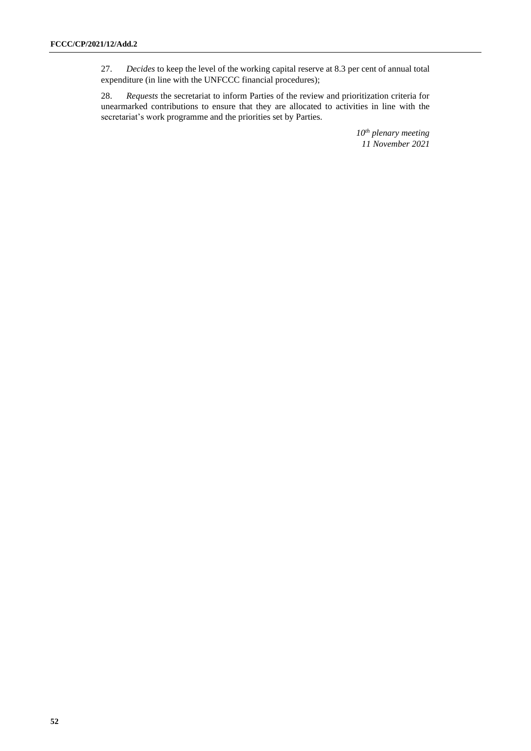27. *Decides* to keep the level of the working capital reserve at 8.3 per cent of annual total expenditure (in line with the UNFCCC financial procedures);

28. *Requests* the secretariat to inform Parties of the review and prioritization criteria for unearmarked contributions to ensure that they are allocated to activities in line with the secretariat's work programme and the priorities set by Parties.

*10th plenary meeting*
*11 November 2021*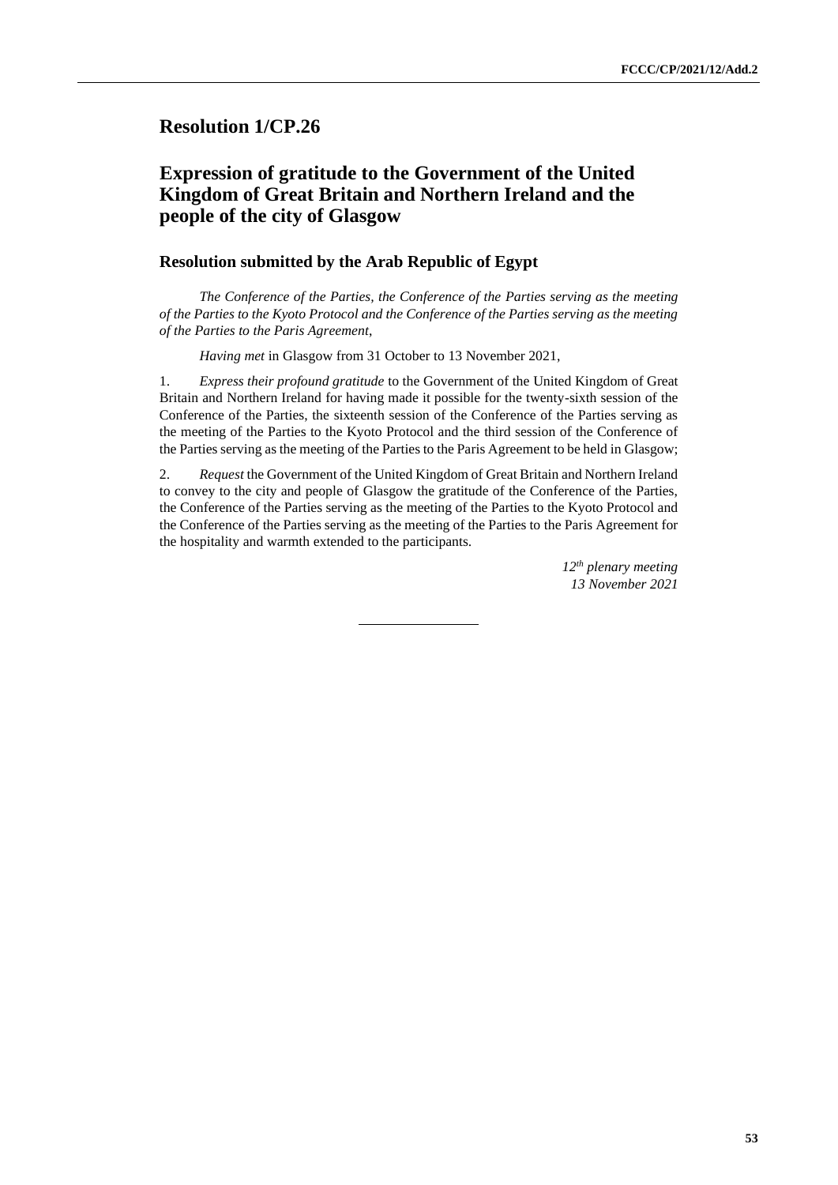# Resolution 1/CP.26

# Expression of gratitude to the Government of the United Kingdom of Great Britain and Northern Ireland and the people of the city of Glasgow

## Resolution submitted by the Arab Republic of Egypt

*The Conference of the Parties, the Conference of the Parties serving as the meeting of the Parties to the Kyoto Protocol and the Conference of the Parties serving as the meeting of the Parties to the Paris Agreement*,

*Having met* in Glasgow from 31 October to 13 November 2021,

1. *Express their profound gratitude* to the Government of the United Kingdom of Great Britain and Northern Ireland for having made it possible for the twenty-sixth session of the Conference of the Parties, the sixteenth session of the Conference of the Parties serving as the meeting of the Parties to the Kyoto Protocol and the third session of the Conference of the Parties serving as the meeting of the Parties to the Paris Agreement to be held in Glasgow;

2. *Request* the Government of the United Kingdom of Great Britain and Northern Ireland to convey to the city and people of Glasgow the gratitude of the Conference of the Parties, the Conference of the Parties serving as the meeting of the Parties to the Kyoto Protocol and the Conference of the Parties serving as the meeting of the Parties to the Paris Agreement for the hospitality and warmth extended to the participants.

*12th plenary meeting*
*13 November 2021*